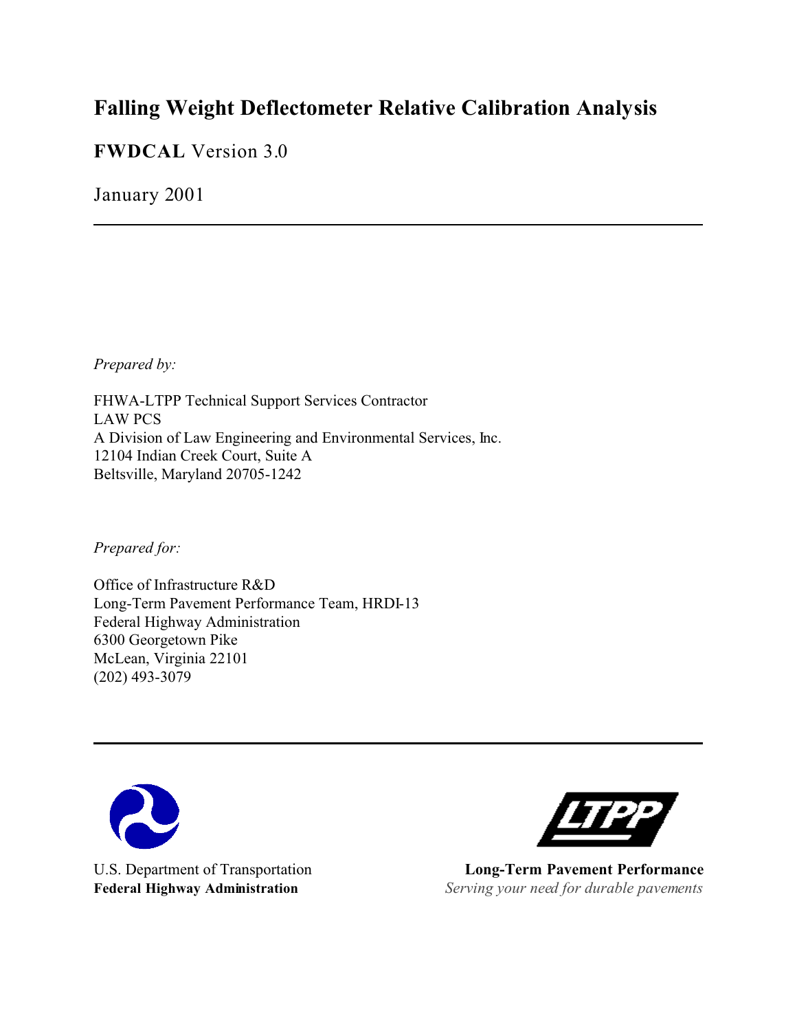# Falling Weight Deflectometer Relative Calibration Analysis

**FWDCAL** Version 3.0

January 2001

---

*Prepared by:*

FHWA-LTPP Technical Support Services Contractor
LAW PCS
A Division of Law Engineering and Environmental Services, Inc.
12104 Indian Creek Court, Suite A
Beltsville, Maryland 20705-1242

*Prepared for:*

Office of Infrastructure R&D
Long-Term Pavement Performance Team, HRDI-13
Federal Highway Administration
6300 Georgetown Pike
McLean, Virginia 22101
(202) 493-3079

---

U.S. Department of Transportation
**Federal Highway Administration**

**Long-Term Pavement Performance**
*Serving your need for durable pavements*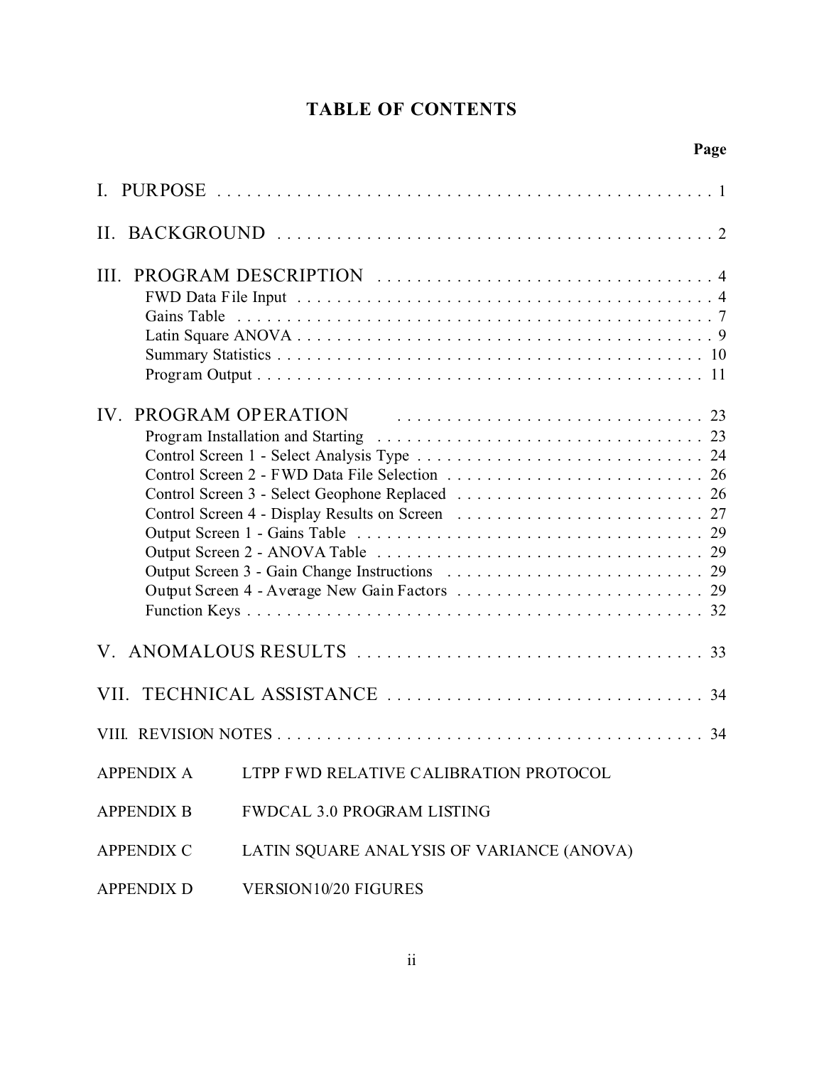# TABLE OF CONTENTS

| | Page |
|---|---|
| I. PURPOSE | 1 |
| II. BACKGROUND | 2 |
| III. PROGRAM DESCRIPTION | 4 |
| FWD Data File Input | 4 |
| Gains Table | 7 |
| Latin Square ANOVA | 9 |
| Summary Statistics | 10 |
| Program Output | 11 |
| IV. PROGRAM OPERATION | 23 |
| Program Installation and Starting | 23 |
| Control Screen 1 - Select Analysis Type | 24 |
| Control Screen 2 - FWD Data File Selection | 26 |
| Control Screen 3 - Select Geophone Replaced | 26 |
| Control Screen 4 - Display Results on Screen | 27 |
| Output Screen 1 - Gains Table | 29 |
| Output Screen 2 - ANOVA Table | 29 |
| Output Screen 3 - Gain Change Instructions | 29 |
| Output Screen 4 - Average New Gain Factors | 29 |
| Function Keys | 32 |
| V. ANOMALOUS RESULTS | 33 |
| VII. TECHNICAL ASSISTANCE | 34 |
| VIII. REVISION NOTES | 34 |

APPENDIX A LTPP FWD RELATIVE CALIBRATION PROTOCOL

APPENDIX B FWDCAL 3.0 PROGRAM LISTING

APPENDIX C LATIN SQUARE ANALYSIS OF VARIANCE (ANOVA)

APPENDIX D VERSION10/20 FIGURES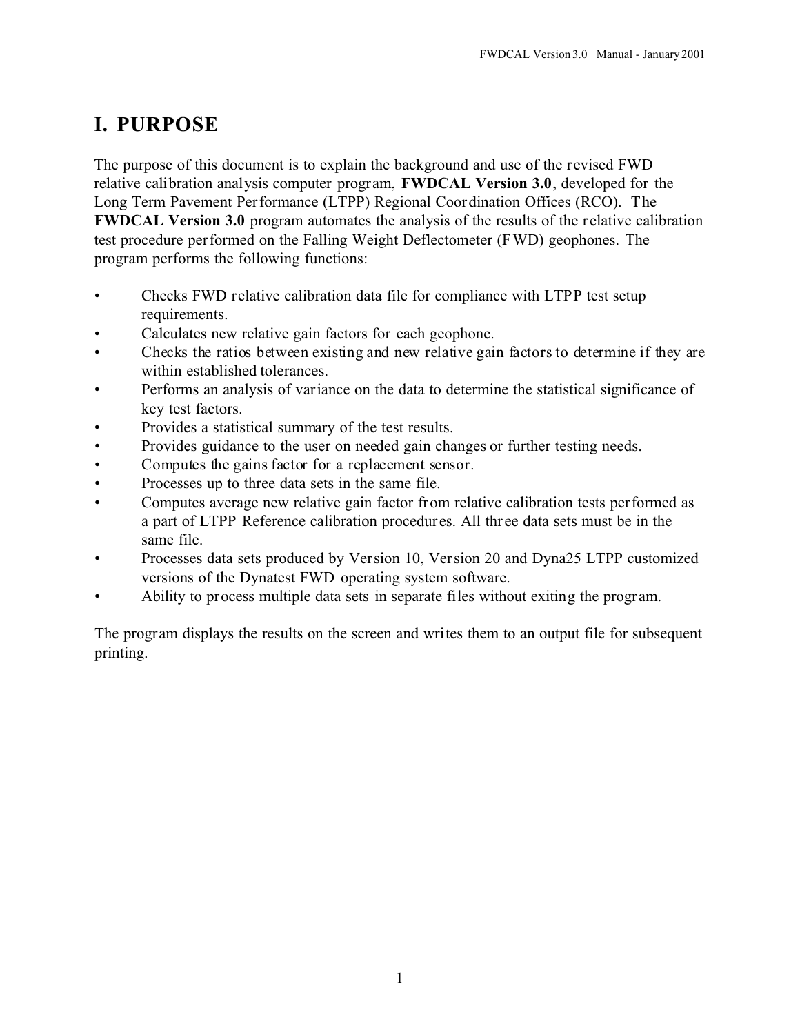# I. PURPOSE

The purpose of this document is to explain the background and use of the revised FWD relative calibration analysis computer program, **FWDCAL Version 3.0**, developed for the Long Term Pavement Performance (LTPP) Regional Coordination Offices (RCO). The **FWDCAL Version 3.0** program automates the analysis of the results of the relative calibration test procedure performed on the Falling Weight Deflectometer (FWD) geophones. The program performs the following functions:

- Checks FWD relative calibration data file for compliance with LTPP test setup requirements.
- Calculates new relative gain factors for each geophone.
- Checks the ratios between existing and new relative gain factors to determine if they are within established tolerances.
- Performs an analysis of variance on the data to determine the statistical significance of key test factors.
- Provides a statistical summary of the test results.
- Provides guidance to the user on needed gain changes or further testing needs.
- Computes the gains factor for a replacement sensor.
- Processes up to three data sets in the same file.
- Computes average new relative gain factor from relative calibration tests performed as a part of LTPP Reference calibration procedures. All three data sets must be in the same file.
- Processes data sets produced by Version 10, Version 20 and Dyna25 LTPP customized versions of the Dynatest FWD operating system software.
- Ability to process multiple data sets in separate files without exiting the program.

The program displays the results on the screen and writes them to an output file for subsequent printing.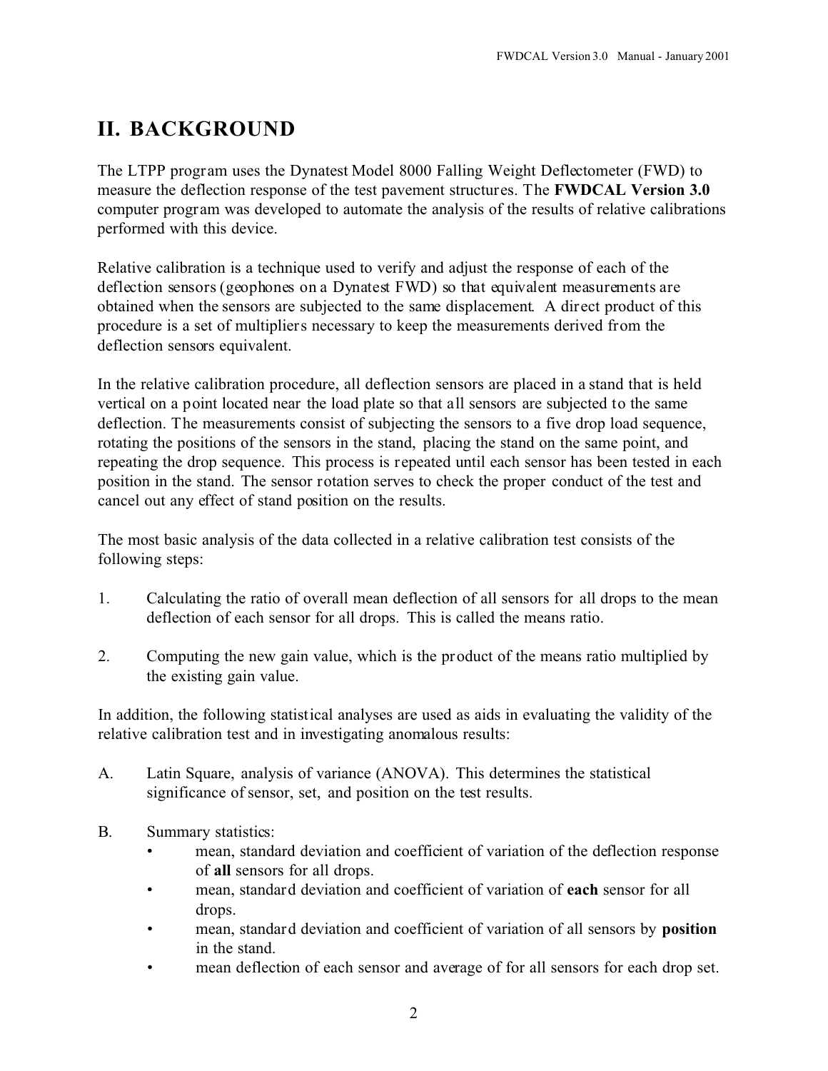## II. BACKGROUND

The LTPP program uses the Dynatest Model 8000 Falling Weight Deflectometer (FWD) to measure the deflection response of the test pavement structures. The **FWDCAL Version 3.0** computer program was developed to automate the analysis of the results of relative calibrations performed with this device.

Relative calibration is a technique used to verify and adjust the response of each of the deflection sensors (geophones on a Dynatest FWD) so that equivalent measurements are obtained when the sensors are subjected to the same displacement. A direct product of this procedure is a set of multipliers necessary to keep the measurements derived from the deflection sensors equivalent.

In the relative calibration procedure, all deflection sensors are placed in a stand that is held vertical on a point located near the load plate so that all sensors are subjected to the same deflection. The measurements consist of subjecting the sensors to a five drop load sequence, rotating the positions of the sensors in the stand, placing the stand on the same point, and repeating the drop sequence. This process is repeated until each sensor has been tested in each position in the stand. The sensor rotation serves to check the proper conduct of the test and cancel out any effect of stand position on the results.

The most basic analysis of the data collected in a relative calibration test consists of the following steps:

1. Calculating the ratio of overall mean deflection of all sensors for all drops to the mean deflection of each sensor for all drops. This is called the means ratio.

2. Computing the new gain value, which is the product of the means ratio multiplied by the existing gain value.

In addition, the following statistical analyses are used as aids in evaluating the validity of the relative calibration test and in investigating anomalous results:

A. Latin Square, analysis of variance (ANOVA). This determines the statistical significance of sensor, set, and position on the test results.

B. Summary statistics:
   - mean, standard deviation and coefficient of variation of the deflection response of **all** sensors for all drops.
   - mean, standard deviation and coefficient of variation of **each** sensor for all drops.
   - mean, standard deviation and coefficient of variation of all sensors by **position** in the stand.
   - mean deflection of each sensor and average of for all sensors for each drop set.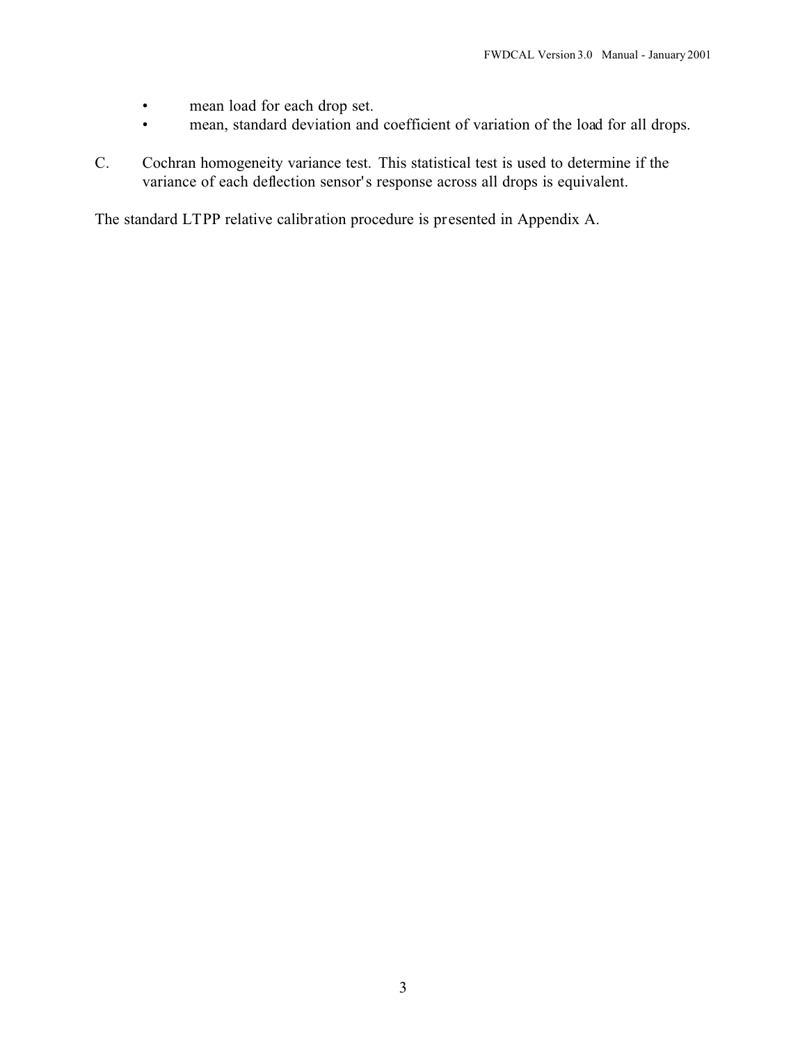- mean load for each drop set.
- mean, standard deviation and coefficient of variation of the load for all drops.

C. Cochran homogeneity variance test. This statistical test is used to determine if the variance of each deflection sensor's response across all drops is equivalent.

The standard LTPP relative calibration procedure is presented in Appendix A.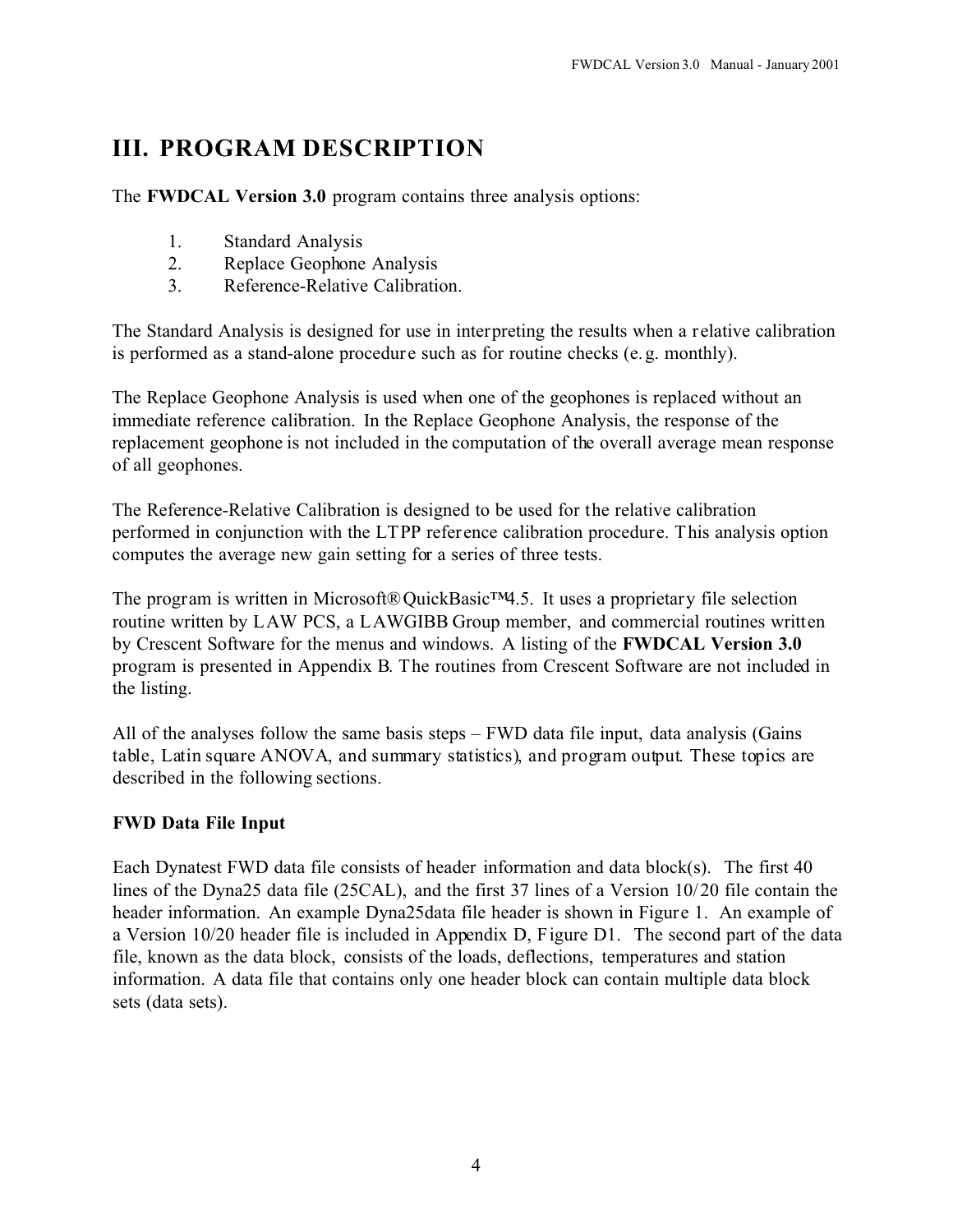# III. PROGRAM DESCRIPTION

The **FWDCAL Version 3.0** program contains three analysis options:

1. Standard Analysis
2. Replace Geophone Analysis
3. Reference-Relative Calibration.

The Standard Analysis is designed for use in interpreting the results when a relative calibration is performed as a stand-alone procedure such as for routine checks (e.g. monthly).

The Replace Geophone Analysis is used when one of the geophones is replaced without an immediate reference calibration. In the Replace Geophone Analysis, the response of the replacement geophone is not included in the computation of the overall average mean response of all geophones.

The Reference-Relative Calibration is designed to be used for the relative calibration performed in conjunction with the LTPP reference calibration procedure. This analysis option computes the average new gain setting for a series of three tests.

The program is written in Microsoft® QuickBasic™4.5. It uses a proprietary file selection routine written by LAW PCS, a LAWGIBB Group member, and commercial routines written by Crescent Software for the menus and windows. A listing of the **FWDCAL Version 3.0** program is presented in Appendix B. The routines from Crescent Software are not included in the listing.

All of the analyses follow the same basis steps – FWD data file input, data analysis (Gains table, Latin square ANOVA, and summary statistics), and program output. These topics are described in the following sections.

### FWD Data File Input

Each Dynatest FWD data file consists of header information and data block(s). The first 40 lines of the Dyna25 data file (25CAL), and the first 37 lines of a Version 10/20 file contain the header information. An example Dyna25data file header is shown in Figure 1. An example of a Version 10/20 header file is included in Appendix D, Figure D1. The second part of the data file, known as the data block, consists of the loads, deflections, temperatures and station information. A data file that contains only one header block can contain multiple data block sets (data sets).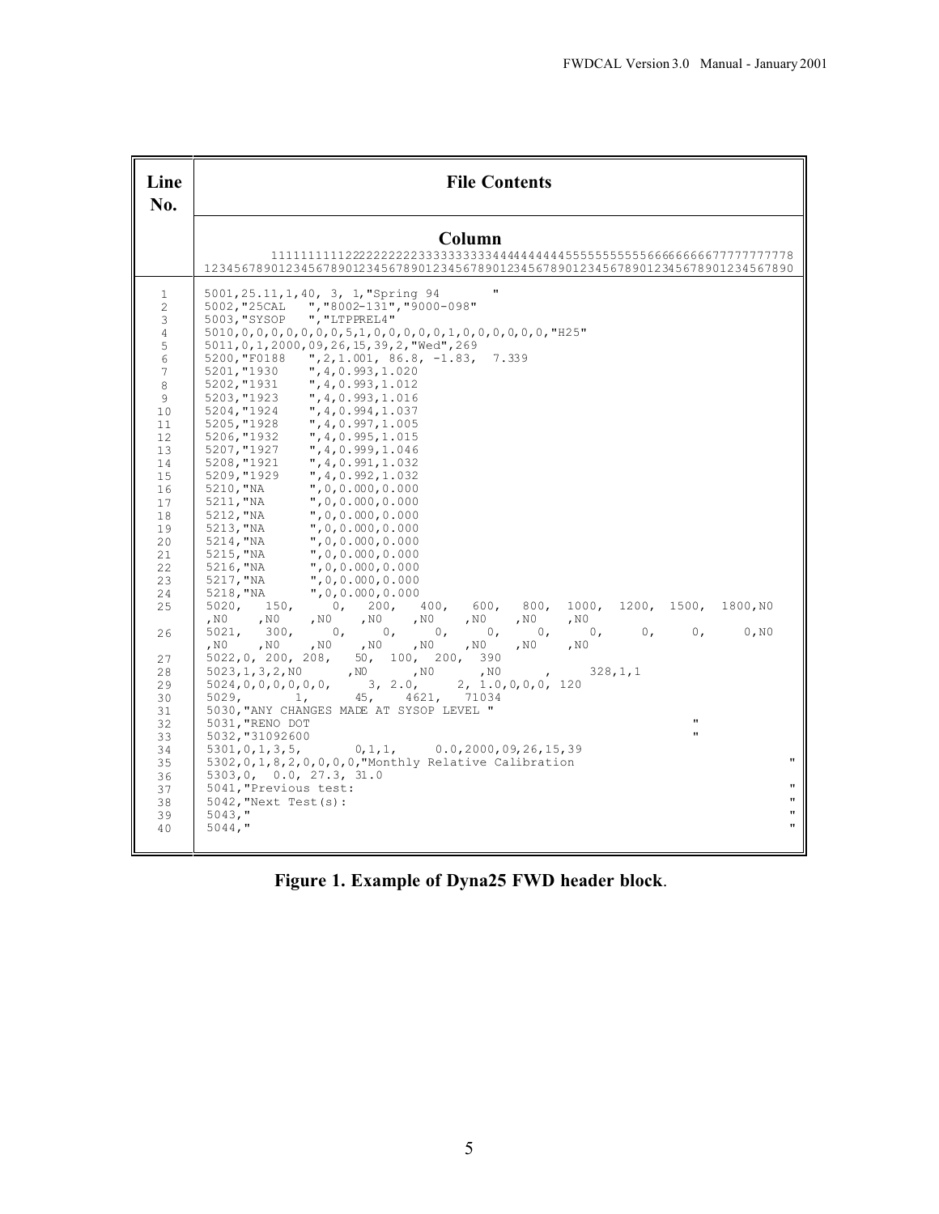| Line No. | File Contents |
|---|---|
| | **Column** |

```
         1111111111222222222233333333334444444444555555555566666666667777777778
1234567890123456789012345678901234567890123456789012345678901234567890123456789 0
```

```
 1   5001,25.11,1,40, 3, 1,"Spring 94        "
 2   5002,"25CAL   ","8002-131","9000-098"
 3   5003,"SYSOP   ","LTPPREL4"
 4   5010,0,0,0,0,0,0,0,5,1,0,0,0,0,0,1,0,0,0,0,0,0,"H25"
 5   5011,0,1,2000,09,26,15,39,2,"Wed",269
 6   5200,"F0188   ",2,1.001, 86.8, -1.83,  7.339
 7   5201,"1930    ",4,0.993,1.020
 8   5202,"1931    ",4,0.993,1.012
 9   5203,"1923    ",4,0.993,1.016
10   5204,"1924    ",4,0.994,1.037
11   5205,"1928    ",4,0.997,1.005
12   5206,"1932    ",4,0.995,1.015
13   5207,"1927    ",4,0.999,1.046
14   5208,"1921    ",4,0.991,1.032
15   5209,"1929    ",4,0.992,1.032
16   5210,"NA      ",0,0.000,0.000
17   5211,"NA      ",0,0.000,0.000
18   5212,"NA      ",0,0.000,0.000
19   5213,"NA      ",0,0.000,0.000
20   5214,"NA      ",0,0.000,0.000
21   5215,"NA      ",0,0.000,0.000
22   5216,"NA      ",0,0.000,0.000
23   5217,"NA      ",0,0.000,0.000
24   5218,"NA      ",0,0.000,0.000
25   5020,   150,     0,   200,   400,   600,   800,  1000,  1200,  1500,  1800,N0
     ,N0    ,N0    ,N0    ,N0    ,N0    ,N0    ,N0    ,N0
26   5021,   300,     0,     0,     0,     0,     0,     0,     0,     0,     0,N0
     ,N0    ,N0    ,N0    ,N0    ,N0    ,N0    ,N0    ,N0
27   5022,0, 200, 208,   50,  100,  200,  390
28   5023,1,3,2,N0      ,N0      ,N0      ,N0      ,      328,1,1
29   5024,0,0,0,0,0,0,     3, 2.0,     2, 1.0,0,0,0, 120
30   5029,      1,      45,    4621,   71034
31   5030,"ANY CHANGES MADE AT SYSOP LEVEL "
32   5031,"RENO DOT                                                          "
33   5032,"31092600                                                          "
34   5301,0,1,3,5,       0,1,1,      0.0,2000,09,26,15,39
35   5302,0,1,8,2,0,0,0,0,"Monthly Relative Calibration                                  "
36   5303,0,  0.0, 27.3, 31.0
37   5041,"Previous test:                                                                    "
38   5042,"Next Test(s):                                                                     "
39   5043,"                                                                                  "
40   5044,"                                                                                  "
```

**Figure 1. Example of Dyna25 FWD header block**.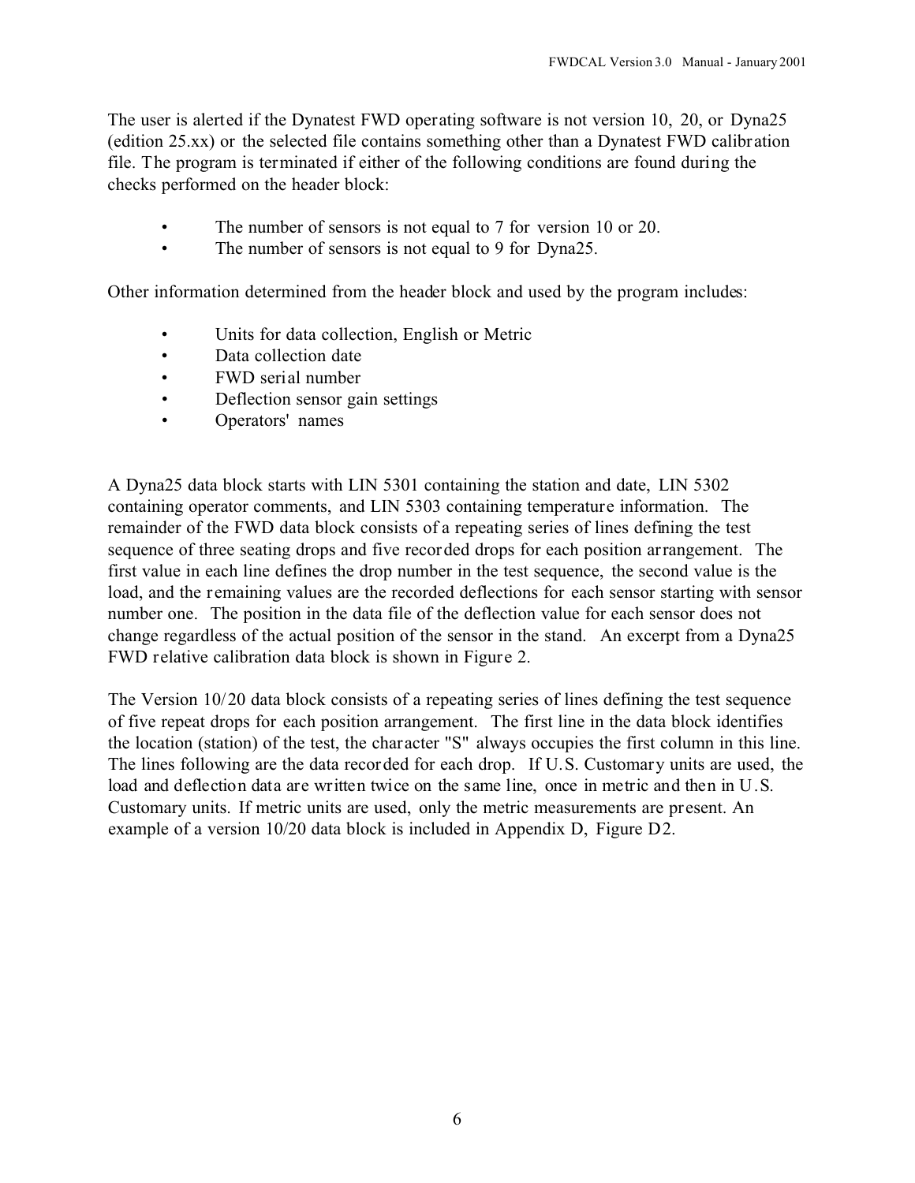The user is alerted if the Dynatest FWD operating software is not version 10, 20, or Dyna25 (edition 25.xx) or the selected file contains something other than a Dynatest FWD calibration file. The program is terminated if either of the following conditions are found during the checks performed on the header block:

- The number of sensors is not equal to 7 for version 10 or 20.
- The number of sensors is not equal to 9 for Dyna25.

Other information determined from the header block and used by the program includes:

- Units for data collection, English or Metric
- Data collection date
- FWD serial number
- Deflection sensor gain settings
- Operators' names

A Dyna25 data block starts with LIN 5301 containing the station and date, LIN 5302 containing operator comments, and LIN 5303 containing temperature information. The remainder of the FWD data block consists of a repeating series of lines defining the test sequence of three seating drops and five recorded drops for each position arrangement. The first value in each line defines the drop number in the test sequence, the second value is the load, and the remaining values are the recorded deflections for each sensor starting with sensor number one. The position in the data file of the deflection value for each sensor does not change regardless of the actual position of the sensor in the stand. An excerpt from a Dyna25 FWD relative calibration data block is shown in Figure 2.

The Version 10/20 data block consists of a repeating series of lines defining the test sequence of five repeat drops for each position arrangement. The first line in the data block identifies the location (station) of the test, the character "S" always occupies the first column in this line. The lines following are the data recorded for each drop. If U.S. Customary units are used, the load and deflection data are written twice on the same line, once in metric and then in U.S. Customary units. If metric units are used, only the metric measurements are present. An example of a version 10/20 data block is included in Appendix D, Figure D2.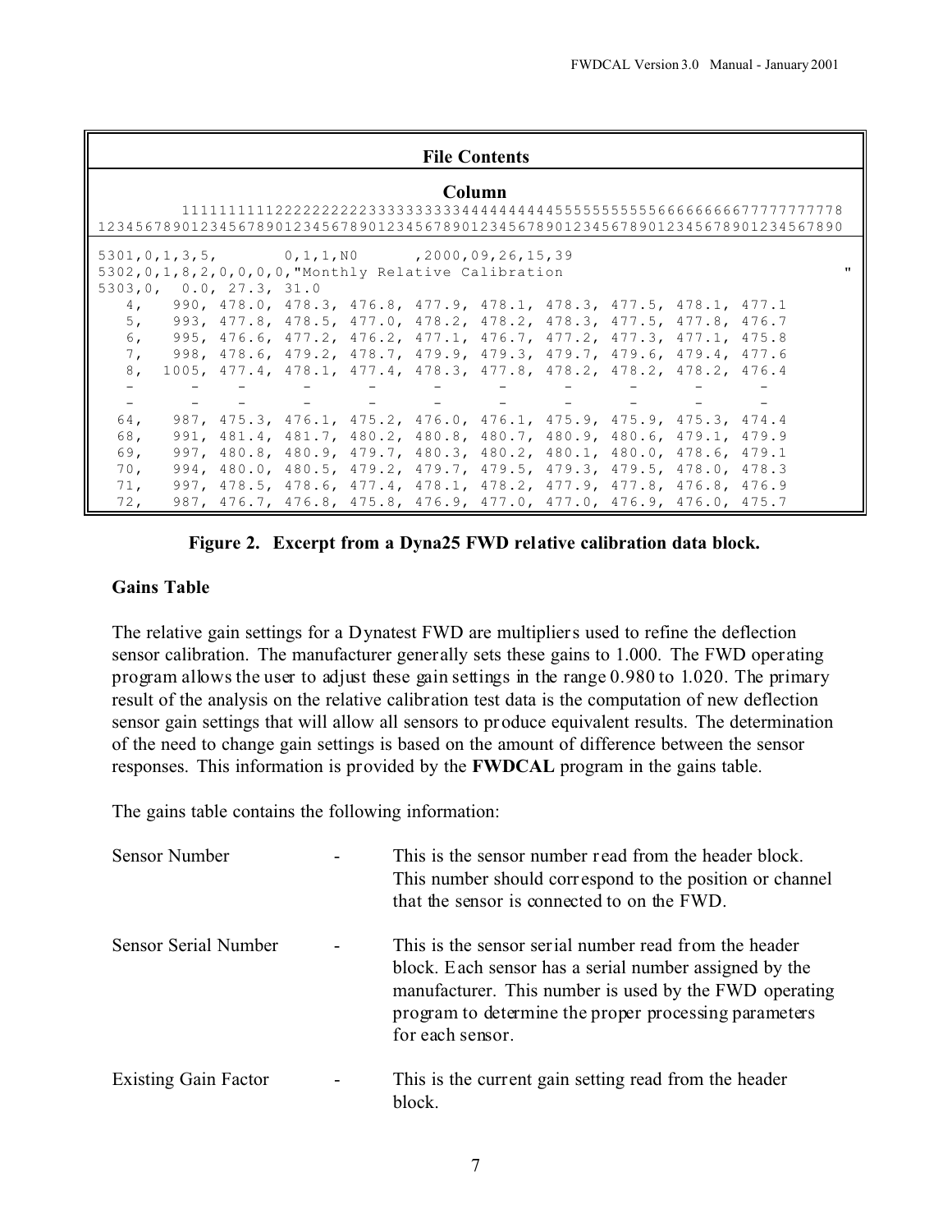**File Contents**

**Column**

```
         1111111111222222222233333333334444444444555555555566666666667777777778
1234567890123456789012345678901234567890123456789012345678901234567890123456789
```

```
5301,0,1,3,5,       0,1,1,N0      ,2000,09,26,15,39
5302,0,1,8,2,0,0,0,0,"Monthly Relative Calibration                               "
5303,0,  0.0, 27.3, 31.0
   4,   990, 478.0, 478.3, 476.8, 477.9, 478.1, 478.3, 477.5, 478.1, 477.1
   5,   993, 477.8, 478.5, 477.0, 478.2, 478.2, 478.3, 477.5, 477.8, 476.7
   6,   995, 476.6, 477.2, 476.2, 477.1, 476.7, 477.2, 477.3, 477.1, 475.8
   7,   998, 478.6, 479.2, 478.7, 479.9, 479.3, 479.7, 479.6, 479.4, 477.6
   8,  1005, 477.4, 478.1, 477.4, 478.3, 477.8, 478.2, 478.2, 478.2, 476.4
   -      -     -      -      -      -      -      -      -      -      -
   -      -     -      -      -      -      -      -      -      -      -
  64,   987, 475.3, 476.1, 475.2, 476.0, 476.1, 475.9, 475.9, 475.3, 474.4
  68,   991, 481.4, 481.7, 480.2, 480.8, 480.7, 480.9, 480.6, 479.1, 479.9
  69,   997, 480.8, 480.9, 479.7, 480.3, 480.2, 480.1, 480.0, 478.6, 479.1
  70,   994, 480.0, 480.5, 479.2, 479.7, 479.5, 479.3, 479.5, 478.0, 478.3
  71,   997, 478.5, 478.6, 477.4, 478.1, 478.2, 477.9, 477.8, 476.8, 476.9
  72,   987, 476.7, 476.8, 475.8, 476.9, 477.0, 477.0, 476.9, 476.0, 475.7
```

**Figure 2. Excerpt from a Dyna25 FWD relative calibration data block.**

### Gains Table

The relative gain settings for a Dynatest FWD are multipliers used to refine the deflection sensor calibration. The manufacturer generally sets these gains to 1.000. The FWD operating program allows the user to adjust these gain settings in the range 0.980 to 1.020. The primary result of the analysis on the relative calibration test data is the computation of new deflection sensor gain settings that will allow all sensors to produce equivalent results. The determination of the need to change gain settings is based on the amount of difference between the sensor responses. This information is provided by the **FWDCAL** program in the gains table.

The gains table contains the following information:

Sensor Number - This is the sensor number read from the header block. This number should correspond to the position or channel that the sensor is connected to on the FWD.

Sensor Serial Number - This is the sensor serial number read from the header block. Each sensor has a serial number assigned by the manufacturer. This number is used by the FWD operating program to determine the proper processing parameters for each sensor.

Existing Gain Factor - This is the current gain setting read from the header block.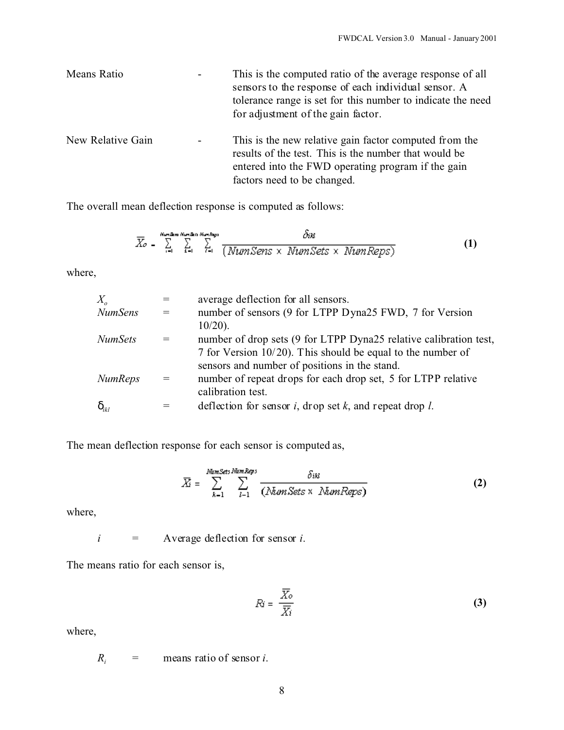| | | |
|---|---|---|
| Means Ratio | - | This is the computed ratio of the average response of all sensors to the response of each individual sensor. A tolerance range is set for this number to indicate the need for adjustment of the gain factor. |
| New Relative Gain | - | This is the new relative gain factor computed from the results of the test. This is the number that would be entered into the FWD operating program if the gain factors need to be changed. |

The overall mean deflection response is computed as follows:

$$\overline{X_o} = \sum_{i=1}^{NumSens} \sum_{k=1}^{NumSets} \sum_{l=1}^{NumReps} \frac{\delta_{ikl}}{(NumSens \times NumSets \times NumReps)} \qquad \textbf{(1)}$$

where,

| | | |
|---|---|---|
| $X_o$ | = | average deflection for all sensors. |
| *NumSens* | = | number of sensors (9 for LTPP Dyna25 FWD, 7 for Version 10/20). |
| *NumSets* | = | number of drop sets (9 for LTPP Dyna25 relative calibration test, 7 for Version 10/20). This should be equal to the number of sensors and number of positions in the stand. |
| *NumReps* | = | number of repeat drops for each drop set, 5 for LTPP relative calibration test. |
| $\delta_{ikl}$ | = | deflection for sensor *i*, drop set *k*, and repeat drop *l*. |

The mean deflection response for each sensor is computed as,

$$\overline{X_i} = \sum_{k=1}^{NumSets} \sum_{l=1}^{NumReps} \frac{\delta_{ikl}}{(NumSets \times NumReps)} \qquad \textbf{(2)}$$

where,

$i$ = Average deflection for sensor *i*.

The means ratio for each sensor is,

$$R_i = \frac{\overline{X_o}}{\overline{X_i}} \qquad \textbf{(3)}$$

where,

$R_i$ = means ratio of sensor *i*.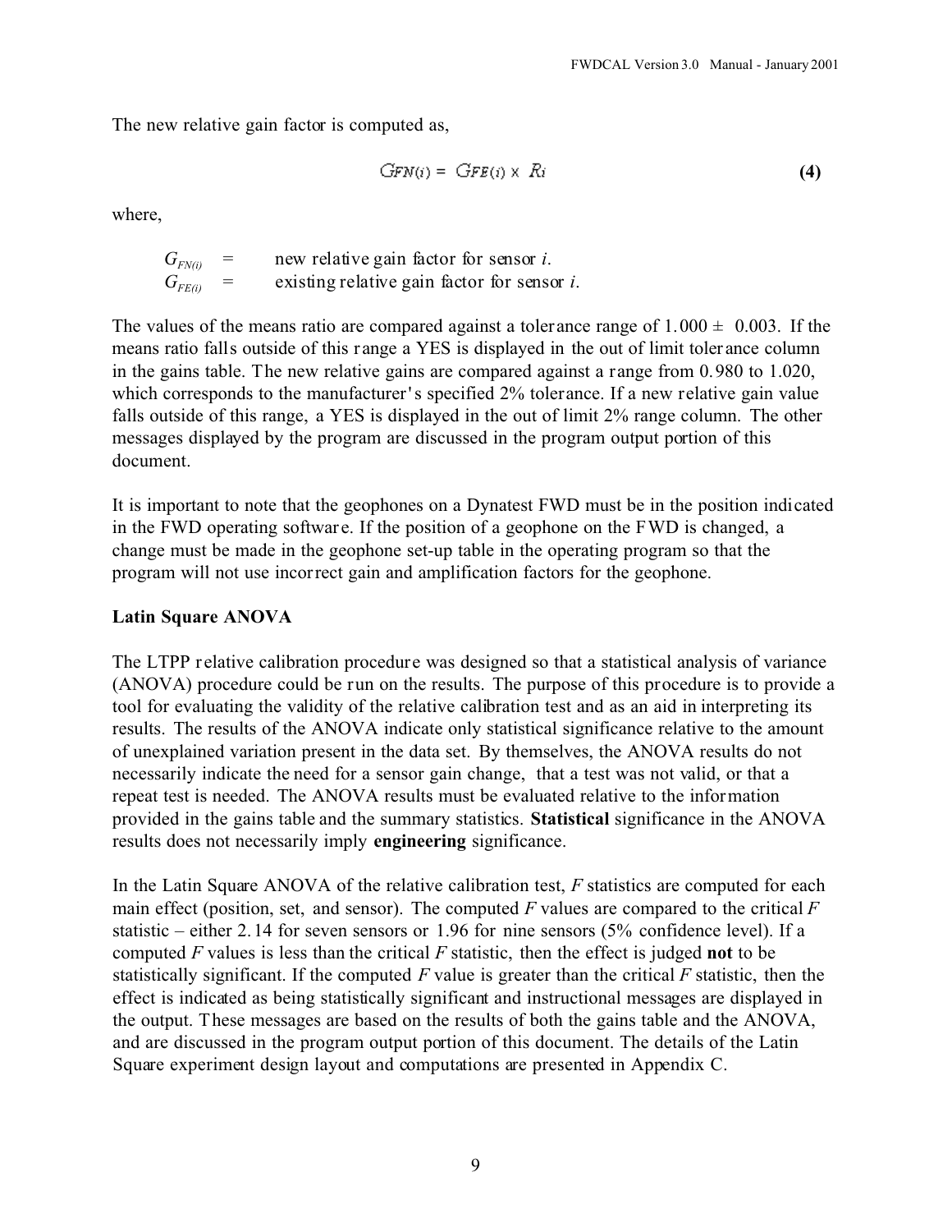The new relative gain factor is computed as,

$$G_{FN(i)} = G_{FE(i)} \times R_i \tag{4}$$

where,

$G_{FN(i)}$ = new relative gain factor for sensor *i*.
$G_{FE(i)}$ = existing relative gain factor for sensor *i*.

The values of the means ratio are compared against a tolerance range of $1.000 \pm 0.003$. If the means ratio falls outside of this range a YES is displayed in the out of limit tolerance column in the gains table. The new relative gains are compared against a range from 0.980 to 1.020, which corresponds to the manufacturer's specified 2% tolerance. If a new relative gain value falls outside of this range, a YES is displayed in the out of limit 2% range column. The other messages displayed by the program are discussed in the program output portion of this document.

It is important to note that the geophones on a Dynatest FWD must be in the position indicated in the FWD operating software. If the position of a geophone on the FWD is changed, a change must be made in the geophone set-up table in the operating program so that the program will not use incorrect gain and amplification factors for the geophone.

**Latin Square ANOVA**

The LTPP relative calibration procedure was designed so that a statistical analysis of variance (ANOVA) procedure could be run on the results. The purpose of this procedure is to provide a tool for evaluating the validity of the relative calibration test and as an aid in interpreting its results. The results of the ANOVA indicate only statistical significance relative to the amount of unexplained variation present in the data set. By themselves, the ANOVA results do not necessarily indicate the need for a sensor gain change, that a test was not valid, or that a repeat test is needed. The ANOVA results must be evaluated relative to the information provided in the gains table and the summary statistics. **Statistical** significance in the ANOVA results does not necessarily imply **engineering** significance.

In the Latin Square ANOVA of the relative calibration test, $F$ statistics are computed for each main effect (position, set, and sensor). The computed $F$ values are compared to the critical $F$ statistic – either 2.14 for seven sensors or 1.96 for nine sensors (5% confidence level). If a computed $F$ values is less than the critical $F$ statistic, then the effect is judged **not** to be statistically significant. If the computed $F$ value is greater than the critical $F$ statistic, then the effect is indicated as being statistically significant and instructional messages are displayed in the output. These messages are based on the results of both the gains table and the ANOVA, and are discussed in the program output portion of this document. The details of the Latin Square experiment design layout and computations are presented in Appendix C.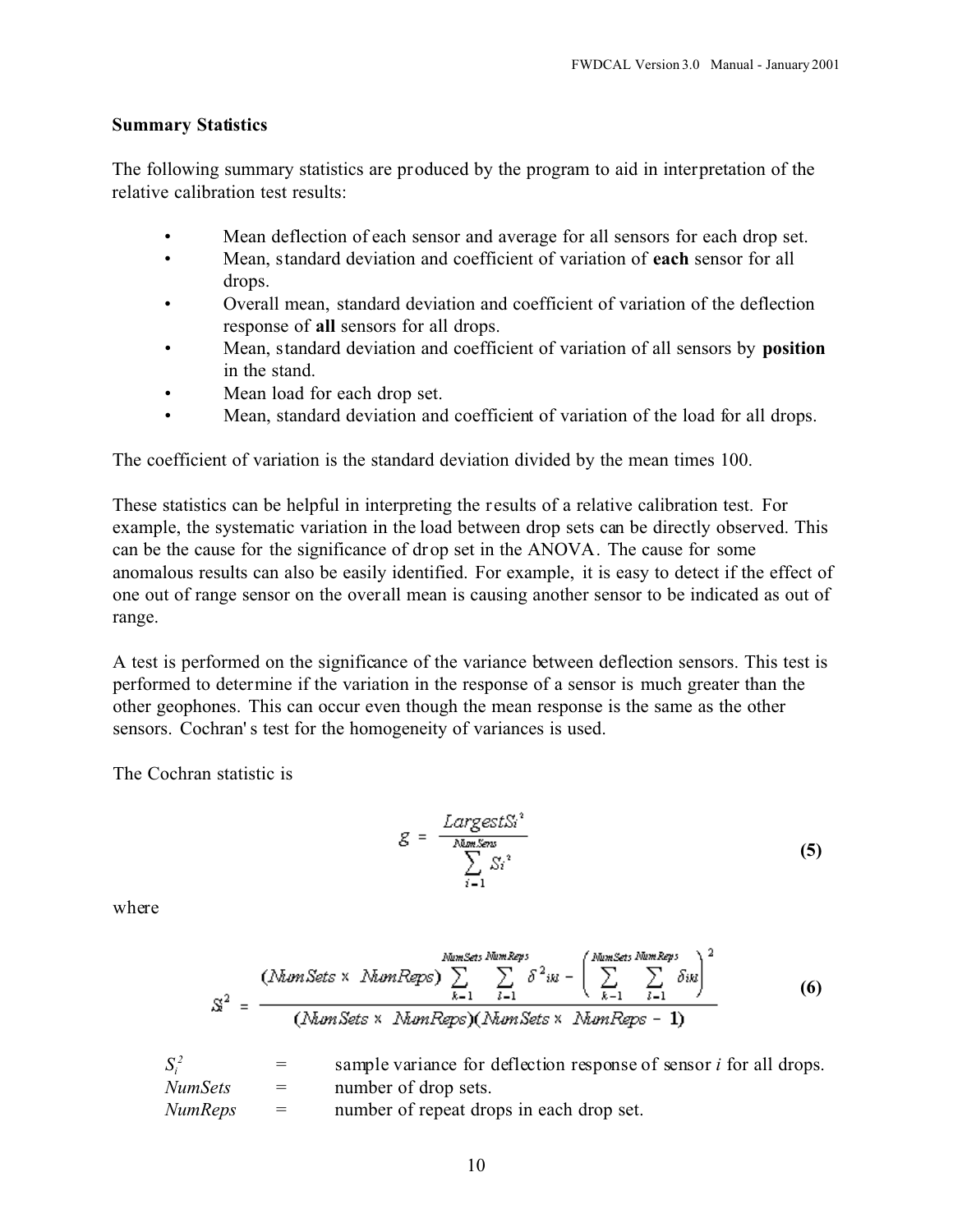### Summary Statistics

The following summary statistics are produced by the program to aid in interpretation of the relative calibration test results:

- Mean deflection of each sensor and average for all sensors for each drop set.
- Mean, standard deviation and coefficient of variation of **each** sensor for all drops.
- Overall mean, standard deviation and coefficient of variation of the deflection response of **all** sensors for all drops.
- Mean, standard deviation and coefficient of variation of all sensors by **position** in the stand.
- Mean load for each drop set.
- Mean, standard deviation and coefficient of variation of the load for all drops.

The coefficient of variation is the standard deviation divided by the mean times 100.

These statistics can be helpful in interpreting the results of a relative calibration test. For example, the systematic variation in the load between drop sets can be directly observed. This can be the cause for the significance of drop set in the ANOVA. The cause for some anomalous results can also be easily identified. For example, it is easy to detect if the effect of one out of range sensor on the overall mean is causing another sensor to be indicated as out of range.

A test is performed on the significance of the variance between deflection sensors. This test is performed to determine if the variation in the response of a sensor is much greater than the other geophones. This can occur even though the mean response is the same as the other sensors. Cochran's test for the homogeneity of variances is used.

The Cochran statistic is

$$g = \frac{Largest S_i^2}{\sum_{i=1}^{NumSens} S_i^2} \tag{5}$$

where

$$S_i^2 = \frac{(NumSets \times NumReps) \sum_{k=1}^{NumSets} \sum_{l=1}^{NumReps} \delta^2_{ikl} - \left( \sum_{k=1}^{NumSets} \sum_{l=1}^{NumReps} \delta_{ikl} \right)^2}{(NumSets \times NumReps)(NumSets \times NumReps - 1)} \tag{6}$$

| | | |
|---|---|---|
| $S_i^2$ | = | sample variance for deflection response of sensor $i$ for all drops. |
| $NumSets$ | = | number of drop sets. |
| $NumReps$ | = | number of repeat drops in each drop set. |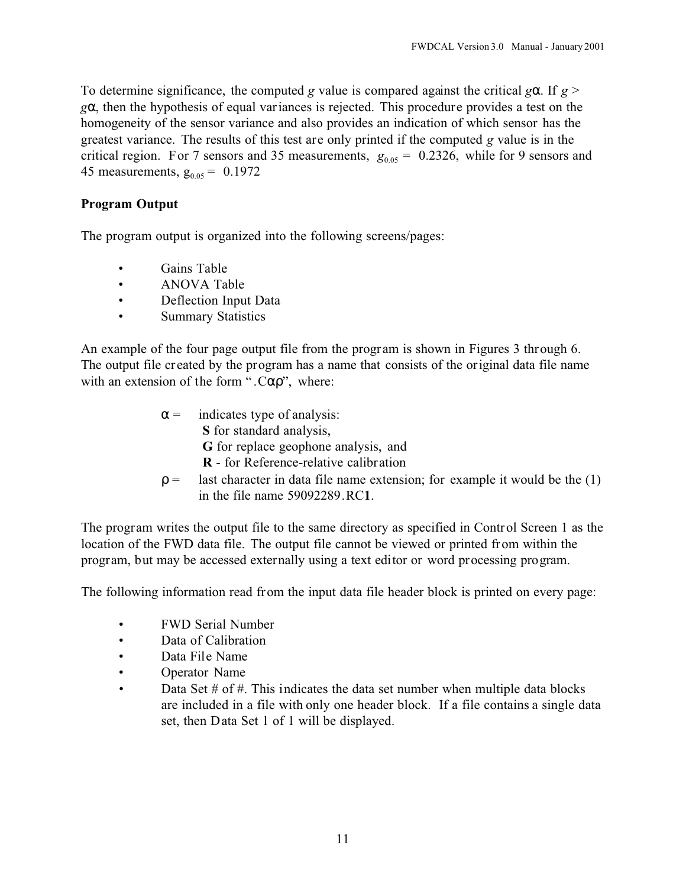To determine significance, the computed $g$ value is compared against the critical $g\alpha$. If $g > g\alpha$, then the hypothesis of equal variances is rejected. This procedure provides a test on the homogeneity of the sensor variance and also provides an indication of which sensor has the greatest variance. The results of this test are only printed if the computed $g$ value is in the critical region. For 7 sensors and 35 measurements, $g_{0.05} = 0.2326$, while for 9 sensors and 45 measurements, $g_{0.05} = 0.1972$

**Program Output**

The program output is organized into the following screens/pages:

- Gains Table
- ANOVA Table
- Deflection Input Data
- Summary Statistics

An example of the four page output file from the program is shown in Figures 3 through 6. The output file created by the program has a name that consists of the original data file name with an extension of the form ".C$\alpha\rho$", where:

$\alpha$ = indicates type of analysis:
**S** for standard analysis,
**G** for replace geophone analysis, and
**R** - for Reference-relative calibration

$\rho$ = last character in data file name extension; for example it would be the (1) in the file name 59092289.RC**1**.

The program writes the output file to the same directory as specified in Control Screen 1 as the location of the FWD data file. The output file cannot be viewed or printed from within the program, but may be accessed externally using a text editor or word processing program.

The following information read from the input data file header block is printed on every page:

- FWD Serial Number
- Data of Calibration
- Data File Name
- Operator Name
- Data Set # of #. This indicates the data set number when multiple data blocks are included in a file with only one header block. If a file contains a single data set, then Data Set 1 of 1 will be displayed.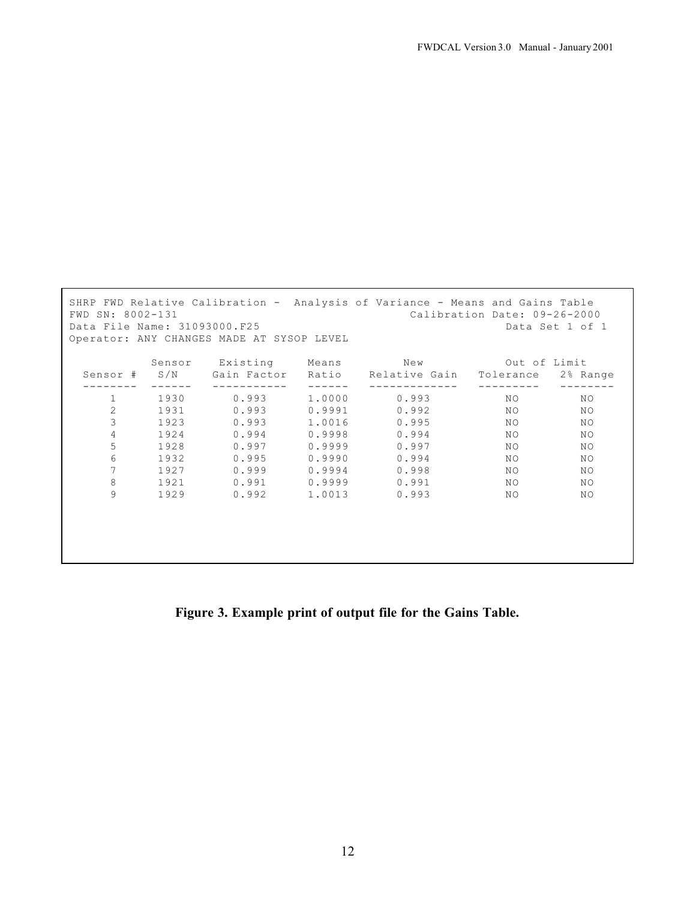```
SHRP FWD Relative Calibration -  Analysis of Variance - Means and Gains Table
FWD SN: 8002-131                               Calibration Date: 09-26-2000
Data File Name: 31093000.F25                                Data Set 1 of 1
Operator: ANY CHANGES MADE AT SYSOP LEVEL

           Sensor    Existing     Means       New          Out of Limit
  Sensor #  S/N     Gain Factor   Ratio   Relative Gain  Tolerance  2% Range
  --------  ------  -----------   ------  -------------  ---------  --------
     1      1930       0.993      1.0000      0.993         NO         NO
     2      1931       0.993      0.9991      0.992         NO         NO
     3      1923       0.993      1.0016      0.995         NO         NO
     4      1924       0.994      0.9998      0.994         NO         NO
     5      1928       0.997      0.9999      0.997         NO         NO
     6      1932       0.995      0.9990      0.994         NO         NO
     7      1927       0.999      0.9994      0.998         NO         NO
     8      1921       0.991      0.9999      0.991         NO         NO
     9      1929       0.992      1.0013      0.993         NO         NO
```

**Figure 3. Example print of output file for the Gains Table.**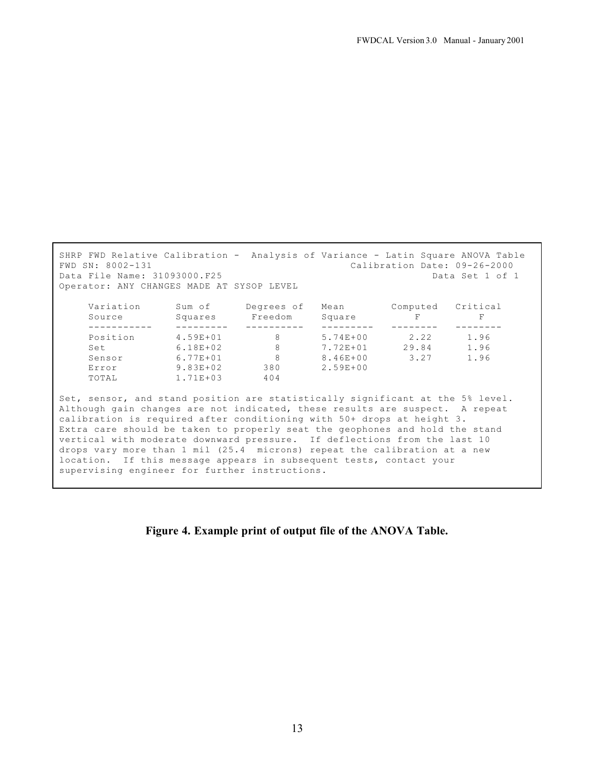```
SHRP FWD Relative Calibration -  Analysis of Variance - Latin Square ANOVA Table
FWD SN: 8002-131                                    Calibration Date: 09-26-2000
Data File Name: 31093000.F25                                       Data Set 1 of 1
Operator: ANY CHANGES MADE AT SYSOP LEVEL

     Variation      Sum of      Degrees of   Mean        Computed   Critical
     Source         Squares      Freedom     Square          F          F
     -----------    ---------   ----------   ---------   --------   --------
     Position       4.59E+01        8        5.74E+00       2.22       1.96
     Set            6.18E+02        8        7.72E+01      29.84       1.96
     Sensor         6.77E+01        8        8.46E+00       3.27       1.96
     Error          9.83E+02      380        2.59E+00
     TOTAL          1.71E+03      404

Set, sensor, and stand position are statistically significant at the 5% level.
Although gain changes are not indicated, these results are suspect.  A repeat
calibration is required after conditioning with 50+ drops at height 3.
Extra care should be taken to properly seat the geophones and hold the stand
vertical with moderate downward pressure.  If deflections from the last 10
drops vary more than 1 mil (25.4  microns) repeat the calibration at a new
location.  If this message appears in subsequent tests, contact your
supervising engineer for further instructions.
```

**Figure 4. Example print of output file of the ANOVA Table.**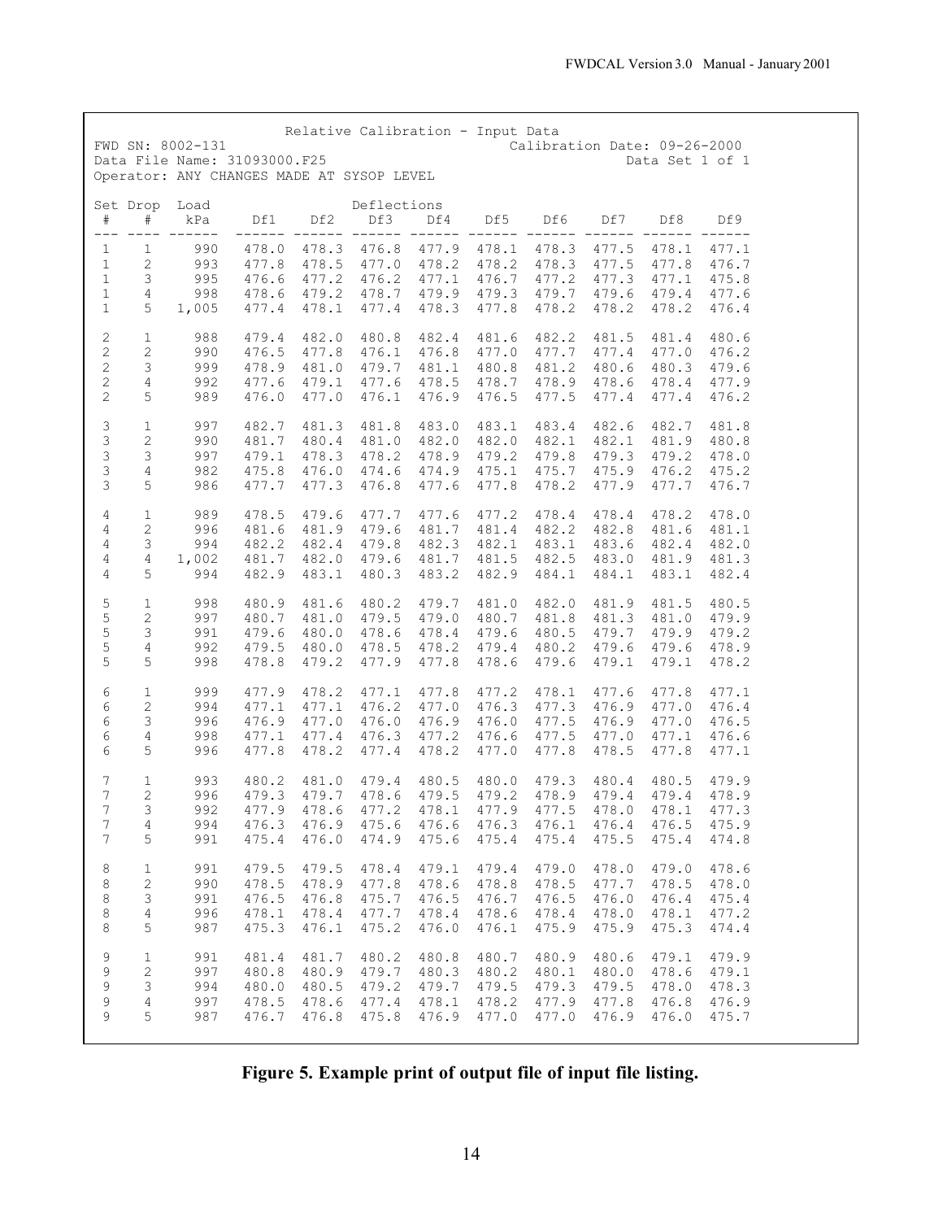Relative Calibration - Input Data

FWD SN: 8002-131  Calibration Date: 09-26-2000
Data File Name: 31093000.F25  Data Set 1 of 1
Operator: ANY CHANGES MADE AT SYSOP LEVEL

| Set # | Drop # | Load kPa | Df1 | Df2 | Df3 | Df4 | Df5 | Df6 | Df7 | Df8 | Df9 |
|---|---|---|---|---|---|---|---|---|---|---|---|
| 1 | 1 | 990 | 478.0 | 478.3 | 476.8 | 477.9 | 478.1 | 478.3 | 477.5 | 478.1 | 477.1 |
| 1 | 2 | 993 | 477.8 | 478.5 | 477.0 | 478.2 | 478.2 | 478.3 | 477.5 | 477.8 | 476.7 |
| 1 | 3 | 995 | 476.6 | 477.2 | 476.2 | 477.1 | 476.7 | 477.2 | 477.3 | 477.1 | 475.8 |
| 1 | 4 | 998 | 478.6 | 479.2 | 478.7 | 479.9 | 479.3 | 479.7 | 479.6 | 479.4 | 477.6 |
| 1 | 5 | 1,005 | 477.4 | 478.1 | 477.4 | 478.3 | 477.8 | 478.2 | 478.2 | 478.2 | 476.4 |
| 2 | 1 | 988 | 479.4 | 482.0 | 480.8 | 482.4 | 481.6 | 482.2 | 481.5 | 481.4 | 480.6 |
| 2 | 2 | 990 | 476.5 | 477.8 | 476.1 | 476.8 | 477.0 | 477.7 | 477.4 | 477.0 | 476.2 |
| 2 | 3 | 999 | 478.9 | 481.0 | 479.7 | 481.1 | 480.8 | 481.2 | 480.6 | 480.3 | 479.6 |
| 2 | 4 | 992 | 477.6 | 479.1 | 477.6 | 478.5 | 478.7 | 478.9 | 478.6 | 478.4 | 477.9 |
| 2 | 5 | 989 | 476.0 | 477.0 | 476.1 | 476.9 | 476.5 | 477.5 | 477.4 | 477.4 | 476.2 |
| 3 | 1 | 997 | 482.7 | 481.3 | 481.8 | 483.0 | 483.1 | 483.4 | 482.6 | 482.7 | 481.8 |
| 3 | 2 | 990 | 481.7 | 480.4 | 481.0 | 482.0 | 482.0 | 482.1 | 482.1 | 481.9 | 480.8 |
| 3 | 3 | 997 | 479.1 | 478.3 | 478.2 | 478.9 | 479.2 | 479.8 | 479.3 | 479.2 | 478.0 |
| 3 | 4 | 982 | 475.8 | 476.0 | 474.6 | 474.9 | 475.1 | 475.7 | 475.9 | 476.2 | 475.2 |
| 3 | 5 | 986 | 477.7 | 477.3 | 476.8 | 477.6 | 477.8 | 478.2 | 477.9 | 477.7 | 476.7 |
| 4 | 1 | 989 | 478.5 | 479.6 | 477.7 | 477.6 | 477.2 | 478.4 | 478.4 | 478.2 | 478.0 |
| 4 | 2 | 996 | 481.6 | 481.9 | 479.6 | 481.7 | 481.4 | 482.2 | 482.8 | 481.6 | 481.1 |
| 4 | 3 | 994 | 482.2 | 482.4 | 479.8 | 482.3 | 482.1 | 483.1 | 483.6 | 482.4 | 482.0 |
| 4 | 4 | 1,002 | 481.7 | 482.0 | 479.6 | 481.7 | 481.5 | 482.5 | 483.0 | 481.9 | 481.3 |
| 4 | 5 | 994 | 482.9 | 483.1 | 480.3 | 483.2 | 482.9 | 484.1 | 484.1 | 483.1 | 482.4 |
| 5 | 1 | 998 | 480.9 | 481.6 | 480.2 | 479.7 | 481.0 | 482.0 | 481.9 | 481.5 | 480.5 |
| 5 | 2 | 997 | 480.7 | 481.0 | 479.5 | 479.0 | 480.7 | 481.8 | 481.3 | 481.0 | 479.9 |
| 5 | 3 | 991 | 479.6 | 480.0 | 478.6 | 478.4 | 479.6 | 480.5 | 479.7 | 479.9 | 479.2 |
| 5 | 4 | 992 | 479.5 | 480.0 | 478.5 | 478.2 | 479.4 | 480.2 | 479.6 | 479.6 | 478.9 |
| 5 | 5 | 998 | 478.8 | 479.2 | 477.9 | 477.8 | 478.6 | 479.6 | 479.1 | 479.1 | 478.2 |
| 6 | 1 | 999 | 477.9 | 478.2 | 477.1 | 477.8 | 477.2 | 478.1 | 477.6 | 477.8 | 477.1 |
| 6 | 2 | 994 | 477.1 | 477.1 | 476.2 | 477.0 | 476.3 | 477.3 | 476.9 | 477.0 | 476.4 |
| 6 | 3 | 996 | 476.9 | 477.0 | 476.0 | 476.9 | 476.0 | 477.5 | 476.9 | 477.0 | 476.5 |
| 6 | 4 | 998 | 477.1 | 477.4 | 476.3 | 477.2 | 476.6 | 477.5 | 477.0 | 477.1 | 476.6 |
| 6 | 5 | 996 | 477.8 | 478.2 | 477.4 | 478.2 | 477.0 | 477.8 | 478.5 | 477.8 | 477.1 |
| 7 | 1 | 993 | 480.2 | 481.0 | 479.4 | 480.5 | 480.0 | 479.3 | 480.4 | 480.5 | 479.9 |
| 7 | 2 | 996 | 479.3 | 479.7 | 478.6 | 479.5 | 479.2 | 478.9 | 479.4 | 479.4 | 478.9 |
| 7 | 3 | 992 | 477.9 | 478.6 | 477.2 | 478.1 | 477.9 | 477.5 | 478.0 | 478.1 | 477.3 |
| 7 | 4 | 994 | 476.3 | 476.9 | 475.6 | 476.6 | 476.3 | 476.1 | 476.4 | 476.5 | 475.9 |
| 7 | 5 | 991 | 475.4 | 476.0 | 474.9 | 475.6 | 475.4 | 475.4 | 475.5 | 475.4 | 474.8 |
| 8 | 1 | 991 | 479.5 | 479.5 | 478.4 | 479.1 | 479.4 | 479.0 | 478.0 | 479.0 | 478.6 |
| 8 | 2 | 990 | 478.5 | 478.9 | 477.8 | 478.6 | 478.8 | 478.5 | 477.7 | 478.5 | 478.0 |
| 8 | 3 | 991 | 476.5 | 476.8 | 475.7 | 476.5 | 476.7 | 476.5 | 476.0 | 476.4 | 475.4 |
| 8 | 4 | 996 | 478.1 | 478.4 | 477.7 | 478.4 | 478.6 | 478.4 | 478.0 | 478.1 | 477.2 |
| 8 | 5 | 987 | 475.3 | 476.1 | 475.2 | 476.0 | 476.1 | 475.9 | 475.9 | 475.3 | 474.4 |
| 9 | 1 | 991 | 481.4 | 481.7 | 480.2 | 480.8 | 480.7 | 480.9 | 480.6 | 479.1 | 479.9 |
| 9 | 2 | 997 | 480.8 | 480.9 | 479.7 | 480.3 | 480.2 | 480.1 | 480.0 | 478.6 | 479.1 |
| 9 | 3 | 994 | 480.0 | 480.5 | 479.2 | 479.7 | 479.5 | 479.3 | 479.5 | 478.0 | 478.3 |
| 9 | 4 | 997 | 478.5 | 478.6 | 477.4 | 478.1 | 478.2 | 477.9 | 477.8 | 476.8 | 476.9 |
| 9 | 5 | 987 | 476.7 | 476.8 | 475.8 | 476.9 | 477.0 | 477.0 | 476.9 | 476.0 | 475.7 |

**Figure 5. Example print of output file of input file listing.**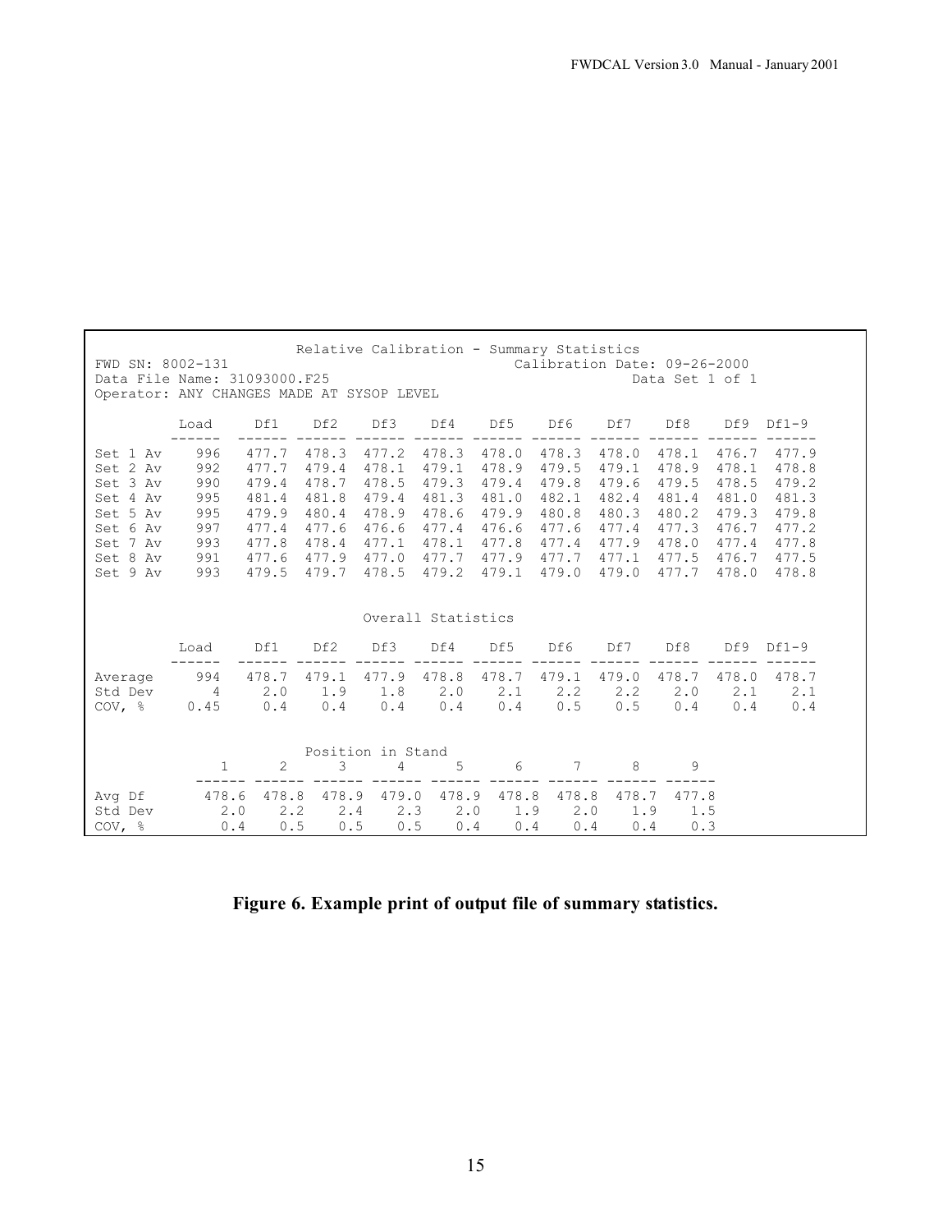Relative Calibration - Summary Statistics

FWD SN: 8002-131 Calibration Date: 09-26-2000

Data File Name: 31093000.F25 Data Set 1 of 1

Operator: ANY CHANGES MADE AT SYSOP LEVEL

| | Load | Df1 | Df2 | Df3 | Df4 | Df5 | Df6 | Df7 | Df8 | Df9 | Df1-9 |
|---|---|---|---|---|---|---|---|---|---|---|---|
| Set 1 Av | 996 | 477.7 | 478.3 | 477.2 | 478.3 | 478.0 | 478.3 | 478.0 | 478.1 | 476.7 | 477.9 |
| Set 2 Av | 992 | 477.7 | 479.4 | 478.1 | 479.1 | 478.9 | 479.5 | 479.1 | 478.9 | 478.1 | 478.8 |
| Set 3 Av | 990 | 479.4 | 478.7 | 478.5 | 479.3 | 479.4 | 479.8 | 479.6 | 479.5 | 478.5 | 479.2 |
| Set 4 Av | 995 | 481.4 | 481.8 | 479.4 | 481.3 | 481.0 | 482.1 | 482.4 | 481.4 | 481.0 | 481.3 |
| Set 5 Av | 995 | 479.9 | 480.4 | 478.9 | 478.6 | 479.9 | 480.8 | 480.3 | 480.2 | 479.3 | 479.8 |
| Set 6 Av | 997 | 477.4 | 477.6 | 476.6 | 477.4 | 476.6 | 477.6 | 477.4 | 477.3 | 476.7 | 477.2 |
| Set 7 Av | 993 | 477.8 | 478.4 | 477.1 | 478.1 | 477.8 | 477.4 | 477.9 | 478.0 | 477.4 | 477.8 |
| Set 8 Av | 991 | 477.6 | 477.9 | 477.0 | 477.7 | 477.9 | 477.7 | 477.1 | 477.5 | 476.7 | 477.5 |
| Set 9 Av | 993 | 479.5 | 479.7 | 478.5 | 479.2 | 479.1 | 479.0 | 479.0 | 477.7 | 478.0 | 478.8 |

Overall Statistics

| | Load | Df1 | Df2 | Df3 | Df4 | Df5 | Df6 | Df7 | Df8 | Df9 | Df1-9 |
|---|---|---|---|---|---|---|---|---|---|---|---|
| Average | 994 | 478.7 | 479.1 | 477.9 | 478.8 | 478.7 | 479.1 | 479.0 | 478.7 | 478.0 | 478.7 |
| Std Dev | 4 | 2.0 | 1.9 | 1.8 | 2.0 | 2.1 | 2.2 | 2.2 | 2.0 | 2.1 | 2.1 |
| COV, % | 0.45 | 0.4 | 0.4 | 0.4 | 0.4 | 0.4 | 0.5 | 0.5 | 0.4 | 0.4 | 0.4 |

Position in Stand

| | 1 | 2 | 3 | 4 | 5 | 6 | 7 | 8 | 9 |
|---|---|---|---|---|---|---|---|---|---|
| Avg Df | 478.6 | 478.8 | 478.9 | 479.0 | 478.9 | 478.8 | 478.8 | 478.7 | 477.8 |
| Std Dev | 2.0 | 2.2 | 2.4 | 2.3 | 2.0 | 1.9 | 2.0 | 1.9 | 1.5 |
| COV, % | 0.4 | 0.5 | 0.5 | 0.5 | 0.4 | 0.4 | 0.4 | 0.4 | 0.3 |

**Figure 6. Example print of output file of summary statistics.**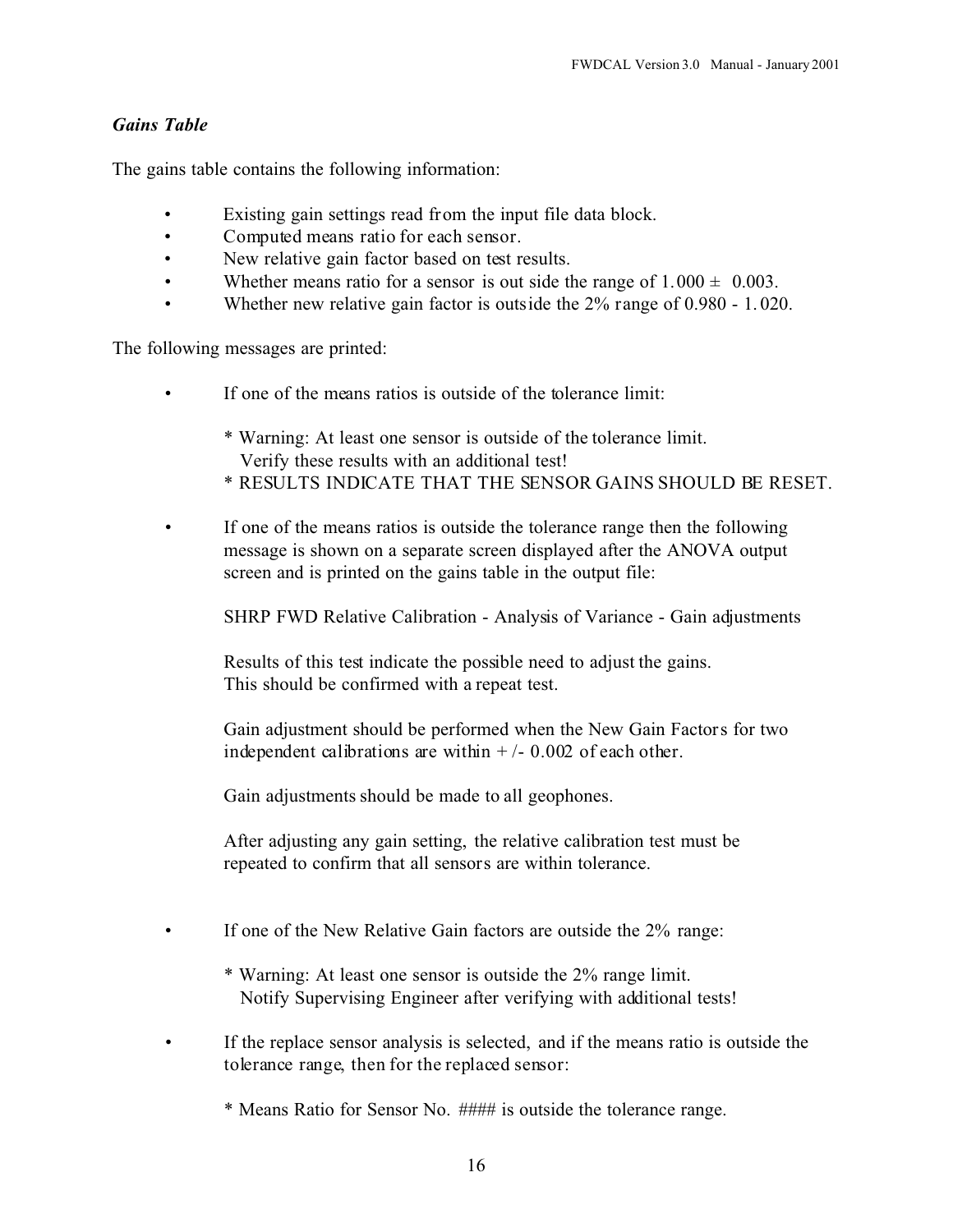### *Gains Table*

The gains table contains the following information:

- Existing gain settings read from the input file data block.
- Computed means ratio for each sensor.
- New relative gain factor based on test results.
- Whether means ratio for a sensor is out side the range of 1.000 ± 0.003.
- Whether new relative gain factor is outside the 2% range of 0.980 - 1.020.

The following messages are printed:

- If one of the means ratios is outside of the tolerance limit:

  * Warning: At least one sensor is outside of the tolerance limit.
    Verify these results with an additional test!
  * RESULTS INDICATE THAT THE SENSOR GAINS SHOULD BE RESET.

- If one of the means ratios is outside the tolerance range then the following message is shown on a separate screen displayed after the ANOVA output screen and is printed on the gains table in the output file:

  SHRP FWD Relative Calibration - Analysis of Variance - Gain adjustments

  Results of this test indicate the possible need to adjust the gains.
  This should be confirmed with a repeat test.

  Gain adjustment should be performed when the New Gain Factors for two independent calibrations are within + /- 0.002 of each other.

  Gain adjustments should be made to all geophones.

  After adjusting any gain setting, the relative calibration test must be repeated to confirm that all sensors are within tolerance.

- If one of the New Relative Gain factors are outside the 2% range:

  * Warning: At least one sensor is outside the 2% range limit.
    Notify Supervising Engineer after verifying with additional tests!

- If the replace sensor analysis is selected, and if the means ratio is outside the tolerance range, then for the replaced sensor:

  * Means Ratio for Sensor No. #### is outside the tolerance range.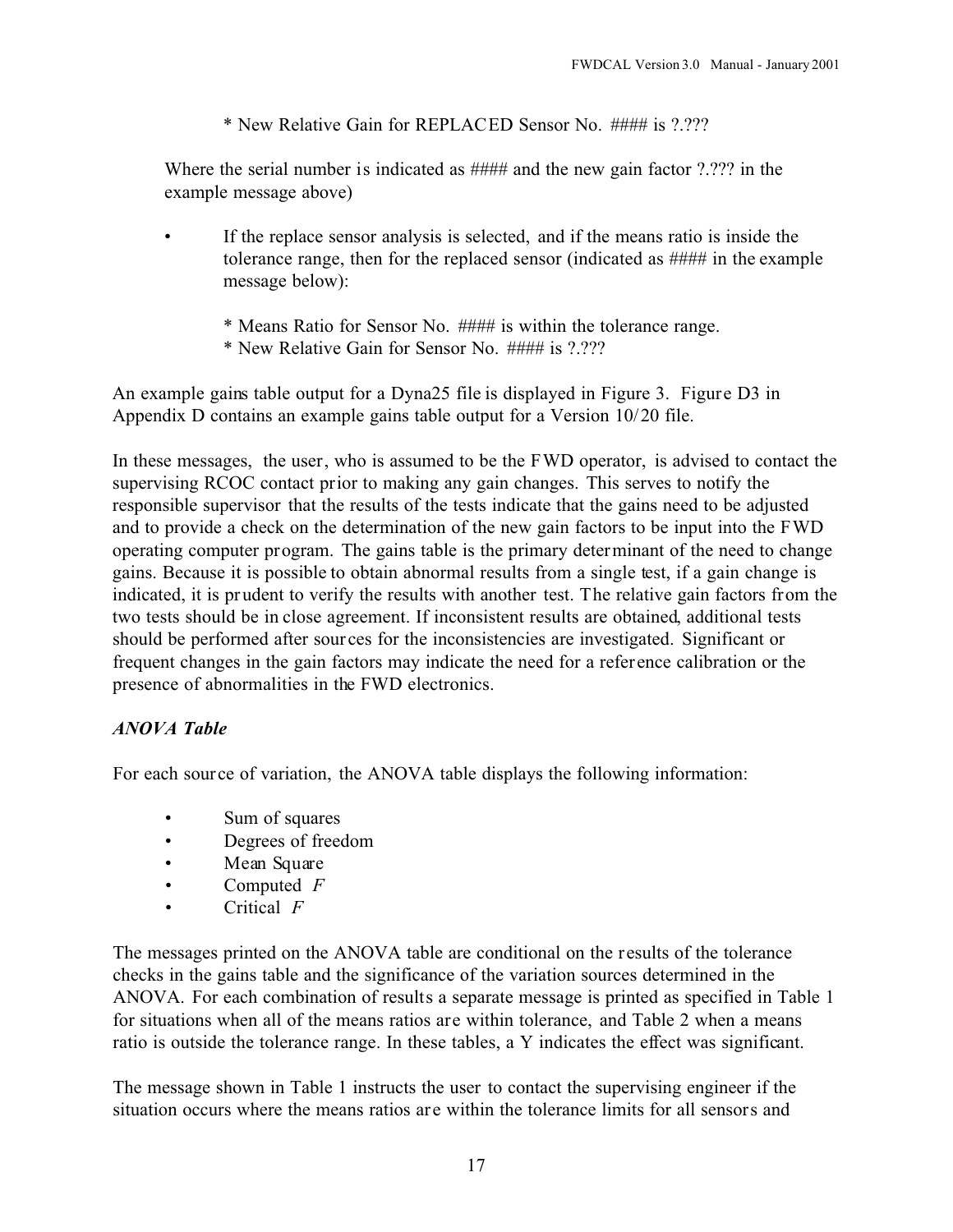* New Relative Gain for REPLACED Sensor No. #### is ?.???

Where the serial number is indicated as #### and the new gain factor ?.??? in the example message above)

- If the replace sensor analysis is selected, and if the means ratio is inside the tolerance range, then for the replaced sensor (indicated as #### in the example message below):

  * Means Ratio for Sensor No. #### is within the tolerance range.
  * New Relative Gain for Sensor No. #### is ?.???

An example gains table output for a Dyna25 file is displayed in Figure 3. Figure D3 in Appendix D contains an example gains table output for a Version 10/20 file.

In these messages, the user, who is assumed to be the FWD operator, is advised to contact the supervising RCOC contact prior to making any gain changes. This serves to notify the responsible supervisor that the results of the tests indicate that the gains need to be adjusted and to provide a check on the determination of the new gain factors to be input into the FWD operating computer program. The gains table is the primary determinant of the need to change gains. Because it is possible to obtain abnormal results from a single test, if a gain change is indicated, it is prudent to verify the results with another test. The relative gain factors from the two tests should be in close agreement. If inconsistent results are obtained, additional tests should be performed after sources for the inconsistencies are investigated. Significant or frequent changes in the gain factors may indicate the need for a reference calibration or the presence of abnormalities in the FWD electronics.

### *ANOVA Table*

For each source of variation, the ANOVA table displays the following information:

- Sum of squares
- Degrees of freedom
- Mean Square
- Computed $F$
- Critical $F$

The messages printed on the ANOVA table are conditional on the results of the tolerance checks in the gains table and the significance of the variation sources determined in the ANOVA. For each combination of results a separate message is printed as specified in Table 1 for situations when all of the means ratios are within tolerance, and Table 2 when a means ratio is outside the tolerance range. In these tables, a Y indicates the effect was significant.

The message shown in Table 1 instructs the user to contact the supervising engineer if the situation occurs where the means ratios are within the tolerance limits for all sensors and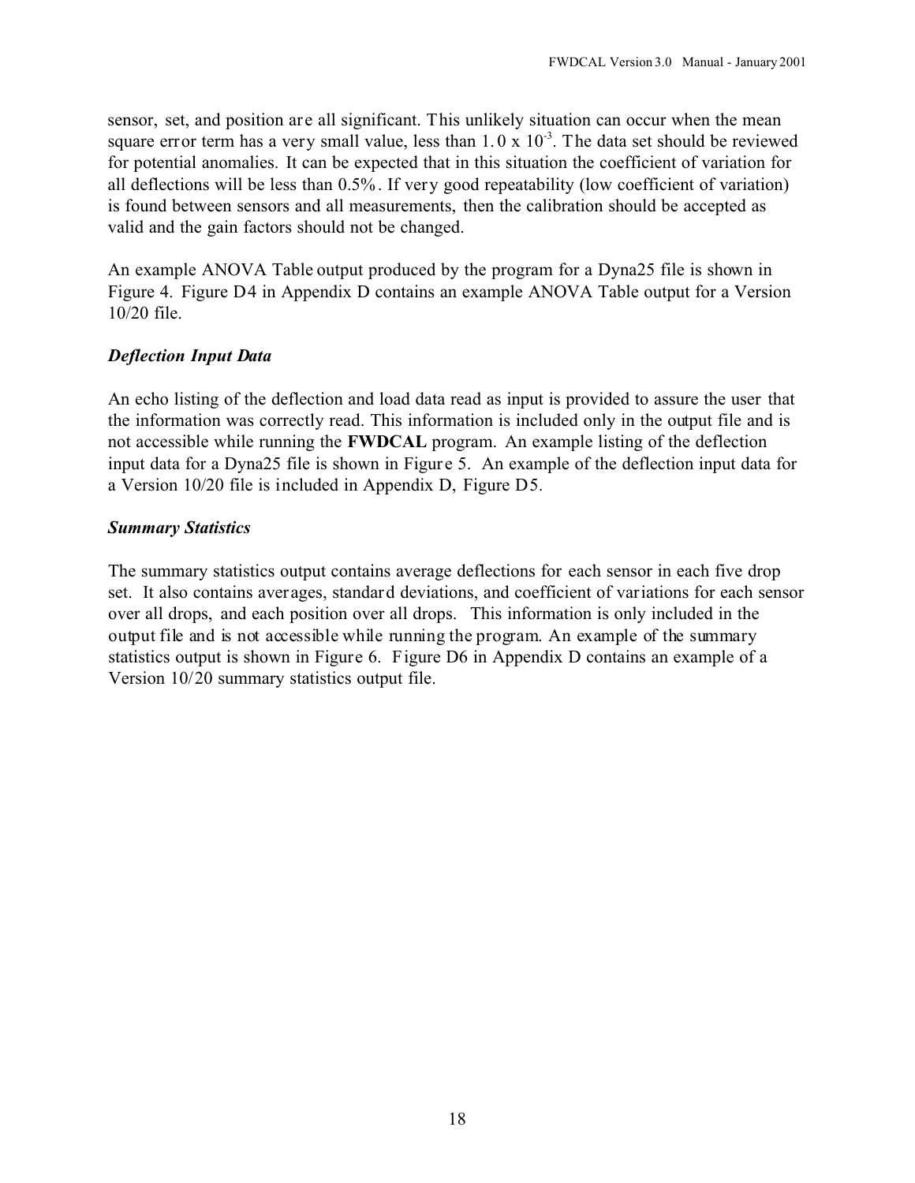sensor, set, and position are all significant. This unlikely situation can occur when the mean square error term has a very small value, less than $1.0 \times 10^{-3}$. The data set should be reviewed for potential anomalies. It can be expected that in this situation the coefficient of variation for all deflections will be less than 0.5%. If very good repeatability (low coefficient of variation) is found between sensors and all measurements, then the calibration should be accepted as valid and the gain factors should not be changed.

An example ANOVA Table output produced by the program for a Dyna25 file is shown in Figure 4. Figure D4 in Appendix D contains an example ANOVA Table output for a Version 10/20 file.

### *Deflection Input Data*

An echo listing of the deflection and load data read as input is provided to assure the user that the information was correctly read. This information is included only in the output file and is not accessible while running the **FWDCAL** program. An example listing of the deflection input data for a Dyna25 file is shown in Figure 5. An example of the deflection input data for a Version 10/20 file is included in Appendix D, Figure D5.

### *Summary Statistics*

The summary statistics output contains average deflections for each sensor in each five drop set. It also contains averages, standard deviations, and coefficient of variations for each sensor over all drops, and each position over all drops. This information is only included in the output file and is not accessible while running the program. An example of the summary statistics output is shown in Figure 6. Figure D6 in Appendix D contains an example of a Version 10/20 summary statistics output file.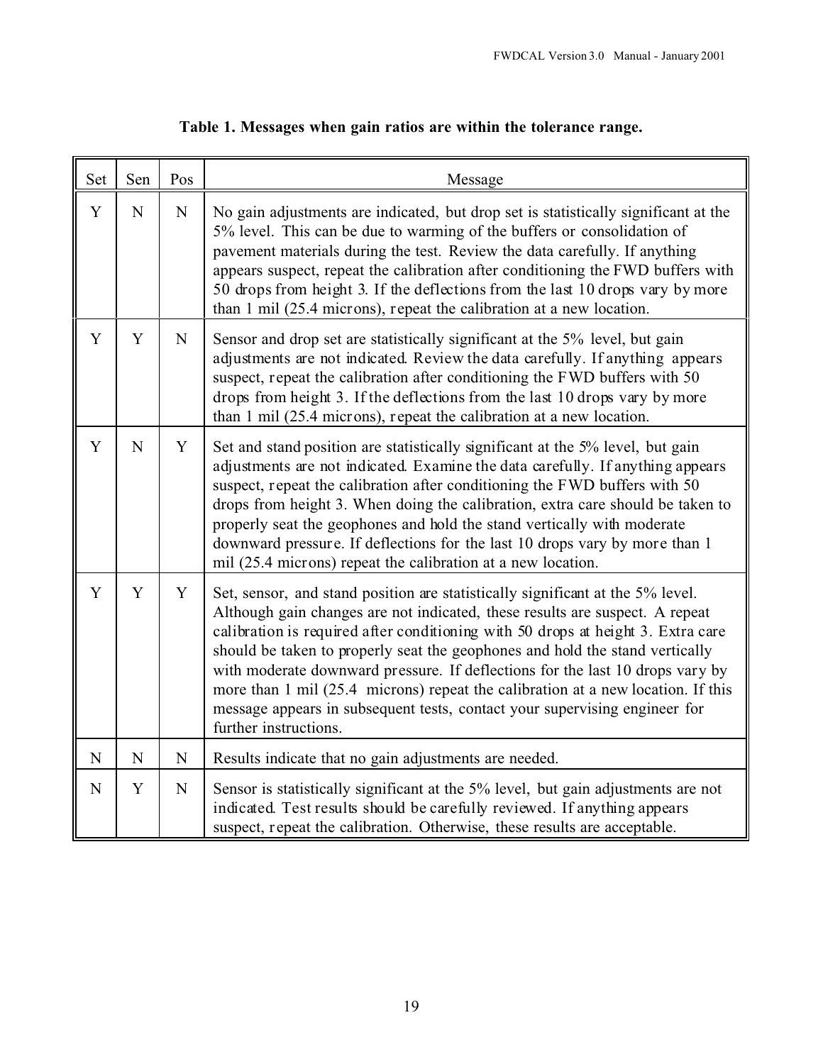**Table 1. Messages when gain ratios are within the tolerance range.**

| Set | Sen | Pos | Message |
|---|---|---|---|
| Y | N | N | No gain adjustments are indicated, but drop set is statistically significant at the 5% level. This can be due to warming of the buffers or consolidation of pavement materials during the test. Review the data carefully. If anything appears suspect, repeat the calibration after conditioning the FWD buffers with 50 drops from height 3. If the deflections from the last 10 drops vary by more than 1 mil (25.4 microns), repeat the calibration at a new location. |
| Y | Y | N | Sensor and drop set are statistically significant at the 5% level, but gain adjustments are not indicated. Review the data carefully. If anything appears suspect, repeat the calibration after conditioning the FWD buffers with 50 drops from height 3. If the deflections from the last 10 drops vary by more than 1 mil (25.4 microns), repeat the calibration at a new location. |
| Y | N | Y | Set and stand position are statistically significant at the 5% level, but gain adjustments are not indicated. Examine the data carefully. If anything appears suspect, repeat the calibration after conditioning the FWD buffers with 50 drops from height 3. When doing the calibration, extra care should be taken to properly seat the geophones and hold the stand vertically with moderate downward pressure. If deflections for the last 10 drops vary by more than 1 mil (25.4 microns) repeat the calibration at a new location. |
| Y | Y | Y | Set, sensor, and stand position are statistically significant at the 5% level. Although gain changes are not indicated, these results are suspect. A repeat calibration is required after conditioning with 50 drops at height 3. Extra care should be taken to properly seat the geophones and hold the stand vertically with moderate downward pressure. If deflections for the last 10 drops vary by more than 1 mil (25.4 microns) repeat the calibration at a new location. If this message appears in subsequent tests, contact your supervising engineer for further instructions. |
| N | N | N | Results indicate that no gain adjustments are needed. |
| N | Y | N | Sensor is statistically significant at the 5% level, but gain adjustments are not indicated. Test results should be carefully reviewed. If anything appears suspect, repeat the calibration. Otherwise, these results are acceptable. |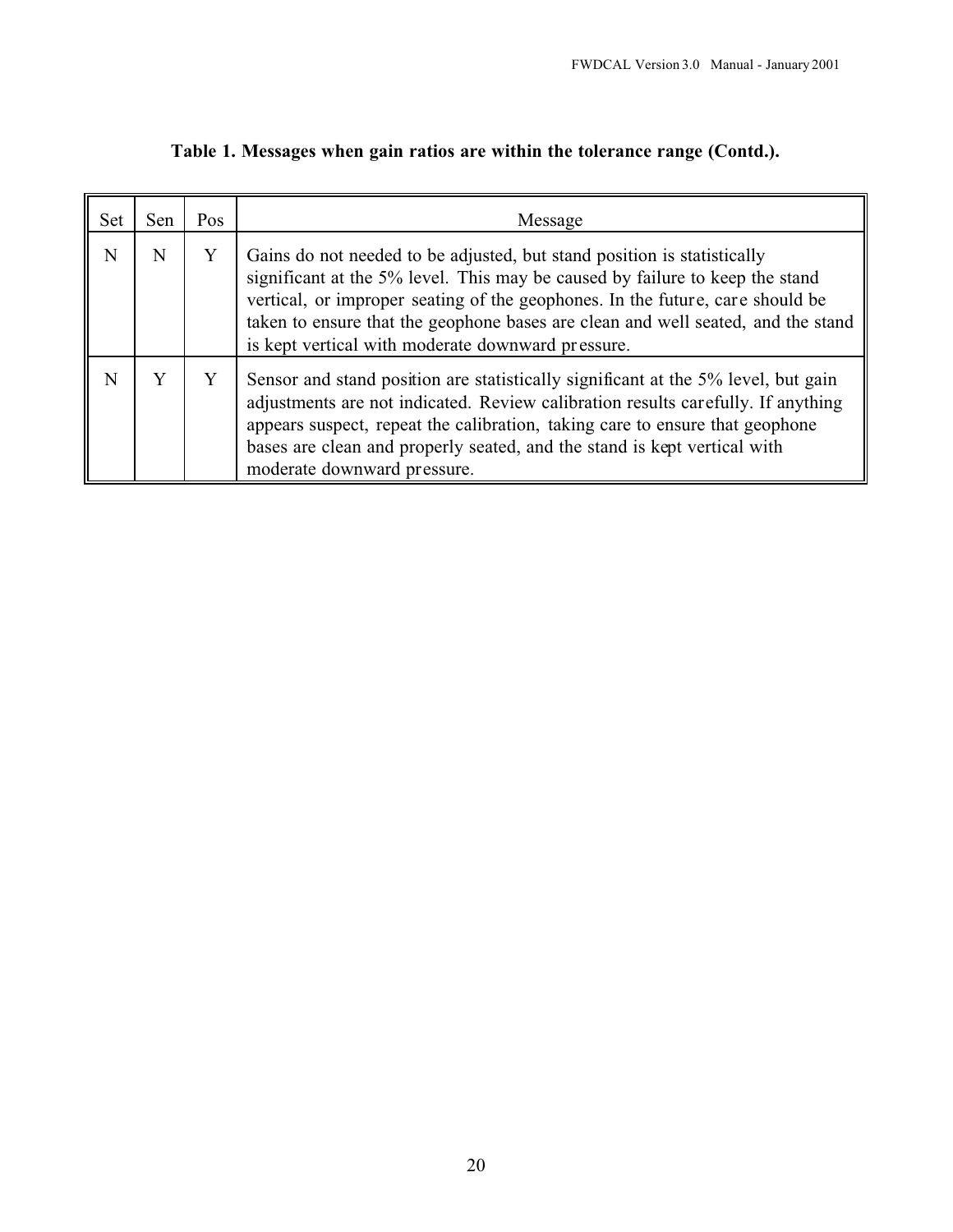**Table 1. Messages when gain ratios are within the tolerance range (Contd.).**

| Set | Sen | Pos | Message |
|---|---|---|---|
| N | N | Y | Gains do not needed to be adjusted, but stand position is statistically significant at the 5% level. This may be caused by failure to keep the stand vertical, or improper seating of the geophones. In the future, care should be taken to ensure that the geophone bases are clean and well seated, and the stand is kept vertical with moderate downward pressure. |
| N | Y | Y | Sensor and stand position are statistically significant at the 5% level, but gain adjustments are not indicated. Review calibration results carefully. If anything appears suspect, repeat the calibration, taking care to ensure that geophone bases are clean and properly seated, and the stand is kept vertical with moderate downward pressure. |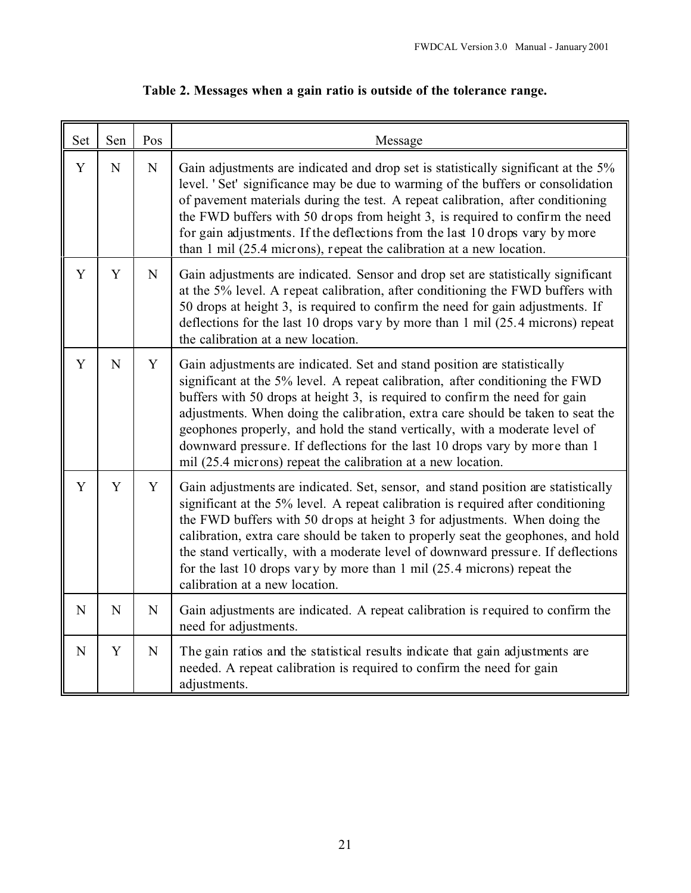**Table 2. Messages when a gain ratio is outside of the tolerance range.**

| Set | Sen | Pos | Message |
|---|---|---|---|
| Y | N | N | Gain adjustments are indicated and drop set is statistically significant at the 5% level. 'Set' significance may be due to warming of the buffers or consolidation of pavement materials during the test. A repeat calibration, after conditioning the FWD buffers with 50 drops from height 3, is required to confirm the need for gain adjustments. If the deflections from the last 10 drops vary by more than 1 mil (25.4 microns), repeat the calibration at a new location. |
| Y | Y | N | Gain adjustments are indicated. Sensor and drop set are statistically significant at the 5% level. A repeat calibration, after conditioning the FWD buffers with 50 drops at height 3, is required to confirm the need for gain adjustments. If deflections for the last 10 drops vary by more than 1 mil (25.4 microns) repeat the calibration at a new location. |
| Y | N | Y | Gain adjustments are indicated. Set and stand position are statistically significant at the 5% level. A repeat calibration, after conditioning the FWD buffers with 50 drops at height 3, is required to confirm the need for gain adjustments. When doing the calibration, extra care should be taken to seat the geophones properly, and hold the stand vertically, with a moderate level of downward pressure. If deflections for the last 10 drops vary by more than 1 mil (25.4 microns) repeat the calibration at a new location. |
| Y | Y | Y | Gain adjustments are indicated. Set, sensor, and stand position are statistically significant at the 5% level. A repeat calibration is required after conditioning the FWD buffers with 50 drops at height 3 for adjustments. When doing the calibration, extra care should be taken to properly seat the geophones, and hold the stand vertically, with a moderate level of downward pressure. If deflections for the last 10 drops vary by more than 1 mil (25.4 microns) repeat the calibration at a new location. |
| N | N | N | Gain adjustments are indicated. A repeat calibration is required to confirm the need for adjustments. |
| N | Y | N | The gain ratios and the statistical results indicate that gain adjustments are needed. A repeat calibration is required to confirm the need for gain adjustments. |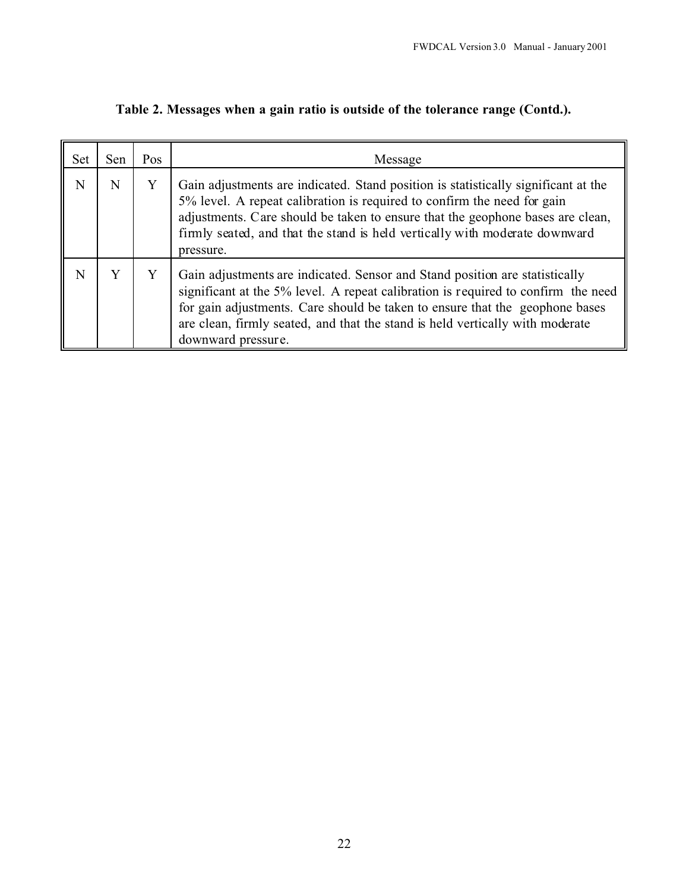**Table 2. Messages when a gain ratio is outside of the tolerance range (Contd.).**

| Set | Sen | Pos | Message |
| --- | --- | --- | --- |
| N | N | Y | Gain adjustments are indicated. Stand position is statistically significant at the 5% level. A repeat calibration is required to confirm the need for gain adjustments. Care should be taken to ensure that the geophone bases are clean, firmly seated, and that the stand is held vertically with moderate downward pressure. |
| N | Y | Y | Gain adjustments are indicated. Sensor and Stand position are statistically significant at the 5% level. A repeat calibration is required to confirm the need for gain adjustments. Care should be taken to ensure that the geophone bases are clean, firmly seated, and that the stand is held vertically with moderate downward pressure. |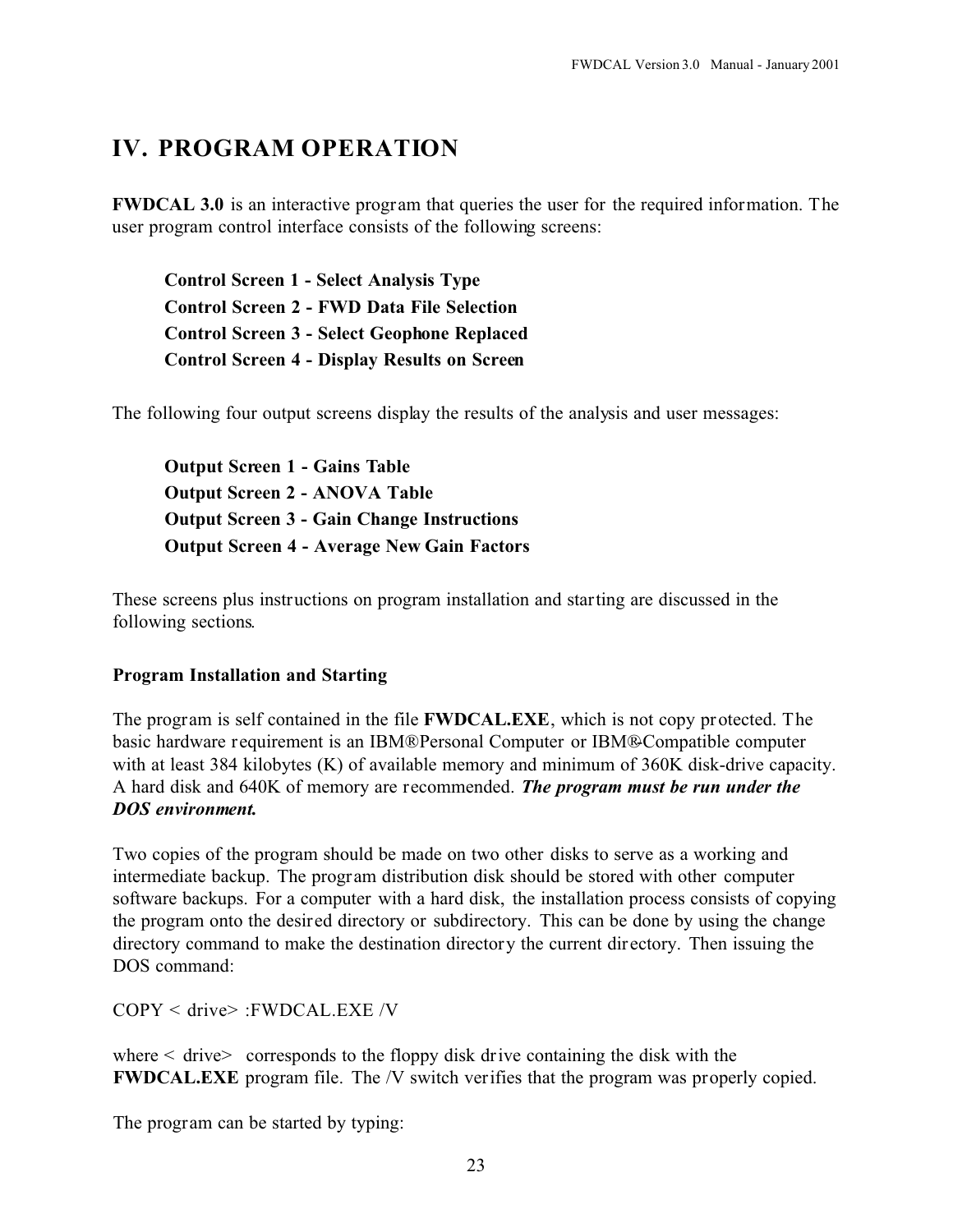# IV. PROGRAM OPERATION

**FWDCAL 3.0** is an interactive program that queries the user for the required information. The user program control interface consists of the following screens:

**Control Screen 1 - Select Analysis Type**
**Control Screen 2 - FWD Data File Selection**
**Control Screen 3 - Select Geophone Replaced**
**Control Screen 4 - Display Results on Screen**

The following four output screens display the results of the analysis and user messages:

**Output Screen 1 - Gains Table**
**Output Screen 2 - ANOVA Table**
**Output Screen 3 - Gain Change Instructions**
**Output Screen 4 - Average New Gain Factors**

These screens plus instructions on program installation and starting are discussed in the following sections.

### Program Installation and Starting

The program is self contained in the file **FWDCAL.EXE**, which is not copy protected. The basic hardware requirement is an IBM®Personal Computer or IBM®-Compatible computer with at least 384 kilobytes (K) of available memory and minimum of 360K disk-drive capacity. A hard disk and 640K of memory are recommended. ***The program must be run under the DOS environment.***

Two copies of the program should be made on two other disks to serve as a working and intermediate backup. The program distribution disk should be stored with other computer software backups. For a computer with a hard disk, the installation process consists of copying the program onto the desired directory or subdirectory. This can be done by using the change directory command to make the destination directory the current directory. Then issuing the DOS command:

COPY < drive> :FWDCAL.EXE /V

where < drive> corresponds to the floppy disk drive containing the disk with the **FWDCAL.EXE** program file. The /V switch verifies that the program was properly copied.

The program can be started by typing: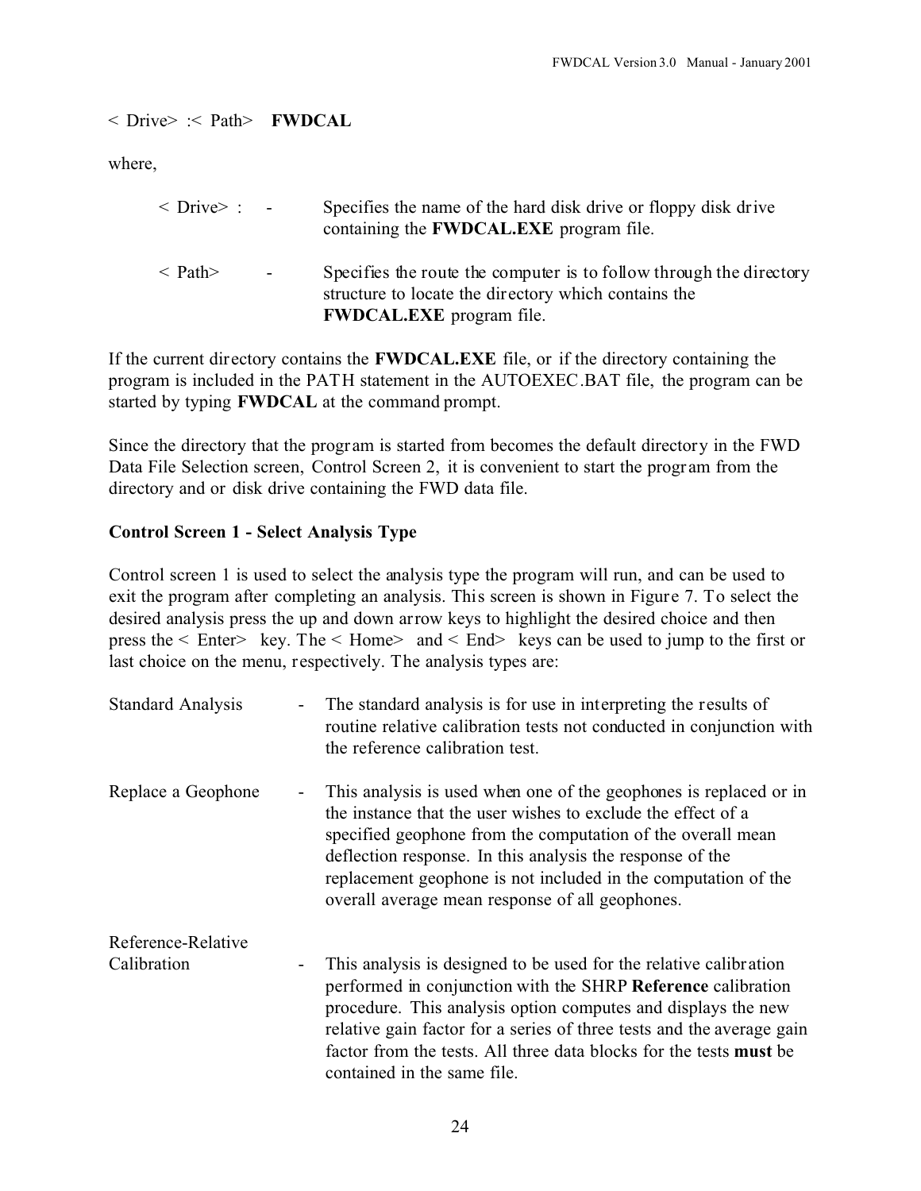< Drive> :< Path>   **FWDCAL**

where,

| | | |
|---|---|---|
| < Drive> : | - | Specifies the name of the hard disk drive or floppy disk drive containing the **FWDCAL.EXE** program file. |
| < Path> | - | Specifies the route the computer is to follow through the directory structure to locate the directory which contains the **FWDCAL.EXE** program file. |

If the current directory contains the **FWDCAL.EXE** file, or if the directory containing the program is included in the PATH statement in the AUTOEXEC.BAT file, the program can be started by typing **FWDCAL** at the command prompt.

Since the directory that the program is started from becomes the default directory in the FWD Data File Selection screen, Control Screen 2, it is convenient to start the program from the directory and or disk drive containing the FWD data file.

**Control Screen 1 - Select Analysis Type**

Control screen 1 is used to select the analysis type the program will run, and can be used to exit the program after completing an analysis. This screen is shown in Figure 7. To select the desired analysis press the up and down arrow keys to highlight the desired choice and then press the < Enter> key. The < Home> and < End> keys can be used to jump to the first or last choice on the menu, respectively. The analysis types are:

| | | |
|---|---|---|
| Standard Analysis | - | The standard analysis is for use in interpreting the results of routine relative calibration tests not conducted in conjunction with the reference calibration test. |
| Replace a Geophone | - | This analysis is used when one of the geophones is replaced or in the instance that the user wishes to exclude the effect of a specified geophone from the computation of the overall mean deflection response. In this analysis the response of the replacement geophone is not included in the computation of the overall average mean response of all geophones. |
| Reference-Relative Calibration | - | This analysis is designed to be used for the relative calibration performed in conjunction with the SHRP **Reference** calibration procedure. This analysis option computes and displays the new relative gain factor for a series of three tests and the average gain factor from the tests. All three data blocks for the tests **must** be contained in the same file. |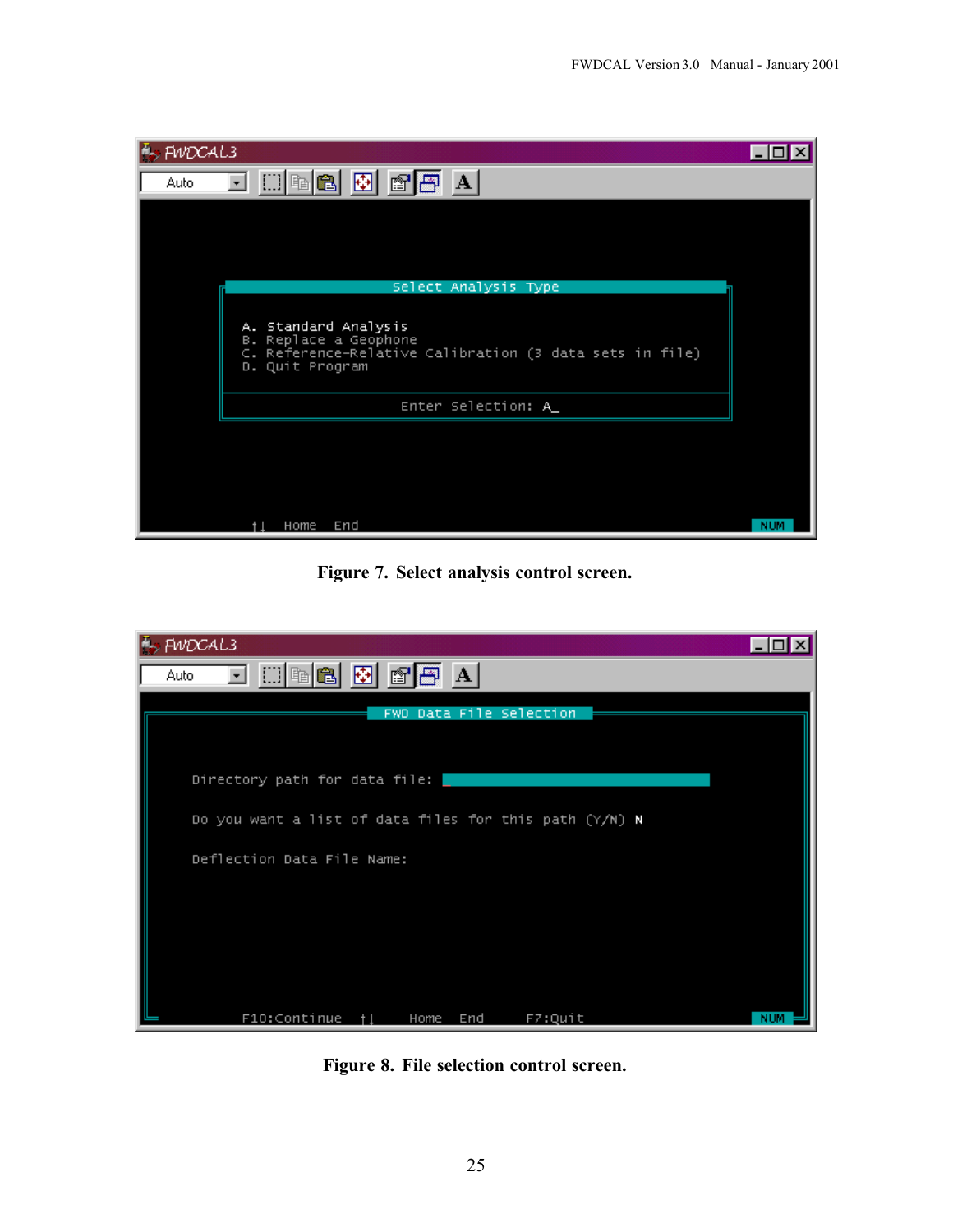```
FWDCAL3

                    Select Analysis Type

     A. Standard Analysis
     B. Replace a Geophone
     C. Reference-Relative Calibration (3 data sets in file)
     D. Quit Program

                       Enter Selection: A_

        ↑↓   Home   End                                    NUM
```

**Figure 7. Select analysis control screen.**

```
FWDCAL3

                      FWD Data File Selection

   Directory path for data file: _

   Do you want a list of data files for this path (Y/N) N

   Deflection Data File Name:

        F10:Continue  ↑↓    Home   End       F7:Quit        NUM
```

**Figure 8. File selection control screen.**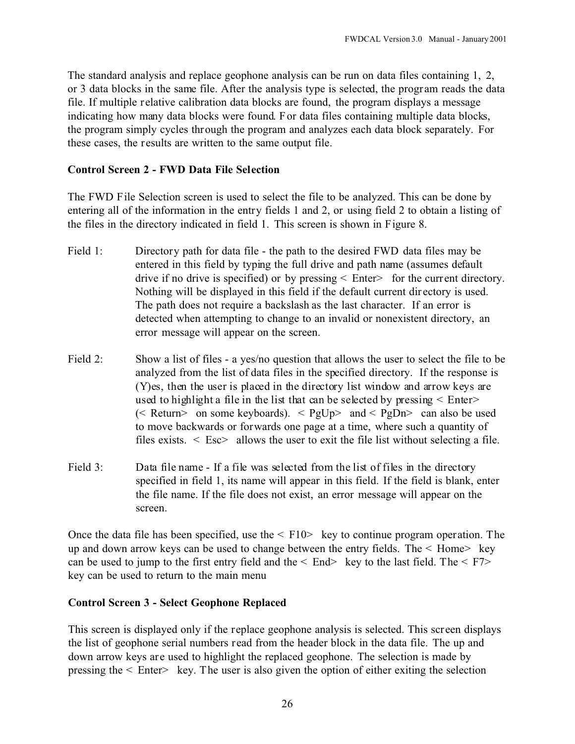The standard analysis and replace geophone analysis can be run on data files containing 1, 2, or 3 data blocks in the same file. After the analysis type is selected, the program reads the data file. If multiple relative calibration data blocks are found, the program displays a message indicating how many data blocks were found. For data files containing multiple data blocks, the program simply cycles through the program and analyzes each data block separately. For these cases, the results are written to the same output file.

**Control Screen 2 - FWD Data File Selection**

The FWD File Selection screen is used to select the file to be analyzed. This can be done by entering all of the information in the entry fields 1 and 2, or using field 2 to obtain a listing of the files in the directory indicated in field 1. This screen is shown in Figure 8.

Field 1: Directory path for data file - the path to the desired FWD data files may be entered in this field by typing the full drive and path name (assumes default drive if no drive is specified) or by pressing < Enter> for the current directory. Nothing will be displayed in this field if the default current directory is used. The path does not require a backslash as the last character. If an error is detected when attempting to change to an invalid or nonexistent directory, an error message will appear on the screen.

Field 2: Show a list of files - a yes/no question that allows the user to select the file to be analyzed from the list of data files in the specified directory. If the response is (Y)es, then the user is placed in the directory list window and arrow keys are used to highlight a file in the list that can be selected by pressing < Enter> (< Return> on some keyboards). < PgUp> and < PgDn> can also be used to move backwards or forwards one page at a time, where such a quantity of files exists. < Esc> allows the user to exit the file list without selecting a file.

Field 3: Data file name - If a file was selected from the list of files in the directory specified in field 1, its name will appear in this field. If the field is blank, enter the file name. If the file does not exist, an error message will appear on the screen.

Once the data file has been specified, use the < F10> key to continue program operation. The up and down arrow keys can be used to change between the entry fields. The < Home> key can be used to jump to the first entry field and the < End> key to the last field. The < F7> key can be used to return to the main menu

**Control Screen 3 - Select Geophone Replaced**

This screen is displayed only if the replace geophone analysis is selected. This screen displays the list of geophone serial numbers read from the header block in the data file. The up and down arrow keys are used to highlight the replaced geophone. The selection is made by pressing the < Enter> key. The user is also given the option of either exiting the selection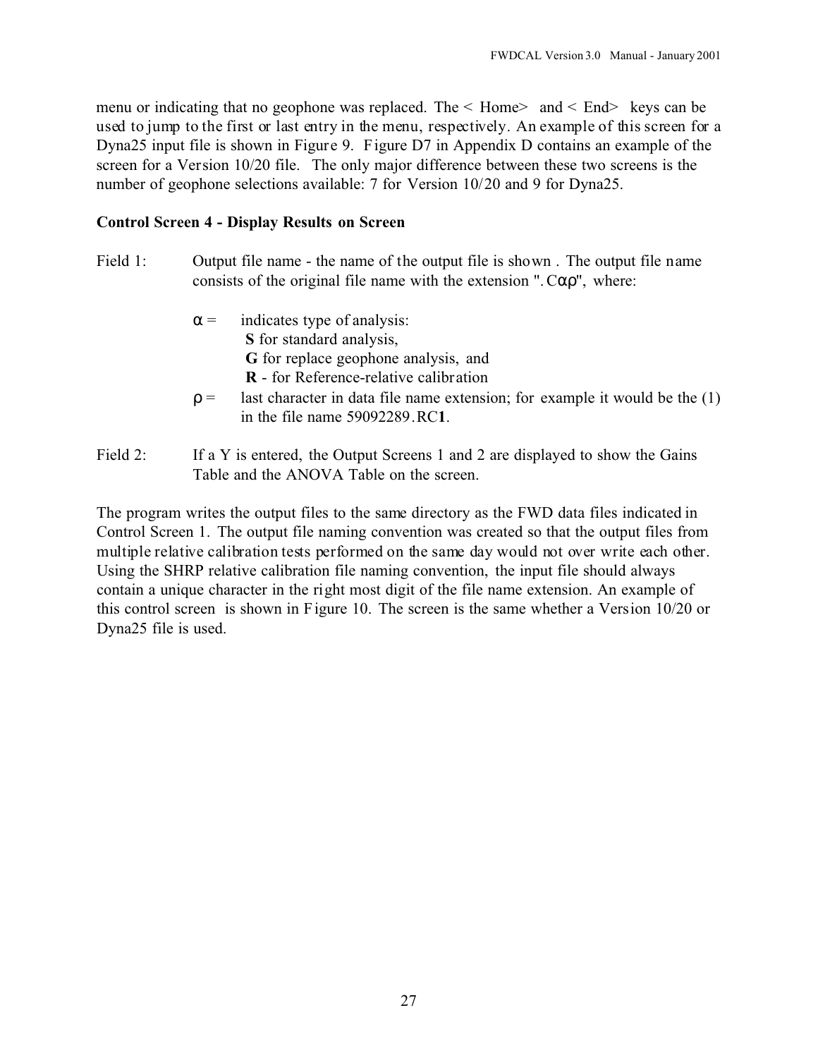menu or indicating that no geophone was replaced. The < Home> and < End> keys can be used to jump to the first or last entry in the menu, respectively. An example of this screen for a Dyna25 input file is shown in Figure 9. Figure D7 in Appendix D contains an example of the screen for a Version 10/20 file. The only major difference between these two screens is the number of geophone selections available: 7 for Version 10/20 and 9 for Dyna25.

### Control Screen 4 - Display Results on Screen

Field 1: Output file name - the name of the output file is shown . The output file name consists of the original file name with the extension ".Cαρ", where:

- α = indicates type of analysis:
  - **S** for standard analysis,
  - **G** for replace geophone analysis, and
  - **R** - for Reference-relative calibration
- ρ = last character in data file name extension; for example it would be the (1) in the file name 59092289.RC**1**.

Field 2: If a Y is entered, the Output Screens 1 and 2 are displayed to show the Gains Table and the ANOVA Table on the screen.

The program writes the output files to the same directory as the FWD data files indicated in Control Screen 1. The output file naming convention was created so that the output files from multiple relative calibration tests performed on the same day would not over write each other. Using the SHRP relative calibration file naming convention, the input file should always contain a unique character in the right most digit of the file name extension. An example of this control screen is shown in Figure 10. The screen is the same whether a Version 10/20 or Dyna25 file is used.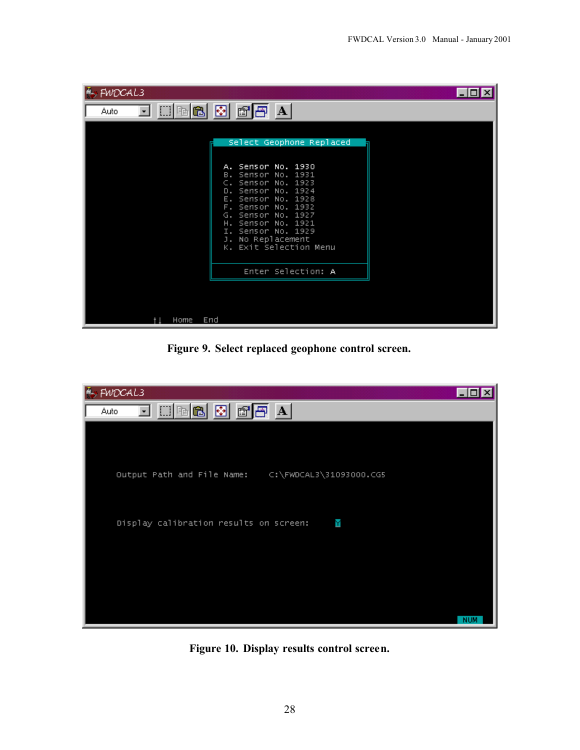```
FWDCAL3

                    Select Geophone Replaced

                    A. Sensor No. 1930
                    B. Sensor No. 1931
                    C. Sensor No. 1923
                    D. Sensor No. 1924
                    E. Sensor No. 1928
                    F. Sensor No. 1932
                    G. Sensor No. 1927
                    H. Sensor No. 1921
                    I. Sensor No. 1929
                    J. No Replacement
                    K. Exit Selection Menu

                       Enter Selection: A

          ↑↓  Home  End
```

**Figure 9. Select replaced geophone control screen.**

```
FWDCAL3

   Output Path and File Name:    C:\FWDCAL3\31093000.CG5


   Display calibration results on screen:     Y

                                                          NUM
```

**Figure 10. Display results control screen.**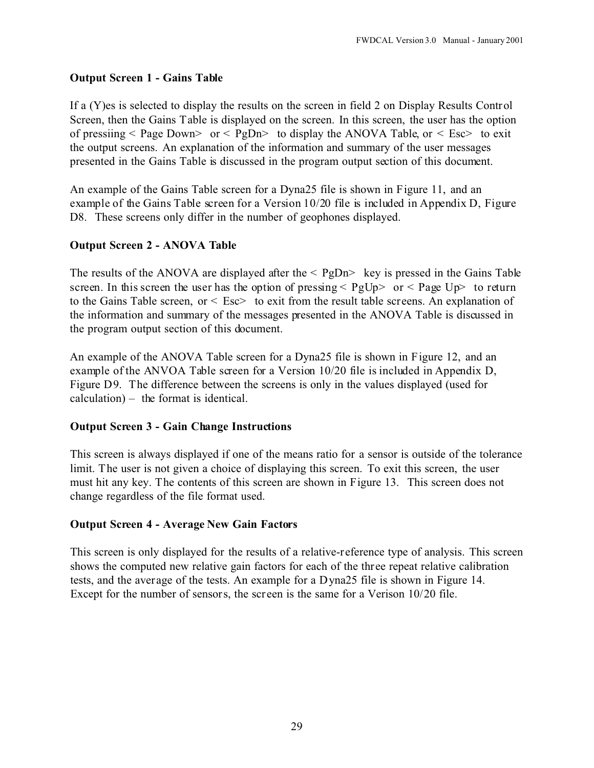### Output Screen 1 - Gains Table

If a (Y)es is selected to display the results on the screen in field 2 on Display Results Control Screen, then the Gains Table is displayed on the screen. In this screen, the user has the option of pressiing < Page Down> or < PgDn> to display the ANOVA Table, or < Esc> to exit the output screens. An explanation of the information and summary of the user messages presented in the Gains Table is discussed in the program output section of this document.

An example of the Gains Table screen for a Dyna25 file is shown in Figure 11, and an example of the Gains Table screen for a Version 10/20 file is included in Appendix D, Figure D8. These screens only differ in the number of geophones displayed.

### Output Screen 2 - ANOVA Table

The results of the ANOVA are displayed after the < PgDn> key is pressed in the Gains Table screen. In this screen the user has the option of pressing < PgUp> or < Page Up> to return to the Gains Table screen, or < Esc> to exit from the result table screens. An explanation of the information and summary of the messages presented in the ANOVA Table is discussed in the program output section of this document.

An example of the ANOVA Table screen for a Dyna25 file is shown in Figure 12, and an example of the ANVOA Table screen for a Version 10/20 file is included in Appendix D, Figure D9. The difference between the screens is only in the values displayed (used for calculation) – the format is identical.

### Output Screen 3 - Gain Change Instructions

This screen is always displayed if one of the means ratio for a sensor is outside of the tolerance limit. The user is not given a choice of displaying this screen. To exit this screen, the user must hit any key. The contents of this screen are shown in Figure 13. This screen does not change regardless of the file format used.

### Output Screen 4 - Average New Gain Factors

This screen is only displayed for the results of a relative-reference type of analysis. This screen shows the computed new relative gain factors for each of the three repeat relative calibration tests, and the average of the tests. An example for a Dyna25 file is shown in Figure 14. Except for the number of sensors, the screen is the same for a Verison 10/20 file.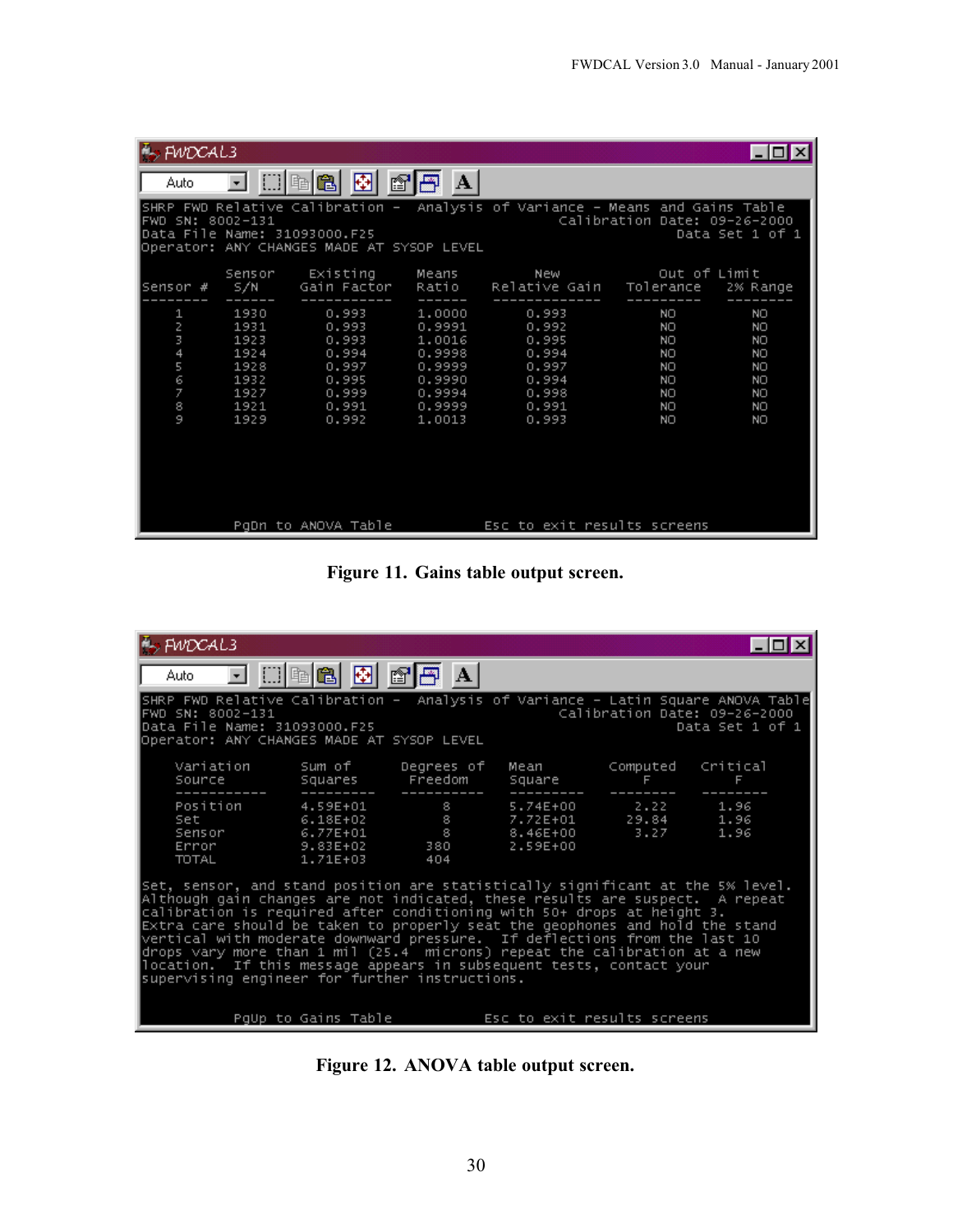```
SHRP FWD Relative Calibration -  Analysis of Variance - Means and Gains Table
FWD SN: 8002-131                                Calibration Date: 09-26-2000
Data File Name: 31093000.F25                                  Data Set 1 of 1
Operator: ANY CHANGES MADE AT SYSOP LEVEL

          Sensor    Existing     Means        New          Out of Limit
Sensor #  S/N       Gain Factor  Ratio    Relative Gain  Tolerance   2% Range
--------  ------    -----------  ------   -------------  ---------   --------
    1     1930        0.993      1.0000       0.993          NO          NO
    2     1931        0.993      0.9991       0.992          NO          NO
    3     1923        0.993      1.0016       0.995          NO          NO
    4     1924        0.994      0.9998       0.994          NO          NO
    5     1928        0.997      0.9999       0.997          NO          NO
    6     1932        0.995      0.9990       0.994          NO          NO
    7     1927        0.999      0.9994       0.998          NO          NO
    8     1921        0.991      0.9999       0.991          NO          NO
    9     1929        0.992      1.0013       0.993          NO          NO

           PgDn to ANOVA Table              Esc to exit results screens
```

**Figure 11. Gains table output screen.**

```
SHRP FWD Relative Calibration -  Analysis of Variance - Latin Square ANOVA Table
FWD SN: 8002-131                                Calibration Date: 09-26-2000
Data File Name: 31093000.F25                                  Data Set 1 of 1
Operator: ANY CHANGES MADE AT SYSOP LEVEL

    Variation      Sum of      Degrees of    Mean        Computed    Critical
    Source         Squares     Freedom       Square      F           F
    -----------    ---------   ----------    ---------   --------    --------
    Position       4.59E+01        8         5.74E+00      2.22        1.96
    Set            6.18E+02        8         7.72E+01     29.84        1.96
    Sensor         6.77E+01        8         8.46E+00      3.27        1.96
    Error          9.83E+02      380         2.59E+00
    TOTAL          1.71E+03      404

Set, sensor, and stand position are statistically significant at the 5% level.
Although gain changes are not indicated, these results are suspect.  A repeat
calibration is required after conditioning with 50+ drops at height 3.
Extra care should be taken to properly seat the geophones and hold the stand
vertical with moderate downward pressure.  If deflections from the last 10
drops vary more than 1 mil (25.4  microns) repeat the calibration at a new
location.  If this message appears in subsequent tests, contact your
supervising engineer for further instructions.

           PgUp to Gains Table              Esc to exit results screens
```

**Figure 12. ANOVA table output screen.**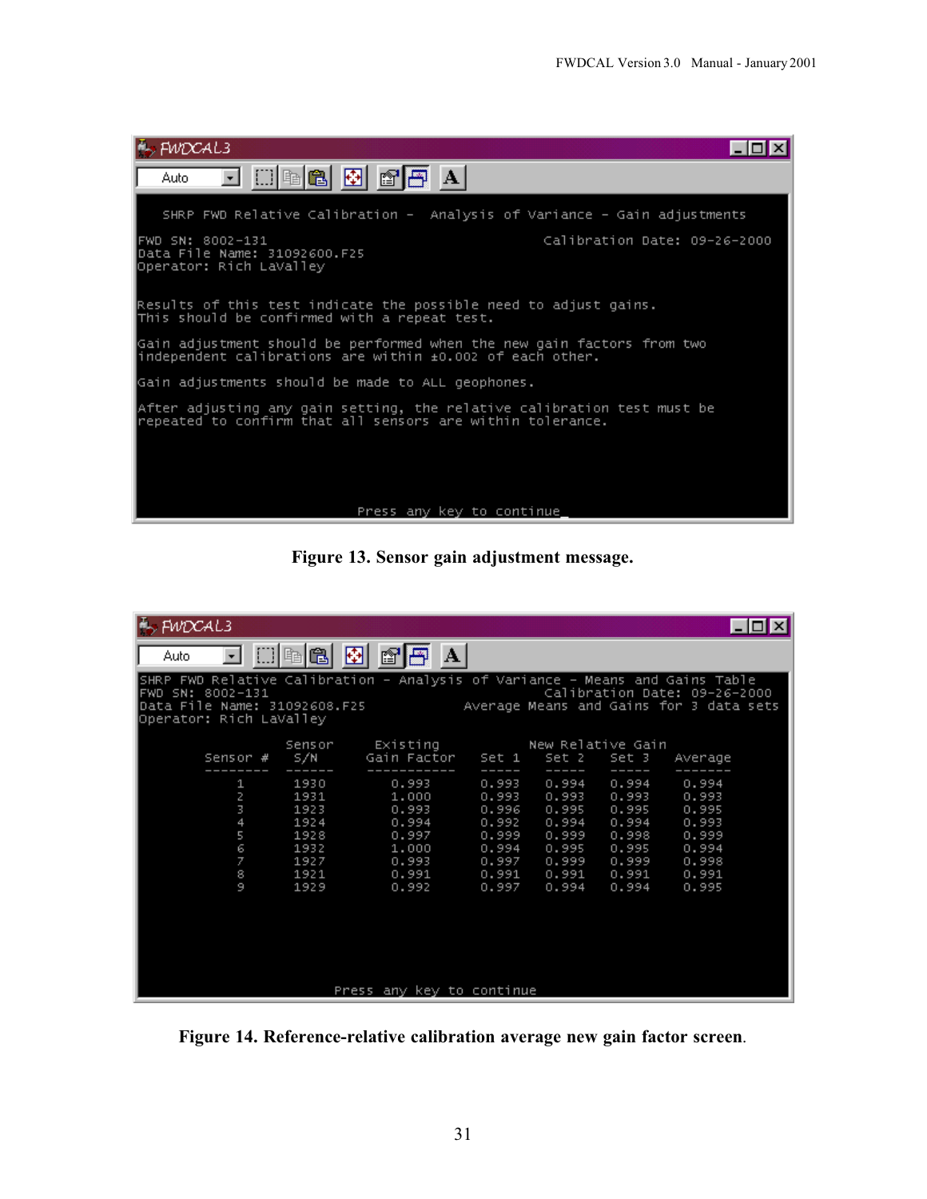```
SHRP FWD Relative Calibration - Analysis of Variance - Gain adjustments

FWD SN: 8002-131                                Calibration Date: 09-26-2000
Data File Name: 31092600.F25
Operator: Rich LaValley


Results of this test indicate the possible need to adjust gains.
This should be confirmed with a repeat test.

Gain adjustment should be performed when the new gain factors from two
independent calibrations are within ±0.002 of each other.

Gain adjustments should be made to ALL geophones.

After adjusting any gain setting, the relative calibration test must be
repeated to confirm that all sensors are within tolerance.



                         Press any key to continue_
```

**Figure 13. Sensor gain adjustment message.**

```
SHRP FWD Relative Calibration - Analysis of Variance - Means and Gains Table
FWD SN: 8002-131                                Calibration Date: 09-26-2000
Data File Name: 31092608.F25              Average Means and Gains for 3 data sets
Operator: Rich LaValley
```

| Sensor # | Sensor S/N | Existing Gain Factor | New Relative Gain Set 1 | Set 2 | Set 3 | Average |
|---|---|---|---|---|---|---|
| 1 | 1930 | 0.993 | 0.993 | 0.994 | 0.994 | 0.994 |
| 2 | 1931 | 1.000 | 0.993 | 0.993 | 0.993 | 0.993 |
| 3 | 1923 | 0.993 | 0.996 | 0.995 | 0.995 | 0.995 |
| 4 | 1924 | 0.994 | 0.992 | 0.994 | 0.994 | 0.993 |
| 5 | 1928 | 0.997 | 0.999 | 0.999 | 0.998 | 0.999 |
| 6 | 1932 | 1.000 | 0.994 | 0.995 | 0.995 | 0.994 |
| 7 | 1927 | 0.993 | 0.997 | 0.999 | 0.999 | 0.998 |
| 8 | 1921 | 0.991 | 0.991 | 0.991 | 0.991 | 0.991 |
| 9 | 1929 | 0.992 | 0.997 | 0.994 | 0.994 | 0.995 |

```
                         Press any key to continue
```

**Figure 14. Reference-relative calibration average new gain factor screen.**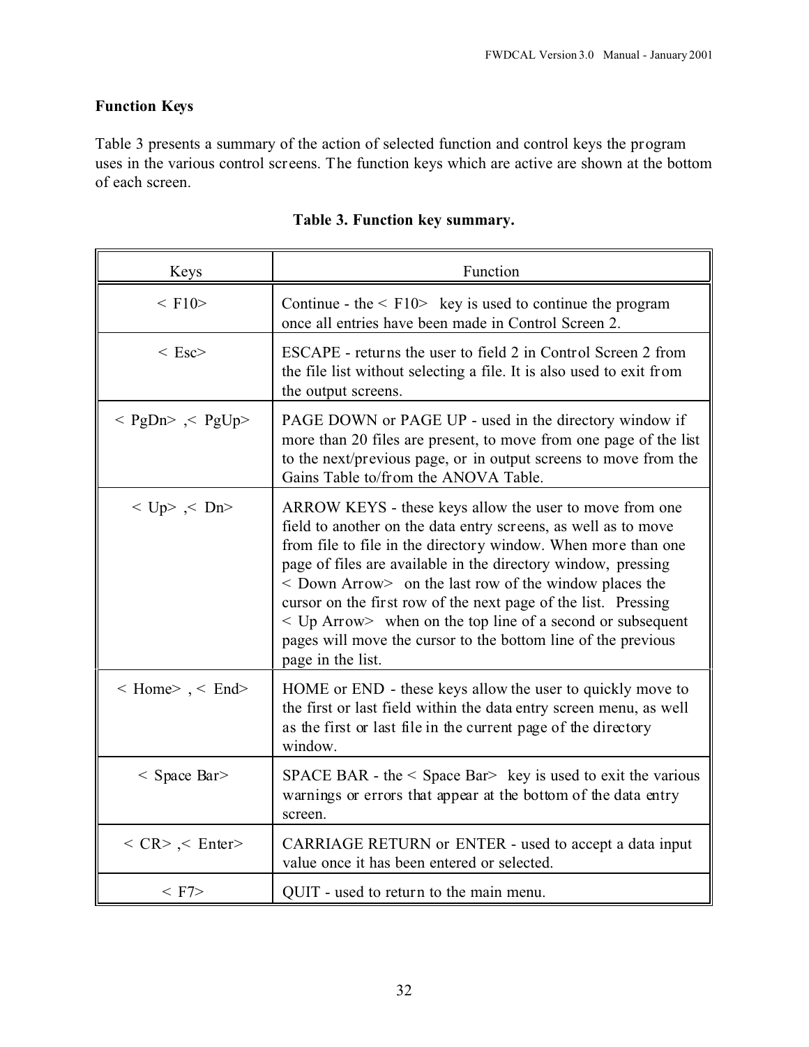## Function Keys

Table 3 presents a summary of the action of selected function and control keys the program uses in the various control screens. The function keys which are active are shown at the bottom of each screen.

**Table 3. Function key summary.**

| Keys | Function |
|---|---|
| < F10> | Continue - the < F10> key is used to continue the program once all entries have been made in Control Screen 2. |
| < Esc> | ESCAPE - returns the user to field 2 in Control Screen 2 from the file list without selecting a file. It is also used to exit from the output screens. |
| < PgDn> ,< PgUp> | PAGE DOWN or PAGE UP - used in the directory window if more than 20 files are present, to move from one page of the list to the next/previous page, or in output screens to move from the Gains Table to/from the ANOVA Table. |
| < Up> ,< Dn> | ARROW KEYS - these keys allow the user to move from one field to another on the data entry screens, as well as to move from file to file in the directory window. When more than one page of files are available in the directory window, pressing < Down Arrow> on the last row of the window places the cursor on the first row of the next page of the list. Pressing < Up Arrow> when on the top line of a second or subsequent pages will move the cursor to the bottom line of the previous page in the list. |
| < Home> , < End> | HOME or END - these keys allow the user to quickly move to the first or last field within the data entry screen menu, as well as the first or last file in the current page of the directory window. |
| < Space Bar> | SPACE BAR - the < Space Bar> key is used to exit the various warnings or errors that appear at the bottom of the data entry screen. |
| < CR> ,< Enter> | CARRIAGE RETURN or ENTER - used to accept a data input value once it has been entered or selected. |
| < F7> | QUIT - used to return to the main menu. |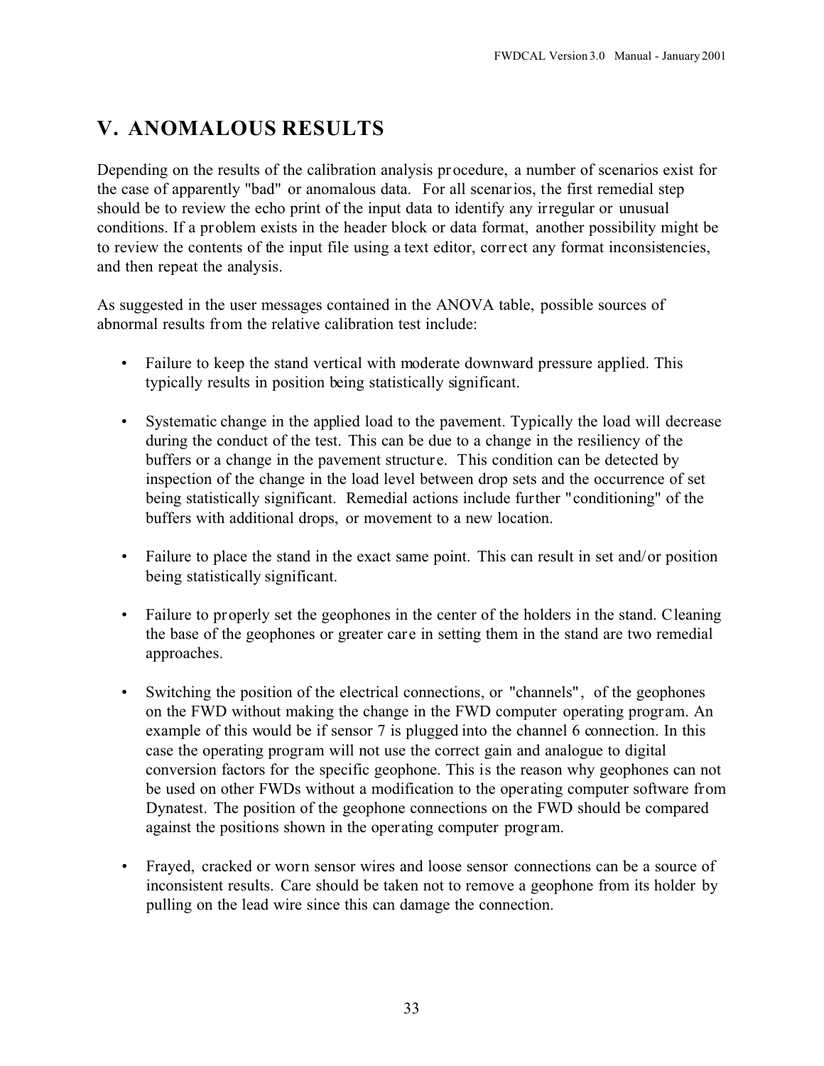# V. ANOMALOUS RESULTS

Depending on the results of the calibration analysis procedure, a number of scenarios exist for the case of apparently "bad" or anomalous data. For all scenarios, the first remedial step should be to review the echo print of the input data to identify any irregular or unusual conditions. If a problem exists in the header block or data format, another possibility might be to review the contents of the input file using a text editor, correct any format inconsistencies, and then repeat the analysis.

As suggested in the user messages contained in the ANOVA table, possible sources of abnormal results from the relative calibration test include:

- Failure to keep the stand vertical with moderate downward pressure applied. This typically results in position being statistically significant.
- Systematic change in the applied load to the pavement. Typically the load will decrease during the conduct of the test. This can be due to a change in the resiliency of the buffers or a change in the pavement structure. This condition can be detected by inspection of the change in the load level between drop sets and the occurrence of set being statistically significant. Remedial actions include further "conditioning" of the buffers with additional drops, or movement to a new location.
- Failure to place the stand in the exact same point. This can result in set and/or position being statistically significant.
- Failure to properly set the geophones in the center of the holders in the stand. Cleaning the base of the geophones or greater care in setting them in the stand are two remedial approaches.
- Switching the position of the electrical connections, or "channels", of the geophones on the FWD without making the change in the FWD computer operating program. An example of this would be if sensor 7 is plugged into the channel 6 connection. In this case the operating program will not use the correct gain and analogue to digital conversion factors for the specific geophone. This is the reason why geophones can not be used on other FWDs without a modification to the operating computer software from Dynatest. The position of the geophone connections on the FWD should be compared against the positions shown in the operating computer program.
- Frayed, cracked or worn sensor wires and loose sensor connections can be a source of inconsistent results. Care should be taken not to remove a geophone from its holder by pulling on the lead wire since this can damage the connection.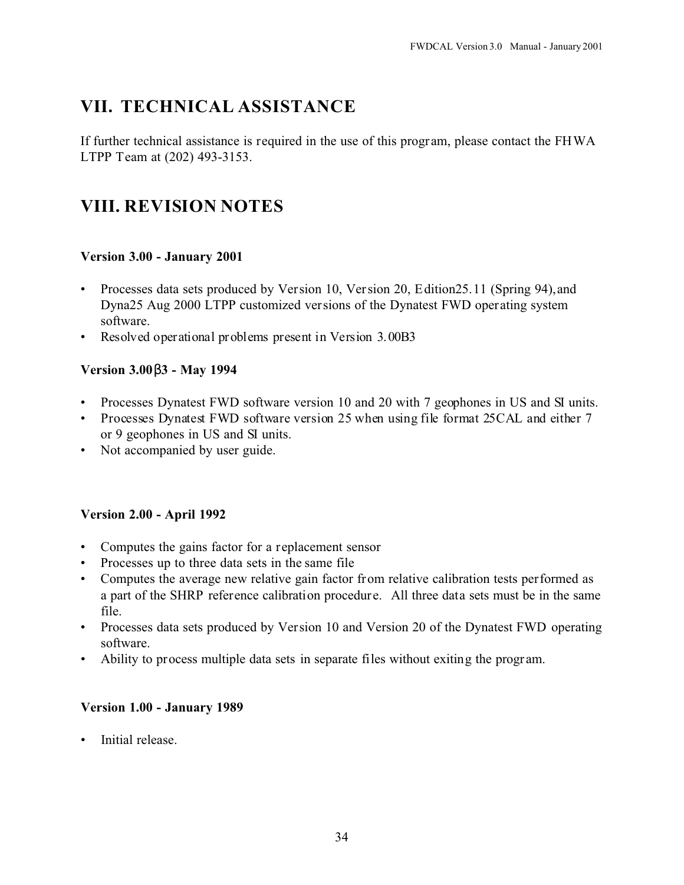# VII. TECHNICAL ASSISTANCE

If further technical assistance is required in the use of this program, please contact the FHWA LTPP Team at (202) 493-3153.

# VIII. REVISION NOTES

### Version 3.00 - January 2001

- Processes data sets produced by Version 10, Version 20, Edition25.11 (Spring 94), and Dyna25 Aug 2000 LTPP customized versions of the Dynatest FWD operating system software.
- Resolved operational problems present in Version 3.00B3

### Version 3.00β3 - May 1994

- Processes Dynatest FWD software version 10 and 20 with 7 geophones in US and SI units.
- Processes Dynatest FWD software version 25 when using file format 25CAL and either 7 or 9 geophones in US and SI units.
- Not accompanied by user guide.

### Version 2.00 - April 1992

- Computes the gains factor for a replacement sensor
- Processes up to three data sets in the same file
- Computes the average new relative gain factor from relative calibration tests performed as a part of the SHRP reference calibration procedure. All three data sets must be in the same file.
- Processes data sets produced by Version 10 and Version 20 of the Dynatest FWD operating software.
- Ability to process multiple data sets in separate files without exiting the program.

### Version 1.00 - January 1989

- Initial release.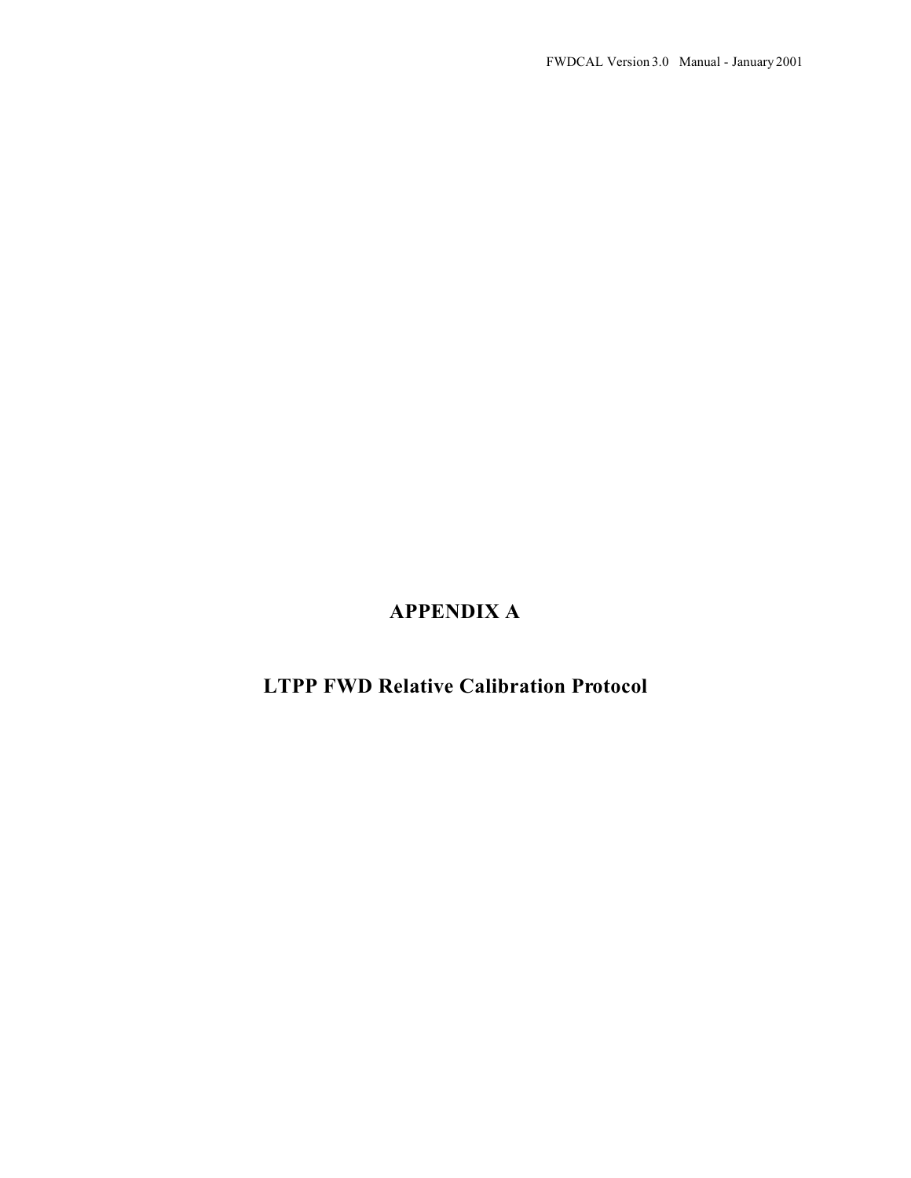# APPENDIX A

# LTPP FWD Relative Calibration Protocol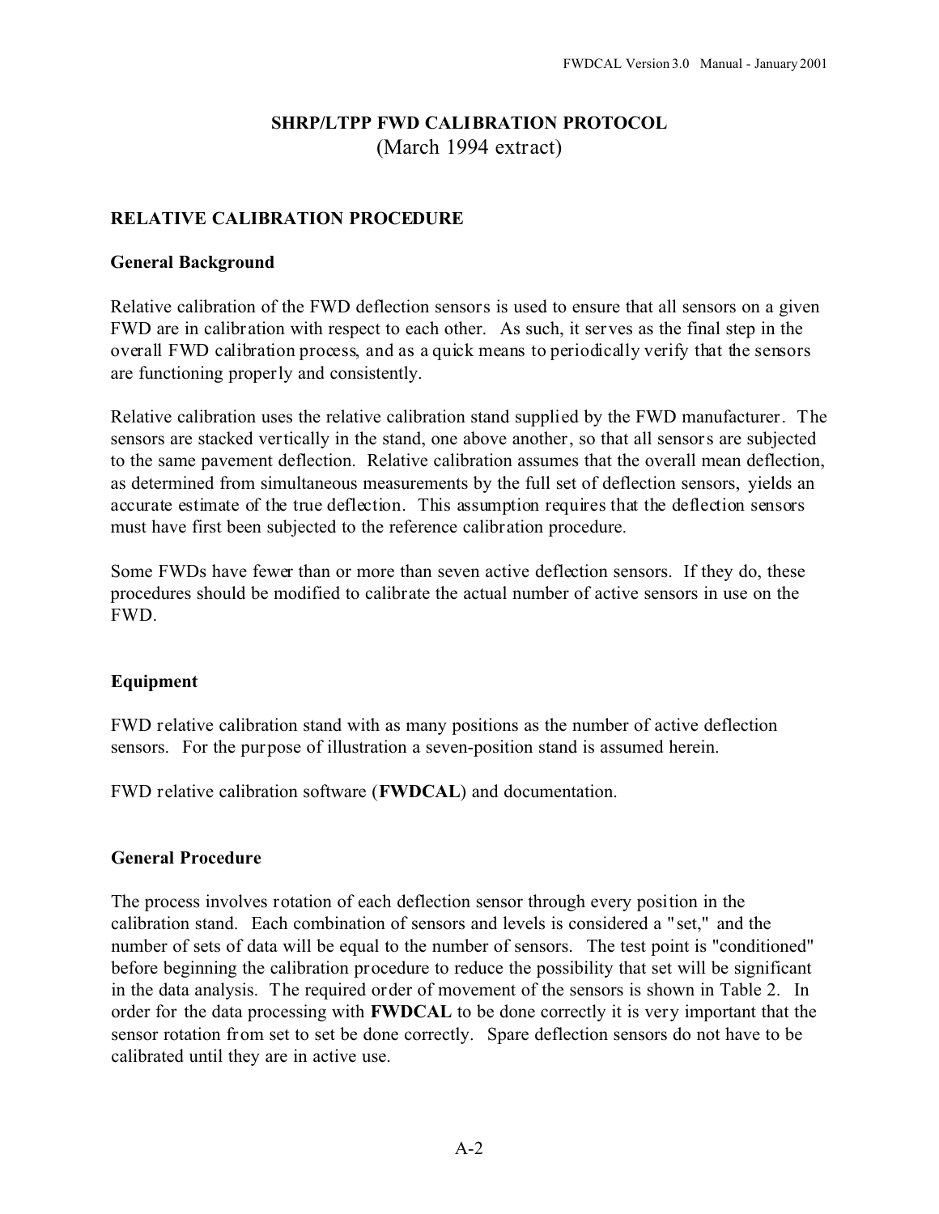# SHRP/LTPP FWD CALIBRATION PROTOCOL
(March 1994 extract)

## RELATIVE CALIBRATION PROCEDURE

### General Background

Relative calibration of the FWD deflection sensors is used to ensure that all sensors on a given FWD are in calibration with respect to each other. As such, it serves as the final step in the overall FWD calibration process, and as a quick means to periodically verify that the sensors are functioning properly and consistently.

Relative calibration uses the relative calibration stand supplied by the FWD manufacturer. The sensors are stacked vertically in the stand, one above another, so that all sensors are subjected to the same pavement deflection. Relative calibration assumes that the overall mean deflection, as determined from simultaneous measurements by the full set of deflection sensors, yields an accurate estimate of the true deflection. This assumption requires that the deflection sensors must have first been subjected to the reference calibration procedure.

Some FWDs have fewer than or more than seven active deflection sensors. If they do, these procedures should be modified to calibrate the actual number of active sensors in use on the FWD.

### Equipment

FWD relative calibration stand with as many positions as the number of active deflection sensors. For the purpose of illustration a seven-position stand is assumed herein.

FWD relative calibration software (**FWDCAL**) and documentation.

### General Procedure

The process involves rotation of each deflection sensor through every position in the calibration stand. Each combination of sensors and levels is considered a "set," and the number of sets of data will be equal to the number of sensors. The test point is "conditioned" before beginning the calibration procedure to reduce the possibility that set will be significant in the data analysis. The required order of movement of the sensors is shown in Table 2. In order for the data processing with **FWDCAL** to be done correctly it is very important that the sensor rotation from set to set be done correctly. Spare deflection sensors do not have to be calibrated until they are in active use.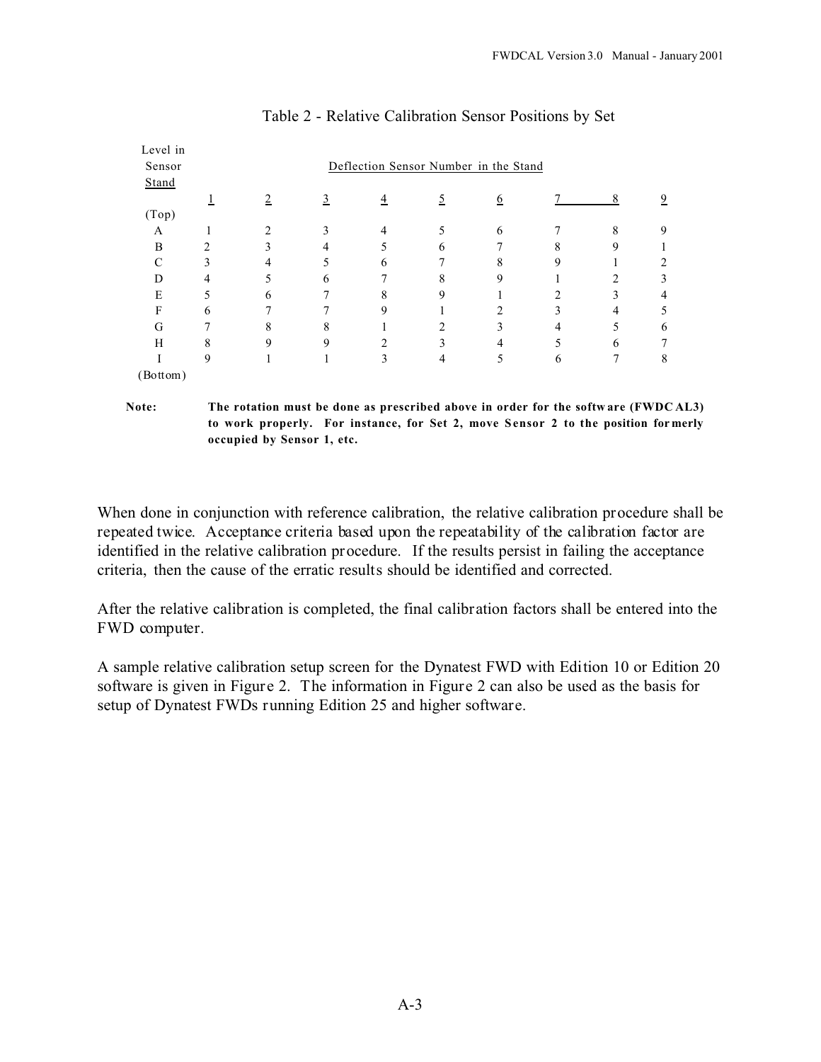Table 2 - Relative Calibration Sensor Positions by Set

| Level in Sensor Stand | Deflection Sensor Number in the Stand | | | | | | | | |
|---|---|---|---|---|---|---|---|---|---|
| | 1 | 2 | 3 | 4 | 5 | 6 | 7 | 8 | 9 |
| (Top) | | | | | | | | | |
| A | 1 | 2 | 3 | 4 | 5 | 6 | 7 | 8 | 9 |
| B | 2 | 3 | 4 | 5 | 6 | 7 | 8 | 9 | 1 |
| C | 3 | 4 | 5 | 6 | 7 | 8 | 9 | 1 | 2 |
| D | 4 | 5 | 6 | 7 | 8 | 9 | 1 | 2 | 3 |
| E | 5 | 6 | 7 | 8 | 9 | 1 | 2 | 3 | 4 |
| F | 6 | 7 | 7 | 9 | 1 | 2 | 3 | 4 | 5 |
| G | 7 | 8 | 8 | 1 | 2 | 3 | 4 | 5 | 6 |
| H | 8 | 9 | 9 | 2 | 3 | 4 | 5 | 6 | 7 |
| I | 9 | 1 | 1 | 3 | 4 | 5 | 6 | 7 | 8 |
| (Bottom) | | | | | | | | | |

**Note:** **The rotation must be done as prescribed above in order for the software (FWDCAL3) to work properly. For instance, for Set 2, move Sensor 2 to the position formerly occupied by Sensor 1, etc.**

When done in conjunction with reference calibration, the relative calibration procedure shall be repeated twice. Acceptance criteria based upon the repeatability of the calibration factor are identified in the relative calibration procedure. If the results persist in failing the acceptance criteria, then the cause of the erratic results should be identified and corrected.

After the relative calibration is completed, the final calibration factors shall be entered into the FWD computer.

A sample relative calibration setup screen for the Dynatest FWD with Edition 10 or Edition 20 software is given in Figure 2. The information in Figure 2 can also be used as the basis for setup of Dynatest FWDs running Edition 25 and higher software.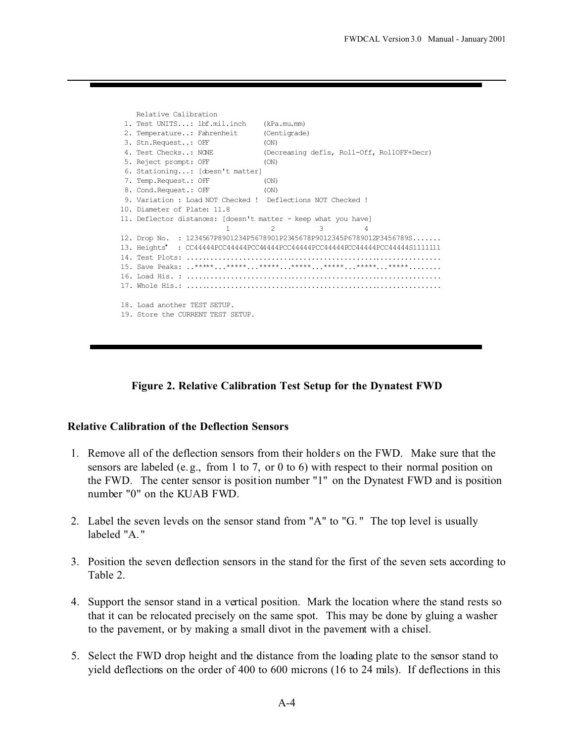```
   Relative Calibration
 1. Test UNITS...: lbf.mil.inch    (kPa.mu.mm)
 2. Temperature..: Fahrenheit      (Centigrade)
 3. Stn.Request..: OFF             (ON)
 4. Test Checks..: NONE            (Decreasing defls, Roll-Off, RollOFF+Decr)
 5. Reject prompt: OFF             (ON)
 6. Stationing...: [doesn't matter]
 7. Temp.Request.: OFF             (ON)
 8. Cond.Request.: OFF             (ON)
 9. Variation : Load NOT Checked !  Deflections NOT Checked !
10. Diameter of Plate: 11.8
11. Deflector distances: [doesn't matter - keep what you have]
                          1          2          3          4
12. Drop No.  : 1234567P8901234P5678901P2345678P9012345P6789012P3456789S.......
13. Heights+  : CC44444PCC44444PCC44444PCC44444PCC44444PCC44444PCC44444S1111111
14. Test Plots: ...............................................................
15. Save Peaks: ..*****...*****...*****...*****...*****...*****...*****........
16. Load His. : ...............................................................
17. Whole His.: ...............................................................

18. Load another TEST SETUP.
19. Store the CURRENT TEST SETUP.
```

**Figure 2. Relative Calibration Test Setup for the Dynatest FWD**

## Relative Calibration of the Deflection Sensors

1. Remove all of the deflection sensors from their holders on the FWD. Make sure that the sensors are labeled (e.g., from 1 to 7, or 0 to 6) with respect to their normal position on the FWD. The center sensor is position number "1" on the Dynatest FWD and is position number "0" on the KUAB FWD.

2. Label the seven levels on the sensor stand from "A" to "G." The top level is usually labeled "A."

3. Position the seven deflection sensors in the stand for the first of the seven sets according to Table 2.

4. Support the sensor stand in a vertical position. Mark the location where the stand rests so that it can be relocated precisely on the same spot. This may be done by gluing a washer to the pavement, or by making a small divot in the pavement with a chisel.

5. Select the FWD drop height and the distance from the loading plate to the sensor stand to yield deflections on the order of 400 to 600 microns (16 to 24 mils). If deflections in this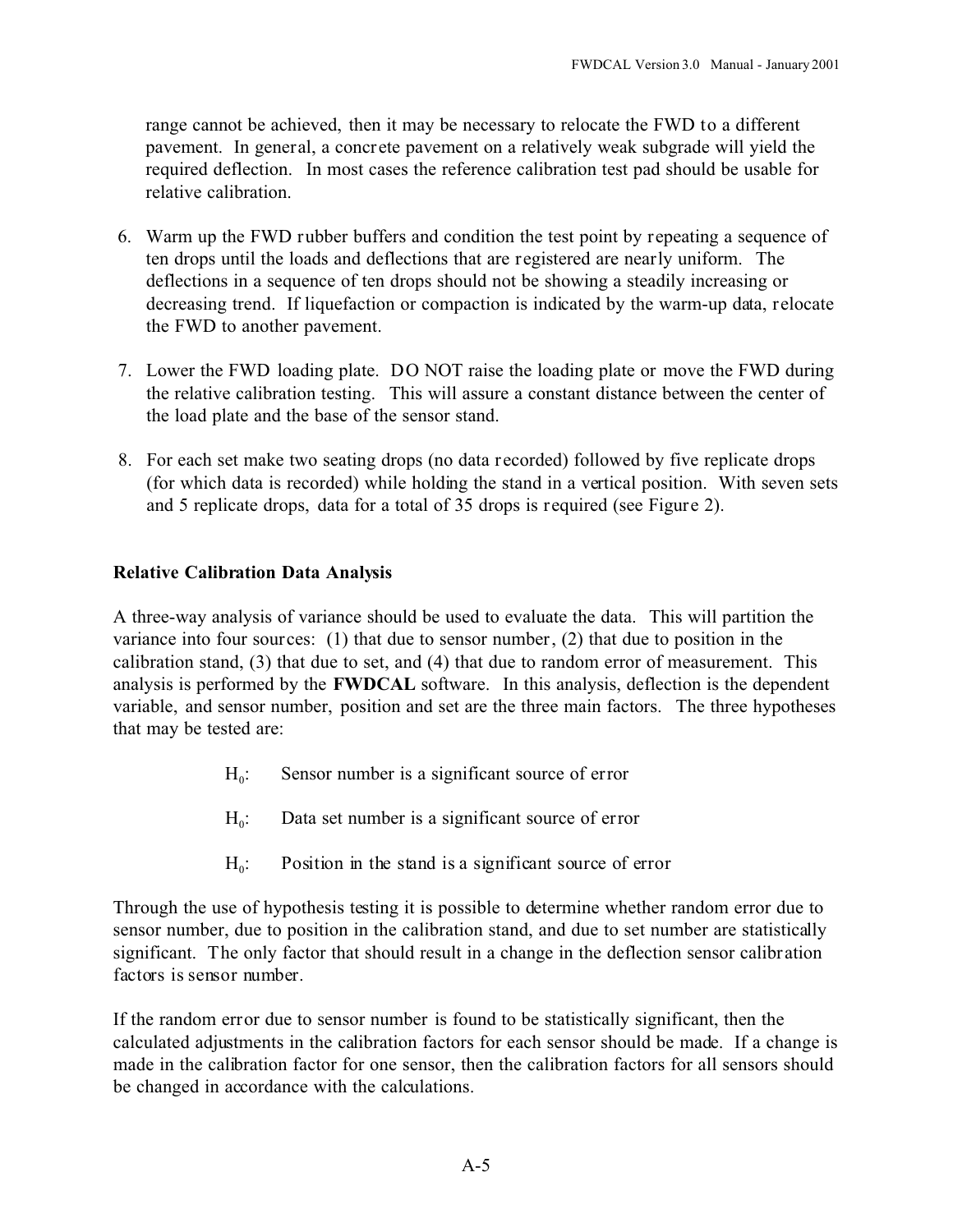range cannot be achieved, then it may be necessary to relocate the FWD to a different pavement. In general, a concrete pavement on a relatively weak subgrade will yield the required deflection. In most cases the reference calibration test pad should be usable for relative calibration.

6. Warm up the FWD rubber buffers and condition the test point by repeating a sequence of ten drops until the loads and deflections that are registered are nearly uniform. The deflections in a sequence of ten drops should not be showing a steadily increasing or decreasing trend. If liquefaction or compaction is indicated by the warm-up data, relocate the FWD to another pavement.

7. Lower the FWD loading plate. DO NOT raise the loading plate or move the FWD during the relative calibration testing. This will assure a constant distance between the center of the load plate and the base of the sensor stand.

8. For each set make two seating drops (no data recorded) followed by five replicate drops (for which data is recorded) while holding the stand in a vertical position. With seven sets and 5 replicate drops, data for a total of 35 drops is required (see Figure 2).

**Relative Calibration Data Analysis**

A three-way analysis of variance should be used to evaluate the data. This will partition the variance into four sources: (1) that due to sensor number, (2) that due to position in the calibration stand, (3) that due to set, and (4) that due to random error of measurement. This analysis is performed by the **FWDCAL** software. In this analysis, deflection is the dependent variable, and sensor number, position and set are the three main factors. The three hypotheses that may be tested are:

$H_0$: Sensor number is a significant source of error

$H_0$: Data set number is a significant source of error

$H_0$: Position in the stand is a significant source of error

Through the use of hypothesis testing it is possible to determine whether random error due to sensor number, due to position in the calibration stand, and due to set number are statistically significant. The only factor that should result in a change in the deflection sensor calibration factors is sensor number.

If the random error due to sensor number is found to be statistically significant, then the calculated adjustments in the calibration factors for each sensor should be made. If a change is made in the calibration factor for one sensor, then the calibration factors for all sensors should be changed in accordance with the calculations.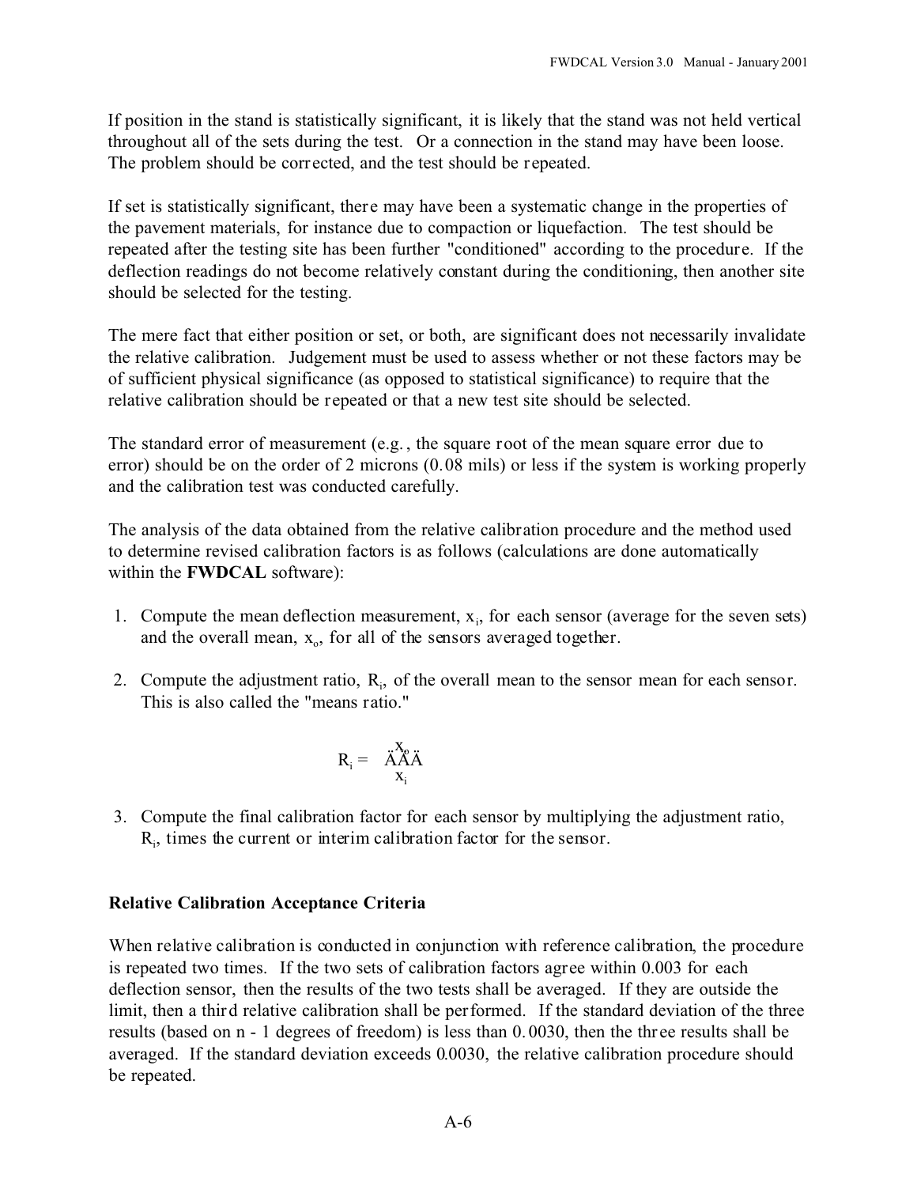If position in the stand is statistically significant, it is likely that the stand was not held vertical throughout all of the sets during the test. Or a connection in the stand may have been loose. The problem should be corrected, and the test should be repeated.

If set is statistically significant, there may have been a systematic change in the properties of the pavement materials, for instance due to compaction or liquefaction. The test should be repeated after the testing site has been further "conditioned" according to the procedure. If the deflection readings do not become relatively constant during the conditioning, then another site should be selected for the testing.

The mere fact that either position or set, or both, are significant does not necessarily invalidate the relative calibration. Judgement must be used to assess whether or not these factors may be of sufficient physical significance (as opposed to statistical significance) to require that the relative calibration should be repeated or that a new test site should be selected.

The standard error of measurement (e.g., the square root of the mean square error due to error) should be on the order of 2 microns (0.08 mils) or less if the system is working properly and the calibration test was conducted carefully.

The analysis of the data obtained from the relative calibration procedure and the method used to determine revised calibration factors is as follows (calculations are done automatically within the **FWDCAL** software):

1. Compute the mean deflection measurement, $x_i$, for each sensor (average for the seven sets) and the overall mean, $x_o$, for all of the sensors averaged together.

2. Compute the adjustment ratio, $R_i$, of the overall mean to the sensor mean for each sensor. This is also called the "means ratio."

$$R_i = \frac{x_o}{x_i}$$

3. Compute the final calibration factor for each sensor by multiplying the adjustment ratio, $R_i$, times the current or interim calibration factor for the sensor.

**Relative Calibration Acceptance Criteria**

When relative calibration is conducted in conjunction with reference calibration, the procedure is repeated two times. If the two sets of calibration factors agree within 0.003 for each deflection sensor, then the results of the two tests shall be averaged. If they are outside the limit, then a third relative calibration shall be performed. If the standard deviation of the three results (based on n - 1 degrees of freedom) is less than 0.0030, then the three results shall be averaged. If the standard deviation exceeds 0.0030, the relative calibration procedure should be repeated.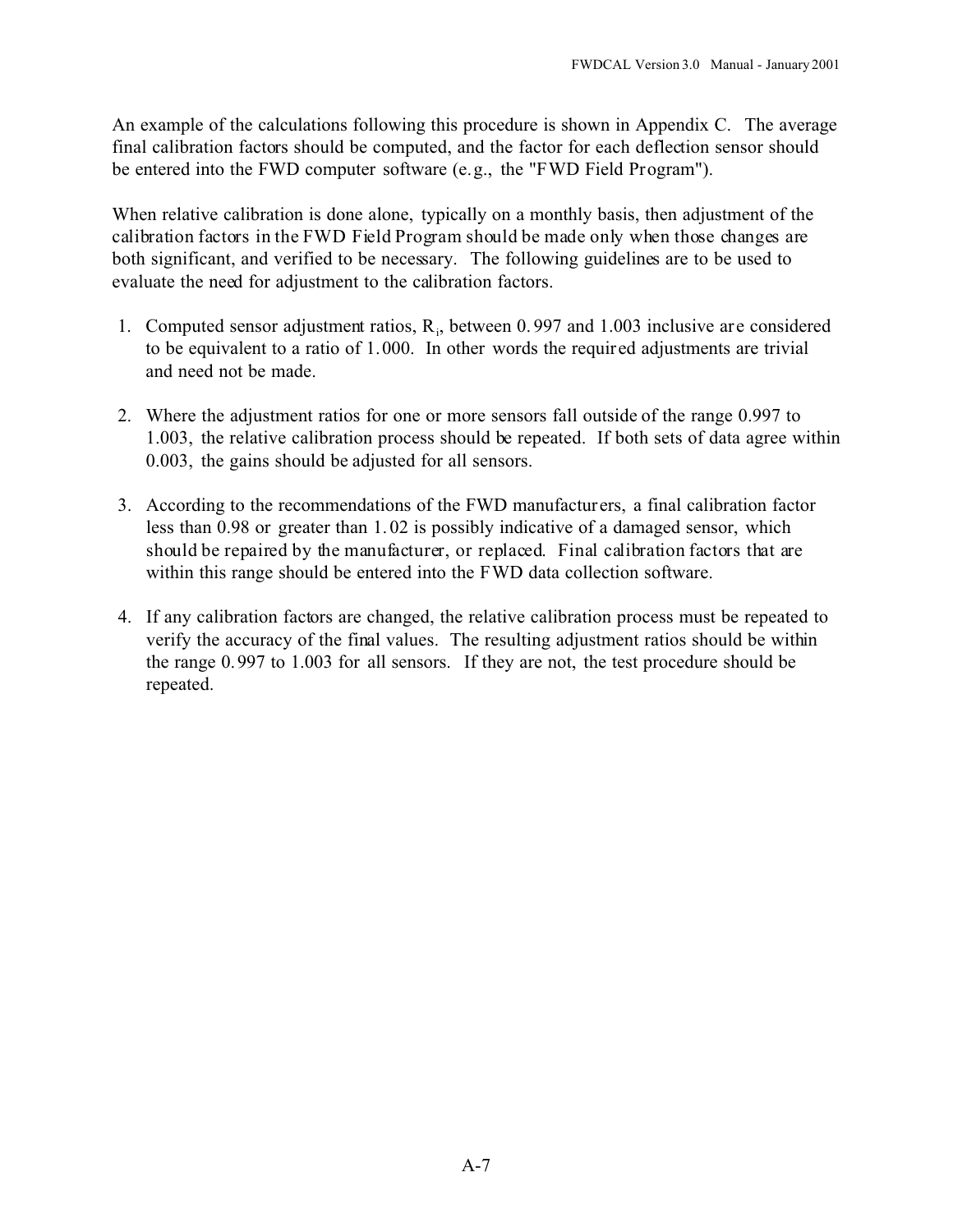An example of the calculations following this procedure is shown in Appendix C. The average final calibration factors should be computed, and the factor for each deflection sensor should be entered into the FWD computer software (e.g., the "FWD Field Program").

When relative calibration is done alone, typically on a monthly basis, then adjustment of the calibration factors in the FWD Field Program should be made only when those changes are both significant, and verified to be necessary. The following guidelines are to be used to evaluate the need for adjustment to the calibration factors.

1. Computed sensor adjustment ratios, $R_i$, between 0.997 and 1.003 inclusive are considered to be equivalent to a ratio of 1.000. In other words the required adjustments are trivial and need not be made.

2. Where the adjustment ratios for one or more sensors fall outside of the range 0.997 to 1.003, the relative calibration process should be repeated. If both sets of data agree within 0.003, the gains should be adjusted for all sensors.

3. According to the recommendations of the FWD manufacturers, a final calibration factor less than 0.98 or greater than 1.02 is possibly indicative of a damaged sensor, which should be repaired by the manufacturer, or replaced. Final calibration factors that are within this range should be entered into the FWD data collection software.

4. If any calibration factors are changed, the relative calibration process must be repeated to verify the accuracy of the final values. The resulting adjustment ratios should be within the range 0.997 to 1.003 for all sensors. If they are not, the test procedure should be repeated.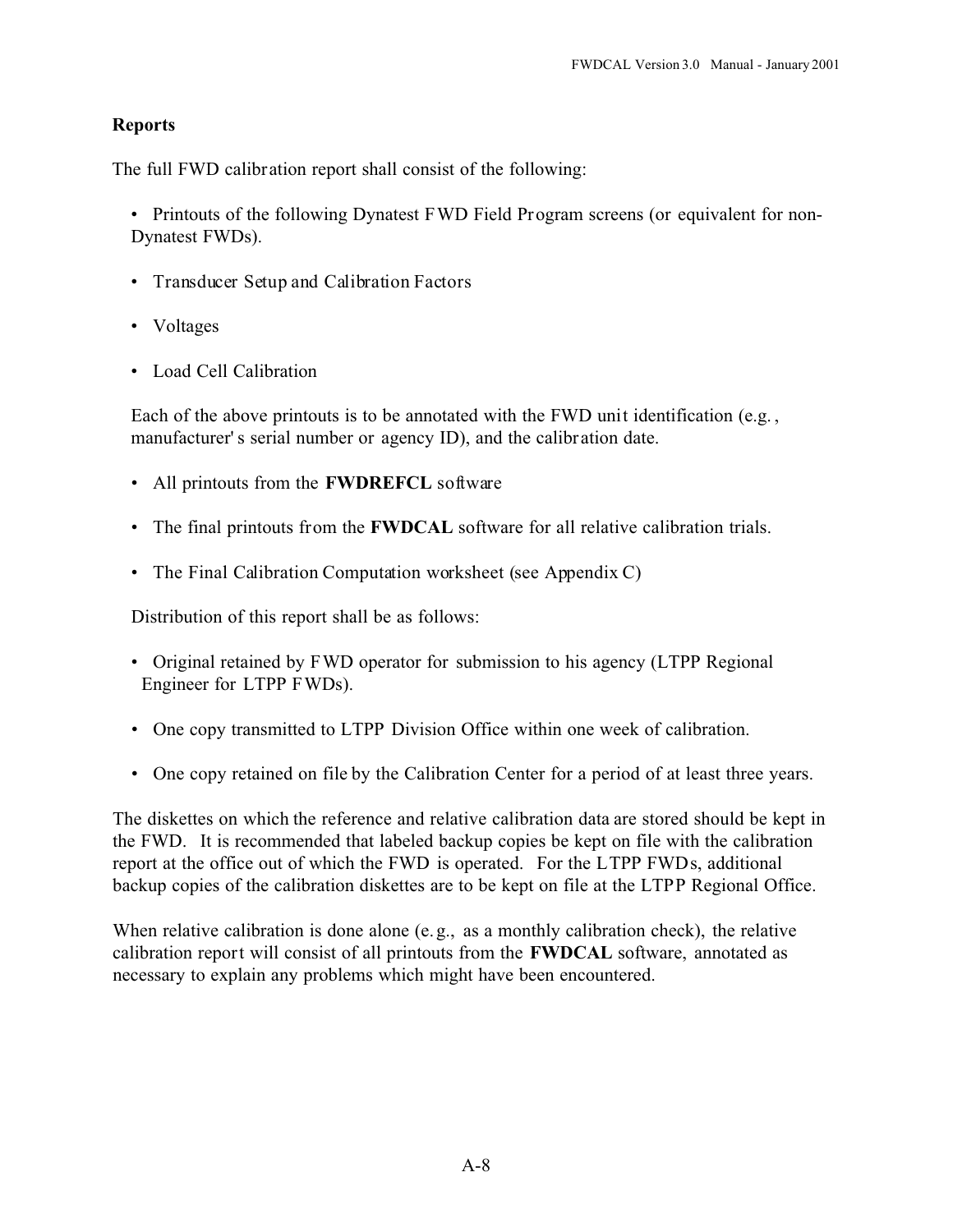## Reports

The full FWD calibration report shall consist of the following:

- Printouts of the following Dynatest FWD Field Program screens (or equivalent for non-Dynatest FWDs).
- Transducer Setup and Calibration Factors
- Voltages
- Load Cell Calibration

  Each of the above printouts is to be annotated with the FWD unit identification (e.g., manufacturer's serial number or agency ID), and the calibration date.

- All printouts from the **FWDREFCL** software
- The final printouts from the **FWDCAL** software for all relative calibration trials.
- The Final Calibration Computation worksheet (see Appendix C)

  Distribution of this report shall be as follows:

- Original retained by FWD operator for submission to his agency (LTPP Regional Engineer for LTPP FWDs).
- One copy transmitted to LTPP Division Office within one week of calibration.
- One copy retained on file by the Calibration Center for a period of at least three years.

The diskettes on which the reference and relative calibration data are stored should be kept in the FWD. It is recommended that labeled backup copies be kept on file with the calibration report at the office out of which the FWD is operated. For the LTPP FWDs, additional backup copies of the calibration diskettes are to be kept on file at the LTPP Regional Office.

When relative calibration is done alone (e.g., as a monthly calibration check), the relative calibration report will consist of all printouts from the **FWDCAL** software, annotated as necessary to explain any problems which might have been encountered.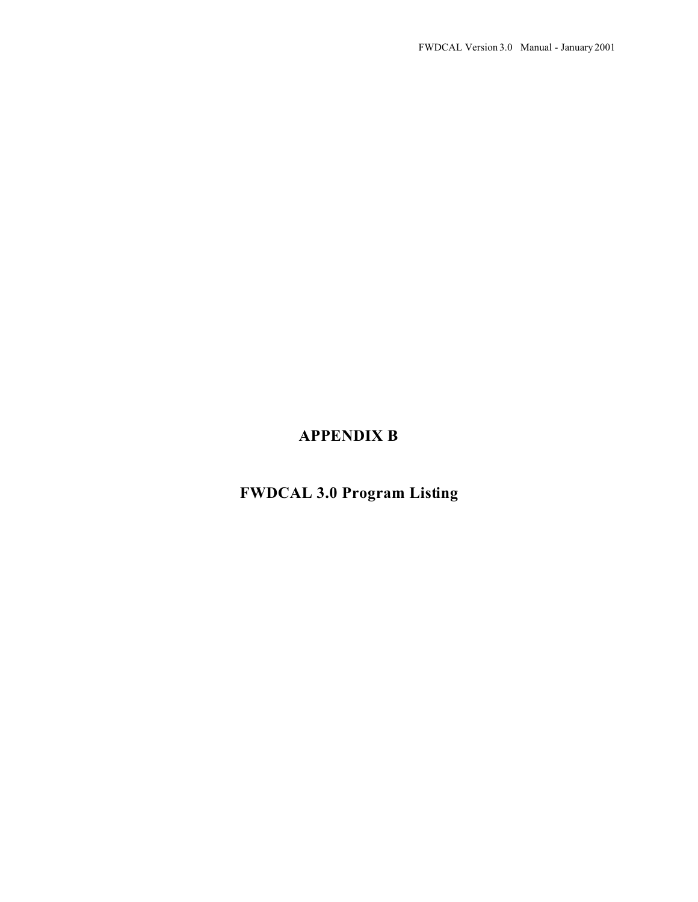# APPENDIX B

## FWDCAL 3.0 Program Listing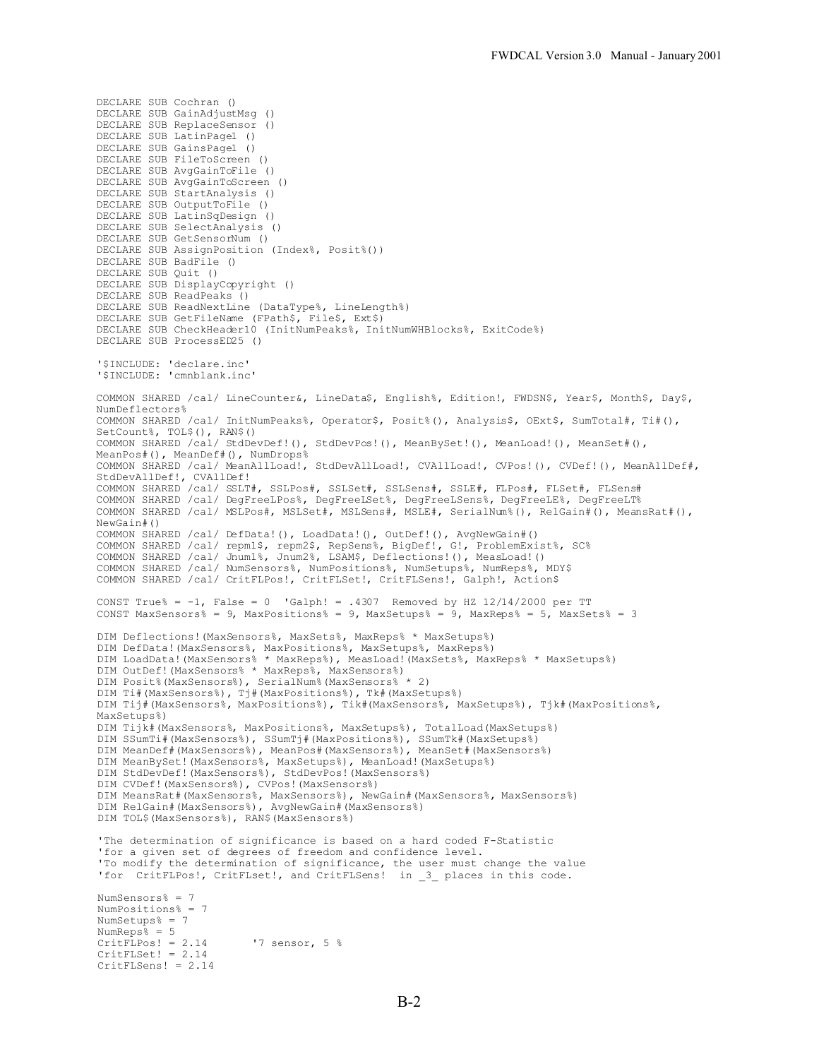```
DECLARE SUB Cochran ()
DECLARE SUB GainAdjustMsg ()
DECLARE SUB ReplaceSensor ()
DECLARE SUB LatinPage1 ()
DECLARE SUB GainsPage1 ()
DECLARE SUB FileToScreen ()
DECLARE SUB AvgGainToFile ()
DECLARE SUB AvgGainToScreen ()
DECLARE SUB StartAnalysis ()
DECLARE SUB OutputToFile ()
DECLARE SUB LatinSqDesign ()
DECLARE SUB SelectAnalysis ()
DECLARE SUB GetSensorNum ()
DECLARE SUB AssignPosition (Index%, Posit%())
DECLARE SUB BadFile ()
DECLARE SUB Quit ()
DECLARE SUB DisplayCopyright ()
DECLARE SUB ReadPeaks ()
DECLARE SUB ReadNextLine (DataType%, LineLength%)
DECLARE SUB GetFileName (FPath$, File$, Ext$)
DECLARE SUB CheckHeader10 (InitNumPeaks%, InitNumWHBlocks%, ExitCode%)
DECLARE SUB ProcessED25 ()

'$INCLUDE: 'declare.inc'
'$INCLUDE: 'cmnblank.inc'

COMMON SHARED /cal/ LineCounter&, LineData$, English%, Edition!, FWDSN$, Year$, Month$, Day$,
NumDeflectors%
COMMON SHARED /cal/ InitNumPeaks%, Operator$, Posit%(), Analysis$, OExt$, SumTotal#, Ti#(),
SetCount%, TOL$(), RAN$()
COMMON SHARED /cal/ StdDevDef!(), StdDevPos!(), MeanBySet!(), MeanLoad!(), MeanSet#(),
MeanPos#(), MeanDef#(), NumDrops%
COMMON SHARED /cal/ MeanAllLoad!, StdDevAllLoad!, CVAllLoad!, CVPos!(), CVDef!(), MeanAllDef#,
StdDevAllDef!, CVAllDef!
COMMON SHARED /cal/ SSLT#, SSLPos#, SSLSet#, SSLSens#, SSLE#, FLPos#, FLSet#, FLSens#
COMMON SHARED /cal/ DegFreeLPos%, DegFreeLSet%, DegFreeLSens%, DegFreeLE%, DegFreeLT%
COMMON SHARED /cal/ MSLPos#, MSLSet#, MSLSens#, MSLE#, SerialNum%(), RelGain#(), MeansRat#(),
NewGain#()
COMMON SHARED /cal/ DefData!(), LoadData!(), OutDef!(), AvgNewGain#()
COMMON SHARED /cal/ repm1$, repm2$, RepSens%, BigDef!, G!, ProblemExist%, SC%
COMMON SHARED /cal/ Jnum1%, Jnum2%, LSAM$, Deflections!(), MeasLoad!()
COMMON SHARED /cal/ NumSensors%, NumPositions%, NumSetups%, NumReps%, MDY$
COMMON SHARED /cal/ CritFLPos!, CritFLSet!, CritFLSens!, Galph!, Action$

CONST True% = -1, False = 0  'Galph! = .4307  Removed by HZ 12/14/2000 per TT
CONST MaxSensors% = 9, MaxPositions% = 9, MaxSetups% = 9, MaxReps% = 5, MaxSets% = 3

DIM Deflections!(MaxSensors%, MaxSets%, MaxReps% * MaxSetups%)
DIM DefData!(MaxSensors%, MaxPositions%, MaxSetups%, MaxReps%)
DIM LoadData!(MaxSensors% * MaxReps%), MeasLoad!(MaxSets%, MaxReps% * MaxSetups%)
DIM OutDef!(MaxSensors% * MaxReps%, MaxSensors%)
DIM Posit%(MaxSensors%), SerialNum%(MaxSensors% * 2)
DIM Ti#(MaxSensors%), Tj#(MaxPositions%), Tk#(MaxSetups%)
DIM Tij#(MaxSensors%, MaxPositions%), Tik#(MaxSensors%, MaxSetups%), Tjk#(MaxPositions%,
MaxSetups%)
DIM Tijk#(MaxSensors%, MaxPositions%, MaxSetups%), TotalLoad(MaxSetups%)
DIM SSumTi#(MaxSensors%), SSumTj#(MaxPositions%), SSumTk#(MaxSetups%)
DIM MeanDef#(MaxSensors%), MeanPos#(MaxSensors%), MeanSet#(MaxSensors%)
DIM MeanBySet!(MaxSensors%, MaxSetups%), MeanLoad!(MaxSetups%)
DIM StdDevDef!(MaxSensors%), StdDevPos!(MaxSensors%)
DIM CVDef!(MaxSensors%), CVPos!(MaxSensors%)
DIM MeansRat#(MaxSensors%, MaxSensors%), NewGain#(MaxSensors%, MaxSensors%)
DIM RelGain#(MaxSensors%), AvgNewGain#(MaxSensors%)
DIM TOL$(MaxSensors%), RAN$(MaxSensors%)

'The determination of significance is based on a hard coded F-Statistic
'for a given set of degrees of freedom and confidence level.
'To modify the determination of significance, the user must change the value
'for  CritFLPos!, CritFLset!, and CritFLSens!  in _3_ places in this code.

NumSensors% = 7
NumPositions% = 7
NumSetups% = 7
NumReps% = 5
CritFLPos! = 2.14       '7 sensor, 5 %
CritFLSet! = 2.14
CritFLSens! = 2.14
```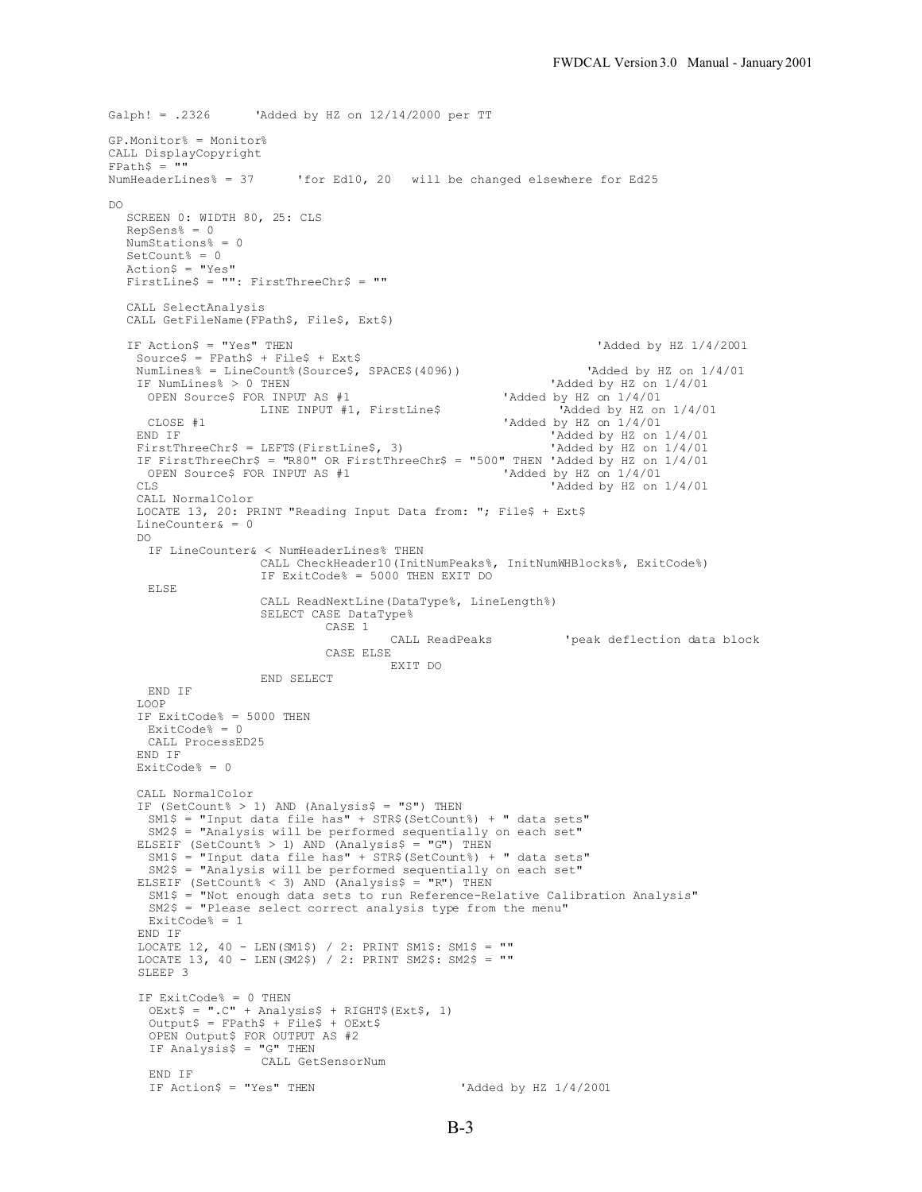```
Galph! = .2326      'Added by HZ on 12/14/2000 per TT

GP.Monitor% = Monitor%
CALL DisplayCopyright
FPath$ = ""
NumHeaderLines% = 37      'for Ed10, 20   will be changed elsewhere for Ed25

DO
   SCREEN 0: WIDTH 80, 25: CLS
   RepSens% = 0
   NumStations% = 0
   SetCount% = 0
   Action$ = "Yes"
   FirstLine$ = "": FirstThreeChr$ = ""

   CALL SelectAnalysis
   CALL GetFileName(FPath$, File$, Ext$)

   IF Action$ = "Yes" THEN                                          'Added by HZ 1/4/2001
    Source$ = FPath$ + File$ + Ext$
    NumLines% = LineCount%(Source$, SPACE$(4096))                  'Added by HZ on 1/4/01
    IF NumLines% > 0 THEN                                         'Added by HZ on 1/4/01
      OPEN Source$ FOR INPUT AS #1                         'Added by HZ on 1/4/01
                    LINE INPUT #1, FirstLine$                    'Added by HZ on 1/4/01
      CLOSE #1                                             'Added by HZ on 1/4/01
    END IF                                                        'Added by HZ on 1/4/01
    FirstThreeChr$ = LEFT$(FirstLine$, 3)                         'Added by HZ on 1/4/01
    IF FirstThreeChr$ = "R80" OR FirstThreeChr$ = "500" THEN 'Added by HZ on 1/4/01
      OPEN Source$ FOR INPUT AS #1                         'Added by HZ on 1/4/01
    CLS                                                           'Added by HZ on 1/4/01
    CALL NormalColor
    LOCATE 13, 20: PRINT "Reading Input Data from: "; File$ + Ext$
    LineCounter& = 0
    DO
      IF LineCounter& < NumHeaderLines% THEN
                    CALL CheckHeader10(InitNumPeaks%, InitNumWHBlocks%, ExitCode%)
                    IF ExitCode% = 5000 THEN EXIT DO
      ELSE
                    CALL ReadNextLine(DataType%, LineLength%)
                    SELECT CASE DataType%
                              CASE 1
                                        CALL ReadPeaks          'peak deflection data block
                              CASE ELSE
                                        EXIT DO
                    END SELECT
      END IF
    LOOP
    IF ExitCode% = 5000 THEN
      ExitCode% = 0
      CALL ProcessED25
    END IF
    ExitCode% = 0

    CALL NormalColor
    IF (SetCount% > 1) AND (Analysis$ = "S") THEN
      SM1$ = "Input data file has" + STR$(SetCount%) + " data sets"
      SM2$ = "Analysis will be performed sequentially on each set"
    ELSEIF (SetCount% > 1) AND (Analysis$ = "G") THEN
      SM1$ = "Input data file has" + STR$(SetCount%) + " data sets"
      SM2$ = "Analysis will be performed sequentially on each set"
    ELSEIF (SetCount% < 3) AND (Analysis$ = "R") THEN
      SM1$ = "Not enough data sets to run Reference-Relative Calibration Analysis"
      SM2$ = "Please select correct analysis type from the menu"
      ExitCode% = 1
    END IF
    LOCATE 12, 40 - LEN(SM1$) / 2: PRINT SM1$: SM1$ = ""
    LOCATE 13, 40 - LEN(SM2$) / 2: PRINT SM2$: SM2$ = ""
    SLEEP 3

    IF ExitCode% = 0 THEN
      OExt$ = ".C" + Analysis$ + RIGHT$(Ext$, 1)
      Output$ = FPath$ + File$ + OExt$
      OPEN Output$ FOR OUTPUT AS #2
      IF Analysis$ = "G" THEN
                    CALL GetSensorNum
      END IF
      IF Action$ = "Yes" THEN                     'Added by HZ 1/4/2001
```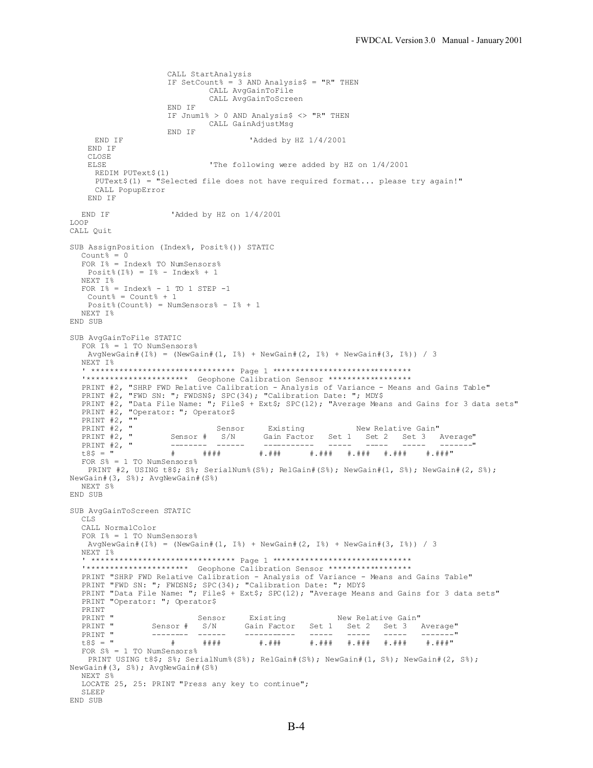```
                    CALL StartAnalysis
                    IF SetCount% = 3 AND Analysis$ = "R" THEN
                            CALL AvgGainToFile
                            CALL AvgGainToScreen
                    END IF
                    IF Jnum1% > 0 AND Analysis$ <> "R" THEN
                            CALL GainAdjustMsg
                    END IF
      END IF                             'Added by HZ 1/4/2001
    END IF
    CLOSE
    ELSE                        'The following were added by HZ on 1/4/2001
      REDIM PUText$(1)
      PUText$(1) = "Selected file does not have required format... please try again!"
      CALL PopupError
    END IF

  END IF             'Added by HZ on 1/4/2001
LOOP
CALL Quit

SUB AssignPosition (Index%, Posit%()) STATIC
  Count% = 0
  FOR I% = Index% TO NumSensors%
    Posit%(I%) = I% - Index% + 1
  NEXT I%
  FOR I% = Index% - 1 TO 1 STEP -1
    Count% = Count% + 1
    Posit%(Count%) = NumSensors% - I% + 1
  NEXT I%
END SUB

SUB AvgGainToFile STATIC
  FOR I% = 1 TO NumSensors%
   AvgNewGain#(I%) = (NewGain#(1, I%) + NewGain#(2, I%) + NewGain#(3, I%)) / 3
  NEXT I%
  ' ******************************* Page 1 ******************************
  '*********************  Geophone Calibration Sensor *****************
  PRINT #2, "SHRP FWD Relative Calibration - Analysis of Variance - Means and Gains Table"
  PRINT #2, "FWD SN: "; FWDSN$; SPC(34); "Calibration Date: "; MDY$
  PRINT #2, "Data File Name: "; File$ + Ext$; SPC(12); "Average Means and Gains for 3 data sets"
  PRINT #2, "Operator: "; Operator$
  PRINT #2, ""
  PRINT #2, "                  Sensor     Existing           New Relative Gain"
  PRINT #2, "        Sensor #   S/N      Gain Factor   Set 1   Set 2   Set 3   Average"
  PRINT #2, "        --------  ------    -----------   -----   -----   -----   -------"
  t8$ = "           #      ####        #.###      #.###   #.###   #.###    #.###"
  FOR S% = 1 TO NumSensors%
    PRINT #2, USING t8$; S%; SerialNum%(S%); RelGain#(S%); NewGain#(1, S%); NewGain#(2, S%);
NewGain#(3, S%); AvgNewGain#(S%)
  NEXT S%
END SUB

SUB AvgGainToScreen STATIC
  CLS
  CALL NormalColor
  FOR I% = 1 TO NumSensors%
   AvgNewGain#(I%) = (NewGain#(1, I%) + NewGain#(2, I%) + NewGain#(3, I%)) / 3
  NEXT I%
  ' ******************************* Page 1 ******************************
  '*********************  Geophone Calibration Sensor *****************
  PRINT "SHRP FWD Relative Calibration - Analysis of Variance - Means and Gains Table"
  PRINT "FWD SN: "; FWDSN$; SPC(34); "Calibration Date: "; MDY$
  PRINT "Data File Name: "; File$ + Ext$; SPC(12); "Average Means and Gains for 3 data sets"
  PRINT "Operator: "; Operator$
  PRINT
  PRINT "                  Sensor     Existing           New Relative Gain"
  PRINT "        Sensor #   S/N      Gain Factor   Set 1   Set 2   Set 3   Average"
  PRINT "        --------  ------    -----------   -----   -----   -----   -------"
  t8$ = "           #      ####        #.###      #.###   #.###   #.###    #.###"
  FOR S% = 1 TO NumSensors%
    PRINT USING t8$; S%; SerialNum%(S%); RelGain#(S%); NewGain#(1, S%); NewGain#(2, S%);
NewGain#(3, S%); AvgNewGain#(S%)
  NEXT S%
  LOCATE 25, 25: PRINT "Press any key to continue";
  SLEEP
END SUB
```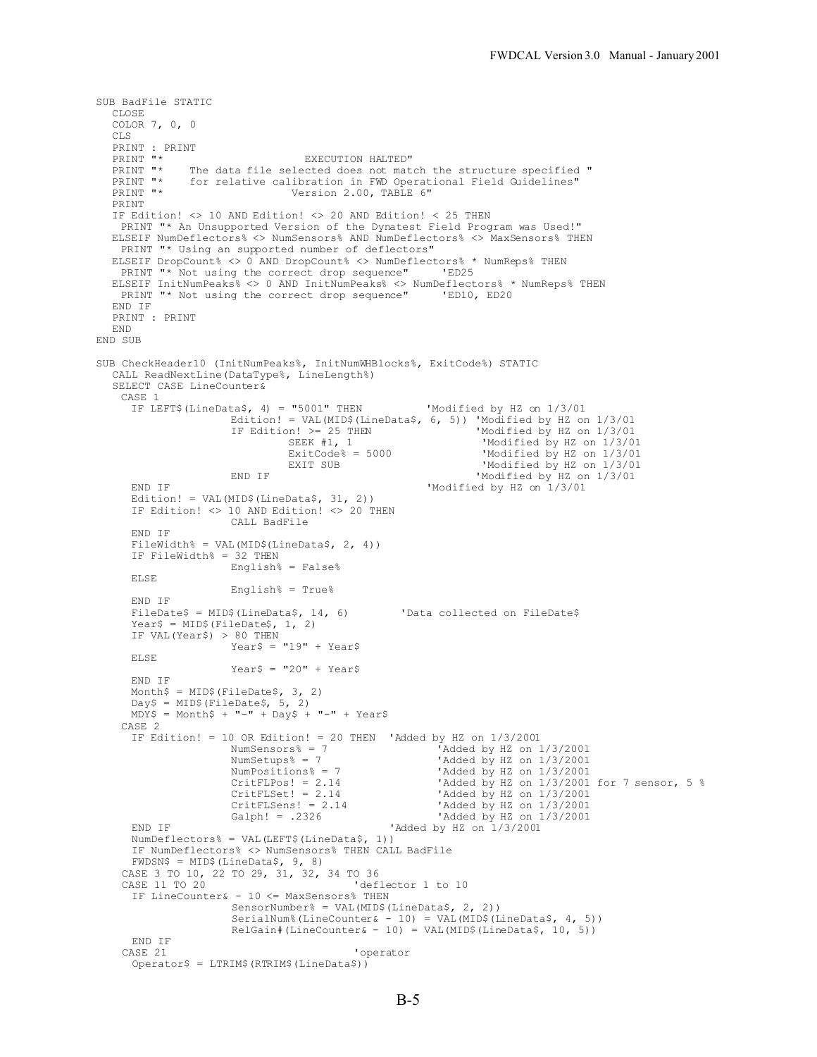```
SUB BadFile STATIC
   CLOSE
   COLOR 7, 0, 0
   CLS
   PRINT : PRINT
   PRINT "*                       EXECUTION HALTED"
   PRINT "*    The data file selected does not match the structure specified "
   PRINT "*    for relative calibration in FWD Operational Field Guidelines"
   PRINT "*                     Version 2.00, TABLE 6"
   PRINT
   IF Edition! <> 10 AND Edition! <> 20 AND Edition! < 25 THEN
     PRINT "* An Unsupported Version of the Dynatest Field Program was Used!"
   ELSEIF NumDeflectors% <> NumSensors% AND NumDeflectors% <> MaxSensors% THEN
     PRINT "* Using an supported number of deflectors"
   ELSEIF DropCount% <> 0 AND DropCount% <> NumDeflectors% * NumReps% THEN
     PRINT "* Not using the correct drop sequence"     'ED25
   ELSEIF InitNumPeaks% <> 0 AND InitNumPeaks% <> NumDeflectors% * NumReps% THEN
     PRINT "* Not using the correct drop sequence"     'ED10, ED20
   END IF
   PRINT : PRINT
   END
END SUB

SUB CheckHeader10 (InitNumPeaks%, InitNumWHBlocks%, ExitCode%) STATIC
   CALL ReadNextLine(DataType%, LineLength%)
   SELECT CASE LineCounter&
    CASE 1
      IF LEFT$(LineData$, 4) = "5001" THEN          'Modified by HZ on 1/3/01
                   Edition! = VAL(MID$(LineData$, 6, 5)) 'Modified by HZ on 1/3/01
                   IF Edition! >= 25 THEN                 'Modified by HZ on 1/3/01
                            SEEK #1, 1                     'Modified by HZ on 1/3/01
                            ExitCode% = 5000               'Modified by HZ on 1/3/01
                            EXIT SUB                       'Modified by HZ on 1/3/01
                   END IF                                 'Modified by HZ on 1/3/01
      END IF                                        'Modified by HZ on 1/3/01
      Edition! = VAL(MID$(LineData$, 31, 2))
      IF Edition! <> 10 AND Edition! <> 20 THEN
                   CALL BadFile
      END IF
      FileWidth% = VAL(MID$(LineData$, 2, 4))
      IF FileWidth% = 32 THEN
                   English% = False%
      ELSE
                   English% = True%
      END IF
      FileDate$ = MID$(LineData$, 14, 6)        'Data collected on FileDate$
      Year$ = MID$(FileDate$, 1, 2)
      IF VAL(Year$) > 80 THEN
                   Year$ = "19" + Year$
      ELSE
                   Year$ = "20" + Year$
      END IF
      Month$ = MID$(FileDate$, 3, 2)
      Day$ = MID$(FileDate$, 5, 2)
      MDY$ = Month$ + "-" + Day$ + "-" + Year$
    CASE 2
      IF Edition! = 10 OR Edition! = 20 THEN  'Added by HZ on 1/3/2001
                   NumSensors% = 7                 'Added by HZ on 1/3/2001
                   NumSetups% = 7                  'Added by HZ on 1/3/2001
                   NumPositions% = 7               'Added by HZ on 1/3/2001
                   CritFLPos! = 2.14               'Added by HZ on 1/3/2001 for 7 sensor, 5 %
                   CritFLSet! = 2.14               'Added by HZ on 1/3/2001
                   CritFLSens! = 2.14              'Added by HZ on 1/3/2001
                   Galph! = .2326                  'Added by HZ on 1/3/2001
      END IF                                 'Added by HZ on 1/3/2001
      NumDeflectors% = VAL(LEFT$(LineData$, 1))
      IF NumDeflectors% <> NumSensors% THEN CALL BadFile
      FWDSN$ = MID$(LineData$, 9, 8)
    CASE 3 TO 10, 22 TO 29, 31, 32, 34 TO 36
    CASE 11 TO 20                         'deflector 1 to 10
      IF LineCounter& - 10 <= MaxSensors% THEN
                   SensorNumber% = VAL(MID$(LineData$, 2, 2))
                   SerialNum%(LineCounter& - 10) = VAL(MID$(LineData$, 4, 5))
                   RelGain#(LineCounter& - 10) = VAL(MID$(LineData$, 10, 5))
      END IF
    CASE 21                               'operator
      Operator$ = LTRIM$(RTRIM$(LineData$))
```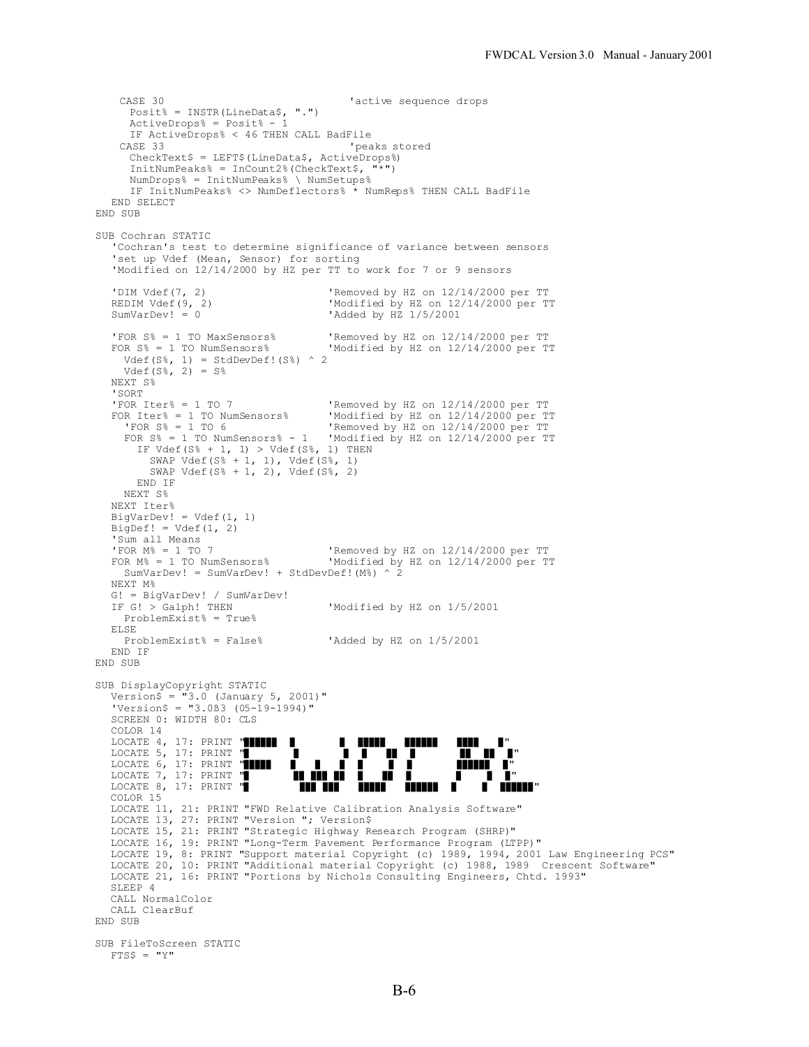```
    CASE 30                              'active sequence drops
      Posit% = INSTR(LineData$, ".")
      ActiveDrops% = Posit% - 1
      IF ActiveDrops% < 46 THEN CALL BadFile
    CASE 33                              'peaks stored
      CheckText$ = LEFT$(LineData$, ActiveDrops%)
      InitNumPeaks% = InCount2%(CheckText$, "*")
      NumDrops% = InitNumPeaks% \ NumSetups%
      IF InitNumPeaks% <> NumDeflectors% * NumReps% THEN CALL BadFile
   END SELECT
END SUB

SUB Cochran STATIC
   'Cochran's test to determine significance of variance between sensors
   'set up Vdef (Mean, Sensor) for sorting
   'Modified on 12/14/2000 by HZ per TT to work for 7 or 9 sensors

   'DIM Vdef(7, 2)                    'Removed by HZ on 12/14/2000 per TT
   REDIM Vdef(9, 2)                   'Modified by HZ on 12/14/2000 per TT
   SumVarDev! = 0                     'Added by HZ 1/5/2001

   'FOR S% = 1 TO MaxSensors%         'Removed by HZ on 12/14/2000 per TT
   FOR S% = 1 TO NumSensors%          'Modified by HZ on 12/14/2000 per TT
     Vdef(S%, 1) = StdDevDef!(S%) ^ 2
     Vdef(S%, 2) = S%
   NEXT S%
   'SORT
   'FOR Iter% = 1 TO 7                'Removed by HZ on 12/14/2000 per TT
   FOR Iter% = 1 TO NumSensors%       'Modified by HZ on 12/14/2000 per TT
     'FOR S% = 1 TO 6                 'Removed by HZ on 12/14/2000 per TT
     FOR S% = 1 TO NumSensors% - 1    'Modified by HZ on 12/14/2000 per TT
       IF Vdef(S% + 1, 1) > Vdef(S%, 1) THEN
         SWAP Vdef(S% + 1, 1), Vdef(S%, 1)
         SWAP Vdef(S% + 1, 2), Vdef(S%, 2)
       END IF
     NEXT S%
   NEXT Iter%
   BigVarDev! = Vdef(1, 1)
   BigDef! = Vdef(1, 2)
   'Sum all Means
   'FOR M% = 1 TO 7                   'Removed by HZ on 12/14/2000 per TT
   FOR M% = 1 TO NumSensors%          'Modified by HZ on 12/14/2000 per TT
     SumVarDev! = SumVarDev! + StdDevDef!(M%) ^ 2
   NEXT M%
   G! = BigVarDev! / SumVarDev!
   IF G! > Galph! THEN                'Modified by HZ on 1/5/2001
     ProblemExist% = True%
   ELSE
     ProblemExist% = False%           'Added by HZ on 1/5/2001
   END IF
END SUB

SUB DisplayCopyright STATIC
   Version$ = "3.0 (January 5, 2001)"
   'Version$ = "3.0ß3 (05-19-1994)"
   SCREEN 0: WIDTH 80: CLS
   COLOR 14
   LOCATE 4, 17: PRINT "██████  █        █  █████   ██████   ████   █"
   LOCATE 5, 17: PRINT "█        █     █   █   ██  █       ██  ██  █"
   LOCATE 6, 17: PRINT "█████    █  █  █   █    █  █       ██████  █"
   LOCATE 7, 17: PRINT "█        ██ ███ ██  █   ██  █       █    █  █"
   LOCATE 8, 17: PRINT "█         ███ ███   █████   ██████  █    █  ██████"
   COLOR 15
   LOCATE 11, 21: PRINT "FWD Relative Calibration Analysis Software"
   LOCATE 13, 27: PRINT "Version "; Version$
   LOCATE 15, 21: PRINT "Strategic Highway Research Program (SHRP)"
   LOCATE 16, 19: PRINT "Long-Term Pavement Performance Program (LTPP)"
   LOCATE 19, 8: PRINT "Support material Copyright (c) 1989, 1994, 2001 Law Engineering PCS"
   LOCATE 20, 10: PRINT "Additional material Copyright (c) 1988, 1989  Crescent Software"
   LOCATE 21, 16: PRINT "Portions by Nichols Consulting Engineers, Chtd. 1993"
   SLEEP 4
   CALL NormalColor
   CALL ClearBuf
END SUB

SUB FileToScreen STATIC
   FTS$ = "Y"
```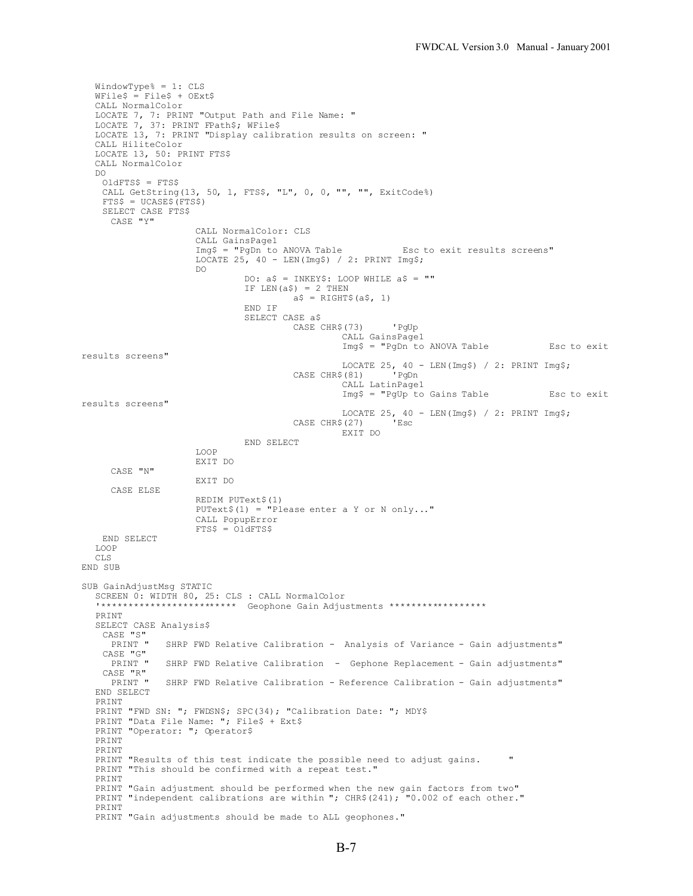```
   WindowType% = 1: CLS
   WFile$ = File$ + OExt$
   CALL NormalColor
   LOCATE 7, 7: PRINT "Output Path and File Name: "
   LOCATE 7, 37: PRINT FPath$; WFile$
   LOCATE 13, 7: PRINT "Display calibration results on screen: "
   CALL HiliteColor
   LOCATE 13, 50: PRINT FTS$
   CALL NormalColor
   DO
    OldFTS$ = FTS$
    CALL GetString(13, 50, 1, FTS$, "L", 0, 0, "", "", ExitCode%)
    FTS$ = UCASE$(FTS$)
    SELECT CASE FTS$
     CASE "Y"
                    CALL NormalColor: CLS
                    CALL GainsPage1
                    Img$ = "PgDn to ANOVA Table           Esc to exit results screens"
                    LOCATE 25, 40 - LEN(Img$) / 2: PRINT Img$;
                    DO
                              DO: a$ = INKEY$: LOOP WHILE a$ = ""
                              IF LEN(a$) = 2 THEN
                                        a$ = RIGHT$(a$, 1)
                              END IF
                              SELECT CASE a$
                                        CASE CHR$(73)     'PgUp
                                                  CALL GainsPage1
                                                  Img$ = "PgDn to ANOVA Table            Esc to exit
results screens"
                                                  LOCATE 25, 40 - LEN(Img$) / 2: PRINT Img$;
                                        CASE CHR$(81)     'PgDn
                                                  CALL LatinPage1
                                                  Img$ = "PgUp to Gains Table           Esc to exit
results screens"
                                                  LOCATE 25, 40 - LEN(Img$) / 2: PRINT Img$;
                                        CASE CHR$(27)     'Esc
                                                  EXIT DO
                              END SELECT
                    LOOP
                    EXIT DO
     CASE "N"
                    EXIT DO
     CASE ELSE
                    REDIM PUText$(1)
                    PUText$(1) = "Please enter a Y or N only..."
                    CALL PopupError
                    FTS$ = OldFTS$
    END SELECT
   LOOP
   CLS
END SUB

SUB GainAdjustMsg STATIC
   SCREEN 0: WIDTH 80, 25: CLS : CALL NormalColor
   '************************  Geophone Gain Adjustments *****************
   PRINT
   SELECT CASE Analysis$
    CASE "S"
     PRINT "   SHRP FWD Relative Calibration -  Analysis of Variance - Gain adjustments"
    CASE "G"
     PRINT "   SHRP FWD Relative Calibration  -  Gephone Replacement - Gain adjustments"
    CASE "R"
     PRINT "   SHRP FWD Relative Calibration - Reference Calibration - Gain adjustments"
   END SELECT
   PRINT
   PRINT "FWD SN: "; FWDSN$; SPC(34); "Calibration Date: "; MDY$
   PRINT "Data File Name: "; File$ + Ext$
   PRINT "Operator: "; Operator$
   PRINT
   PRINT
   PRINT "Results of this test indicate the possible need to adjust gains.     "
   PRINT "This should be confirmed with a repeat test."
   PRINT
   PRINT "Gain adjustment should be performed when the new gain factors from two"
   PRINT "independent calibrations are within "; CHR$(241); "0.002 of each other."
   PRINT
   PRINT "Gain adjustments should be made to ALL geophones."
```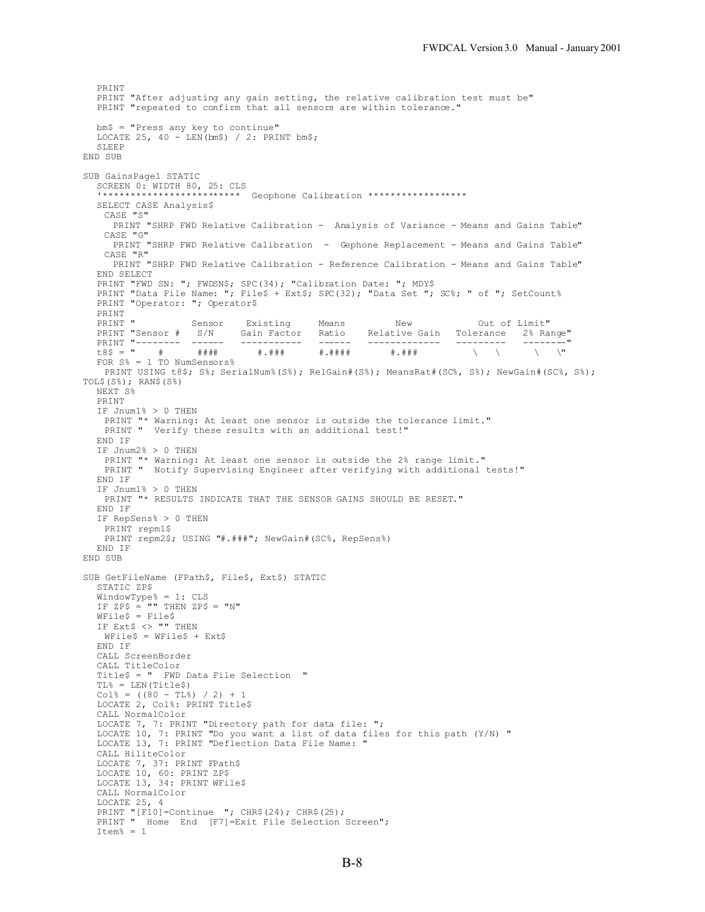```
   PRINT
   PRINT "After adjusting any gain setting, the relative calibration test must be"
   PRINT "repeated to confirm that all sensors are within tolerance."

   bm$ = "Press any key to continue"
   LOCATE 25, 40 - LEN(bm$) / 2: PRINT bm$;
   SLEEP
END SUB

SUB GainsPage1 STATIC
   SCREEN 0: WIDTH 80, 25: CLS
   '************************  Geophone Calibration *****************
   SELECT CASE Analysis$
    CASE "S"
      PRINT "SHRP FWD Relative Calibration -  Analysis of Variance - Means and Gains Table"
    CASE "G"
      PRINT "SHRP FWD Relative Calibration  -  Gephone Replacement - Means and Gains Table"
    CASE "R"
      PRINT "SHRP FWD Relative Calibration - Reference Calibration - Means and Gains Table"
   END SELECT
   PRINT "FWD SN: "; FWDSN$; SPC(34); "Calibration Date: "; MDY$
   PRINT "Data File Name: "; File$ + Ext$; SPC(32); "Data Set "; SC%; " of "; SetCount%
   PRINT "Operator: "; Operator$
   PRINT
   PRINT "          Sensor    Existing     Means         New           Out of Limit"
   PRINT "Sensor #   S/N     Gain Factor   Ratio    Relative Gain   Tolerance    2% Range"
   PRINT "--------  ------   -----------   ------   -------------   ---------    --------"
   t8$ = "    #      ####       #.###      #.####       #.###          \   \      \   \"
   FOR S% = 1 TO NumSensors%
    PRINT USING t8$; S%; SerialNum%(S%); RelGain#(S%); MeansRat#(SC%, S%); NewGain#(SC%, S%);
TOL$(S%); RAN$(S%)
   NEXT S%
   PRINT
   IF Jnum1% > 0 THEN
    PRINT "* Warning: At least one sensor is outside the tolerance limit."
    PRINT "  Verify these results with an additional test!"
   END IF
   IF Jnum2% > 0 THEN
    PRINT "* Warning: At least one sensor is outside the 2% range limit."
    PRINT "  Notify Supervising Engineer after verifying with additional tests!"
   END IF
   IF Jnum1% > 0 THEN
    PRINT "* RESULTS INDICATE THAT THE SENSOR GAINS SHOULD BE RESET."
   END IF
   IF RepSens% > 0 THEN
    PRINT repm1$
    PRINT repm2$; USING "#.###"; NewGain#(SC%, RepSens%)
   END IF
END SUB

SUB GetFileName (FPath$, File$, Ext$) STATIC
   STATIC ZP$
   WindowType% = 1: CLS
   IF ZP$ = "" THEN ZP$ = "N"
   WFile$ = File$
   IF Ext$ <> "" THEN
    WFile$ = WFile$ + Ext$
   END IF
   CALL ScreenBorder
   CALL TitleColor
   Title$ = "  FWD Data File Selection  "
   TL% = LEN(Title$)
   Col% = ((80 - TL%) / 2) + 1
   LOCATE 2, Col%: PRINT Title$
   CALL NormalColor
   LOCATE 7, 7: PRINT "Directory path for data file: ";
   LOCATE 10, 7: PRINT "Do you want a list of data files for this path (Y/N) "
   LOCATE 13, 7: PRINT "Deflection Data File Name: "
   CALL HiliteColor
   LOCATE 7, 37: PRINT FPath$
   LOCATE 10, 60: PRINT ZP$
   LOCATE 13, 34: PRINT WFile$
   CALL NormalColor
   LOCATE 25, 4
   PRINT "[F10]=Continue  "; CHR$(24); CHR$(25);
   PRINT "  Home  End  [F7]=Exit File Selection Screen";
   Item% = 1
```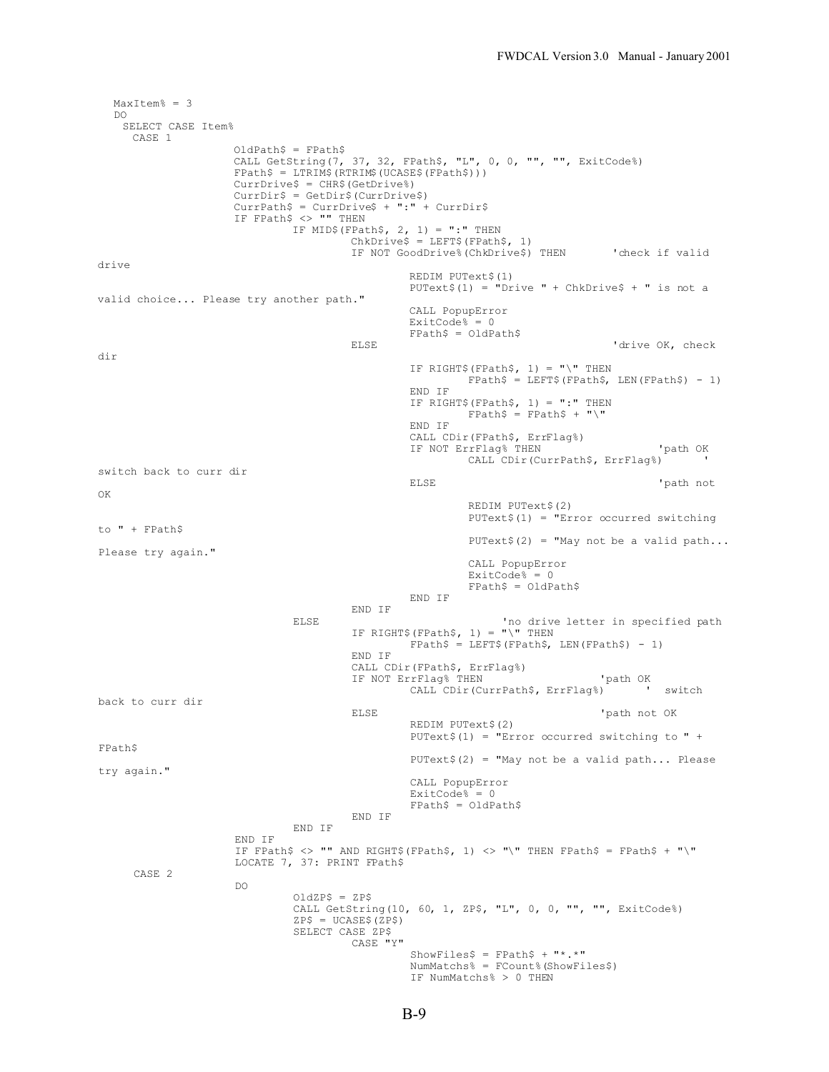```
   MaxItem% = 3
   DO
    SELECT CASE Item%
     CASE 1
                    OldPath$ = FPath$
                    CALL GetString(7, 37, 32, FPath$, "L", 0, 0, "", "", ExitCode%)
                    FPath$ = LTRIM$(RTRIM$(UCASE$(FPath$)))
                    CurrDrive$ = CHR$(GetDrive%)
                    CurrDir$ = GetDir$(CurrDrive$)
                    CurrPath$ = CurrDrive$ + ":" + CurrDir$
                    IF FPath$ <> "" THEN
                            IF MID$(FPath$, 2, 1) = ":" THEN
                                    ChkDrive$ = LEFT$(FPath$, 1)
                                    IF NOT GoodDrive%(ChkDrive$) THEN       'check if valid
drive
                                            REDIM PUText$(1)
                                            PUText$(1) = "Drive " + ChkDrive$ + " is not a
valid choice... Please try another path."
                                            CALL PopupError
                                            ExitCode% = 0
                                            FPath$ = OldPath$
                                    ELSE                                    'drive OK, check
dir
                                            IF RIGHT$(FPath$, 1) = "\" THEN
                                                    FPath$ = LEFT$(FPath$, LEN(FPath$) - 1)
                                            END IF
                                            IF RIGHT$(FPath$, 1) = ":" THEN
                                                    FPath$ = FPath$ + "\"
                                            END IF
                                            CALL CDir(FPath$, ErrFlag%)
                                            IF NOT ErrFlag% THEN                'path OK
                                                    CALL CDir(CurrPath$, ErrFlag%)      '
switch back to curr dir
                                            ELSE                                'path not
OK
                                                    REDIM PUText$(2)
                                                    PUText$(1) = "Error occurred switching
to " + FPath$
                                                    PUText$(2) = "May not be a valid path...
Please try again."
                                                    CALL PopupError
                                                    ExitCode% = 0
                                                    FPath$ = OldPath$
                                            END IF
                                    END IF
                            ELSE                            'no drive letter in specified path
                                    IF RIGHT$(FPath$, 1) = "\" THEN
                                            FPath$ = LEFT$(FPath$, LEN(FPath$) - 1)
                                    END IF
                                    CALL CDir(FPath$, ErrFlag%)
                                    IF NOT ErrFlag% THEN                'path OK
                                            CALL CDir(CurrPath$, ErrFlag%)      '  switch
back to curr dir
                                    ELSE                                'path not OK
                                            REDIM PUText$(2)
                                            PUText$(1) = "Error occurred switching to " +
FPath$
                                            PUText$(2) = "May not be a valid path... Please
try again."
                                            CALL PopupError
                                            ExitCode% = 0
                                            FPath$ = OldPath$
                                    END IF
                            END IF
                    END IF
                    IF FPath$ <> "" AND RIGHT$(FPath$, 1) <> "\" THEN FPath$ = FPath$ + "\"
                    LOCATE 7, 37: PRINT FPath$
     CASE 2
                    DO
                            OldZP$ = ZP$
                            CALL GetString(10, 60, 1, ZP$, "L", 0, 0, "", "", ExitCode%)
                            ZP$ = UCASE$(ZP$)
                            SELECT CASE ZP$
                                    CASE "Y"
                                            ShowFiles$ = FPath$ + "*.*"
                                            NumMatchs% = FCount%(ShowFiles$)
                                            IF NumMatchs% > 0 THEN
```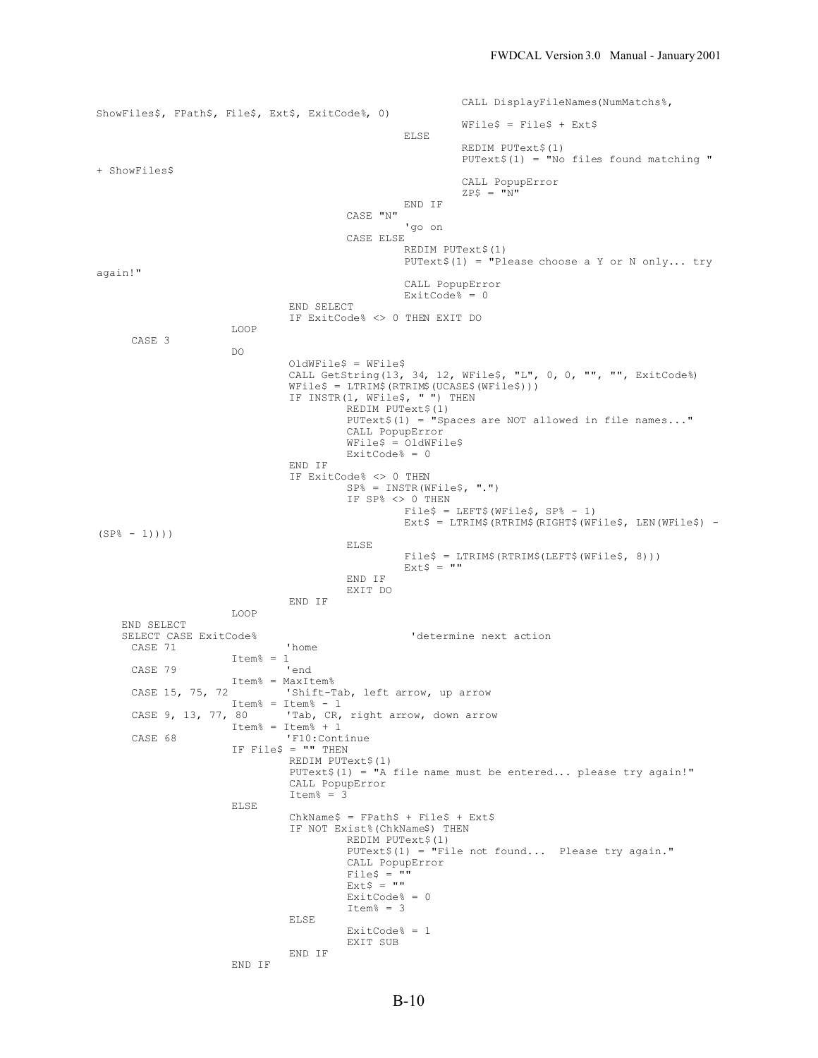```
                                                CALL DisplayFileNames(NumMatchs%,
ShowFiles$, FPath$, File$, Ext$, ExitCode%, 0)
                                                WFile$ = File$ + Ext$
                                        ELSE
                                                REDIM PUText$(1)
                                                PUText$(1) = "No files found matching "
+ ShowFiles$
                                                CALL PopupError
                                                ZP$ = "N"
                                        END IF
                                CASE "N"
                                        'go on
                                CASE ELSE
                                        REDIM PUText$(1)
                                        PUText$(1) = "Please choose a Y or N only... try
again!"
                                        CALL PopupError
                                        ExitCode% = 0
                        END SELECT
                        IF ExitCode% <> 0 THEN EXIT DO
                LOOP
      CASE 3
                DO
                        OldWFile$ = WFile$
                        CALL GetString(13, 34, 12, WFile$, "L", 0, 0, "", "", ExitCode%)
                        WFile$ = LTRIM$(RTRIM$(UCASE$(WFile$)))
                        IF INSTR(1, WFile$, " ") THEN
                                REDIM PUText$(1)
                                PUText$(1) = "Spaces are NOT allowed in file names..."
                                CALL PopupError
                                WFile$ = OldWFile$
                                ExitCode% = 0
                        END IF
                        IF ExitCode% <> 0 THEN
                                SP% = INSTR(WFile$, ".")
                                IF SP% <> 0 THEN
                                        File$ = LEFT$(WFile$, SP% - 1)
                                        Ext$ = LTRIM$(RTRIM$(RIGHT$(WFile$, LEN(WFile$) -
(SP% - 1))))
                                ELSE
                                        File$ = LTRIM$(RTRIM$(LEFT$(WFile$, 8)))
                                        Ext$ = ""
                                END IF
                                EXIT DO
                        END IF
                LOOP
    END SELECT
    SELECT CASE ExitCode%                           'determine next action
      CASE 71               'home
                Item% = 1
      CASE 79               'end
                Item% = MaxItem%
      CASE 15, 75, 72       'Shift-Tab, left arrow, up arrow
                Item% = Item% - 1
      CASE 9, 13, 77, 80    'Tab, CR, right arrow, down arrow
                Item% = Item% + 1
      CASE 68               'F10:Continue
                IF File$ = "" THEN
                        REDIM PUText$(1)
                        PUText$(1) = "A file name must be entered... please try again!"
                        CALL PopupError
                        Item% = 3
                ELSE
                        ChkName$ = FPath$ + File$ + Ext$
                        IF NOT Exist%(ChkName$) THEN
                                REDIM PUText$(1)
                                PUText$(1) = "File not found...  Please try again."
                                CALL PopupError
                                File$ = ""
                                Ext$ = ""
                                ExitCode% = 0
                                Item% = 3
                        ELSE
                                ExitCode% = 1
                                EXIT SUB
                        END IF
                END IF
```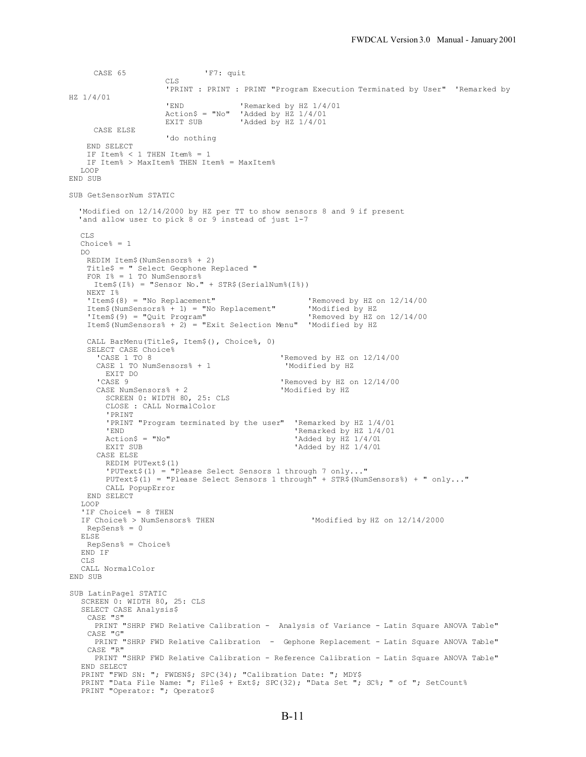```
      CASE 65                  'F7: quit
                      CLS
                      'PRINT : PRINT : PRINT "Program Execution Terminated by User"  'Remarked by
HZ 1/4/01
                      'END             'Remarked by HZ 1/4/01
                      Action$ = "No"   'Added by HZ 1/4/01
                      EXIT SUB         'Added by HZ 1/4/01
      CASE ELSE
                      'do nothing
    END SELECT
    IF Item% < 1 THEN Item% = 1
    IF Item% > MaxItem% THEN Item% = MaxItem%
   LOOP
END SUB

SUB GetSensorNum STATIC

  'Modified on 12/14/2000 by HZ per TT to show sensors 8 and 9 if present
  'and allow user to pick 8 or 9 instead of just 1-7

   CLS
   Choice% = 1
   DO
    REDIM Item$(NumSensors% + 2)
    Title$ = " Select Geophone Replaced "
    FOR I% = 1 TO NumSensors%
      Item$(I%) = "Sensor No." + STR$(SerialNum%(I%))
    NEXT I%
    'Item$(8) = "No Replacement"                    'Removed by HZ on 12/14/00
    Item$(NumSensors% + 1) = "No Replacement"       'Modified by HZ
    'Item$(9) = "Quit Program"                      'Removed by HZ on 12/14/00
    Item$(NumSensors% + 2) = "Exit Selection Menu"  'Modified by HZ

    CALL BarMenu(Title$, Item$(), Choice%, 0)
    SELECT CASE Choice%
      'CASE 1 TO 8                          'Removed by HZ on 12/14/00
      CASE 1 TO NumSensors% + 1              'Modified by HZ
        EXIT DO
      'CASE 9                               'Removed by HZ on 12/14/00
      CASE NumSensors% + 2                  'Modified by HZ
        SCREEN 0: WIDTH 80, 25: CLS
        CLOSE : CALL NormalColor
        'PRINT
        'PRINT "Program terminated by the user"  'Remarked by HZ 1/4/01
        'END                                     'Remarked by HZ 1/4/01
        Action$ = "No"                           'Added by HZ 1/4/01
        EXIT SUB                                 'Added by HZ 1/4/01
      CASE ELSE
        REDIM PUText$(1)
        'PUText$(1) = "Please Select Sensors 1 through 7 only..."
        PUText$(1) = "Please Select Sensors 1 through" + STR$(NumSensors%) + " only..."
        CALL PopupError
    END SELECT
   LOOP
   'IF Choice% = 8 THEN
   IF Choice% > NumSensors% THEN                     'Modified by HZ on 12/14/2000
    RepSens% = 0
   ELSE
    RepSens% = Choice%
   END IF
   CLS
   CALL NormalColor
END SUB

SUB LatinPage1 STATIC
   SCREEN 0: WIDTH 80, 25: CLS
   SELECT CASE Analysis$
    CASE "S"
      PRINT "SHRP FWD Relative Calibration -  Analysis of Variance - Latin Square ANOVA Table"
    CASE "G"
      PRINT "SHRP FWD Relative Calibration  -  Gephone Replacement - Latin Square ANOVA Table"
    CASE "R"
      PRINT "SHRP FWD Relative Calibration - Reference Calibration - Latin Square ANOVA Table"
   END SELECT
   PRINT "FWD SN: "; FWDSN$; SPC(34); "Calibration Date: "; MDY$
   PRINT "Data File Name: "; File$ + Ext$; SPC(32); "Data Set "; SC%; " of "; SetCount%
   PRINT "Operator: "; Operator$
```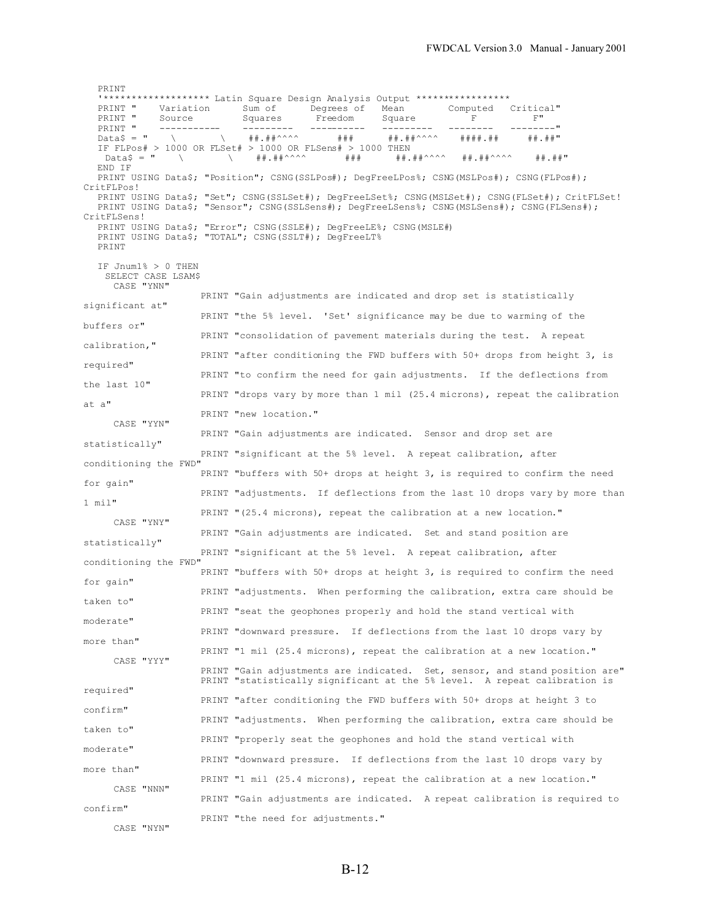```
   PRINT
   '******************* Latin Square Design Analysis Output *****************
   PRINT "    Variation       Sum of      Degrees of    Mean        Computed   Critical"
   PRINT "    Source          Squares      Freedom      Square          F          F"
   PRINT "    -----------     ---------   ----------   ---------   --------   --------"
   Data$ = "   \         \     ##.##^^^^       ###      ##.##^^^^    ####.##     ##.##"
   IF FLPos# > 1000 OR FLSet# > 1000 OR FLSens# > 1000 THEN
    Data$ = "    \         \     ##.##^^^^       ###      ##.##^^^^   ##.##^^^^    ##.##"
   END IF
   PRINT USING Data$; "Position"; CSNG(SSLPos#); DegFreeLPos%; CSNG(MSLPos#); CSNG(FLPos#);
CritFLPos!
   PRINT USING Data$; "Set"; CSNG(SSLSet#); DegFreeLSet%; CSNG(MSLSet#); CSNG(FLSet#); CritFLSet!
   PRINT USING Data$; "Sensor"; CSNG(SSLSens#); DegFreeLSens%; CSNG(MSLSens#); CSNG(FLSens#);
CritFLSens!
   PRINT USING Data$; "Error"; CSNG(SSLE#); DegFreeLE%; CSNG(MSLE#)
   PRINT USING Data$; "TOTAL"; CSNG(SSLT#); DegFreeLT%
   PRINT

   IF Jnum1% > 0 THEN
    SELECT CASE LSAM$
     CASE "YNN"
                 PRINT "Gain adjustments are indicated and drop set is statistically
significant at"
                 PRINT "the 5% level.  'Set' significance may be due to warming of the
buffers or"
                 PRINT "consolidation of pavement materials during the test.  A repeat
calibration,"
                 PRINT "after conditioning the FWD buffers with 50+ drops from height 3, is
required"
                 PRINT "to confirm the need for gain adjustments.  If the deflections from
the last 10"
                 PRINT "drops vary by more than 1 mil (25.4 microns), repeat the calibration
at a"
                 PRINT "new location."
     CASE "YYN"
                 PRINT "Gain adjustments are indicated.  Sensor and drop set are
statistically"
                 PRINT "significant at the 5% level.  A repeat calibration, after
conditioning the FWD"
                 PRINT "buffers with 50+ drops at height 3, is required to confirm the need
for gain"
                 PRINT "adjustments.  If deflections from the last 10 drops vary by more than
1 mil"
                 PRINT "(25.4 microns), repeat the calibration at a new location."
     CASE "YNY"
                 PRINT "Gain adjustments are indicated.  Set and stand position are
statistically"
                 PRINT "significant at the 5% level.  A repeat calibration, after
conditioning the FWD"
                 PRINT "buffers with 50+ drops at height 3, is required to confirm the need
for gain"
                 PRINT "adjustments.  When performing the calibration, extra care should be
taken to"
                 PRINT "seat the geophones properly and hold the stand vertical with
moderate"
                 PRINT "downward pressure.  If deflections from the last 10 drops vary by
more than"
                 PRINT "1 mil (25.4 microns), repeat the calibration at a new location."
     CASE "YYY"
                 PRINT "Gain adjustments are indicated.  Set, sensor, and stand position are"
                 PRINT "statistically significant at the 5% level.  A repeat calibration is
required"
                 PRINT "after conditioning the FWD buffers with 50+ drops at height 3 to
confirm"
                 PRINT "adjustments.  When performing the calibration, extra care should be
taken to"
                 PRINT "properly seat the geophones and hold the stand vertical with
moderate"
                 PRINT "downward pressure.  If deflections from the last 10 drops vary by
more than"
                 PRINT "1 mil (25.4 microns), repeat the calibration at a new location."
     CASE "NNN"
                 PRINT "Gain adjustments are indicated.  A repeat calibration is required to
confirm"
                 PRINT "the need for adjustments."
     CASE "NYN"
```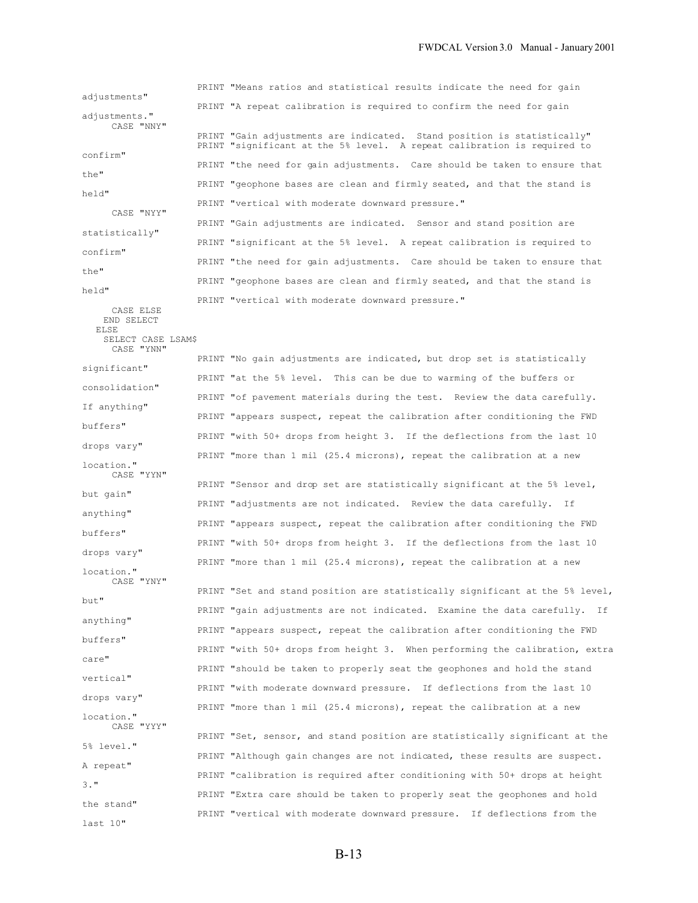```
                    PRINT "Means ratios and statistical results indicate the need for gain
adjustments"
                    PRINT "A repeat calibration is required to confirm the need for gain
adjustments."
     CASE "NNY"
                    PRINT "Gain adjustments are indicated.  Stand position is statistically"
                    PRINT "significant at the 5% level.  A repeat calibration is required to
confirm"
                    PRINT "the need for gain adjustments.  Care should be taken to ensure that
the"
                    PRINT "geophone bases are clean and firmly seated, and that the stand is
held"
                    PRINT "vertical with moderate downward pressure."
     CASE "NYY"
                    PRINT "Gain adjustments are indicated.  Sensor and stand position are
statistically"
                    PRINT "significant at the 5% level.  A repeat calibration is required to
confirm"
                    PRINT "the need for gain adjustments.  Care should be taken to ensure that
the"
                    PRINT "geophone bases are clean and firmly seated, and that the stand is
held"
                    PRINT "vertical with moderate downward pressure."
     CASE ELSE
    END SELECT
   ELSE
    SELECT CASE LSAM$
     CASE "YNN"
                    PRINT "No gain adjustments are indicated, but drop set is statistically
significant"
                    PRINT "at the 5% level.  This can be due to warming of the buffers or
consolidation"
                    PRINT "of pavement materials during the test.  Review the data carefully.
If anything"
                    PRINT "appears suspect, repeat the calibration after conditioning the FWD
buffers"
                    PRINT "with 50+ drops from height 3.  If the deflections from the last 10
drops vary"
                    PRINT "more than 1 mil (25.4 microns), repeat the calibration at a new
location."
     CASE "YYN"
                    PRINT "Sensor and drop set are statistically significant at the 5% level,
but gain"
                    PRINT "adjustments are not indicated.  Review the data carefully.  If
anything"
                    PRINT "appears suspect, repeat the calibration after conditioning the FWD
buffers"
                    PRINT "with 50+ drops from height 3.  If the deflections from the last 10
drops vary"
                    PRINT "more than 1 mil (25.4 microns), repeat the calibration at a new
location."
     CASE "YNY"
                    PRINT "Set and stand position are statistically significant at the 5% level,
but"
                    PRINT "gain adjustments are not indicated.  Examine the data carefully.  If
anything"
                    PRINT "appears suspect, repeat the calibration after conditioning the FWD
buffers"
                    PRINT "with 50+ drops from height 3.  When performing the calibration, extra
care"
                    PRINT "should be taken to properly seat the geophones and hold the stand
vertical"
                    PRINT "with moderate downward pressure.  If deflections from the last 10
drops vary"
                    PRINT "more than 1 mil (25.4 microns), repeat the calibration at a new
location."
     CASE "YYY"
                    PRINT "Set, sensor, and stand position are statistically significant at the
5% level."
                    PRINT "Although gain changes are not indicated, these results are suspect.
A repeat"
                    PRINT "calibration is required after conditioning with 50+ drops at height
3."
                    PRINT "Extra care should be taken to properly seat the geophones and hold
the stand"
                    PRINT "vertical with moderate downward pressure.  If deflections from the
last 10"
```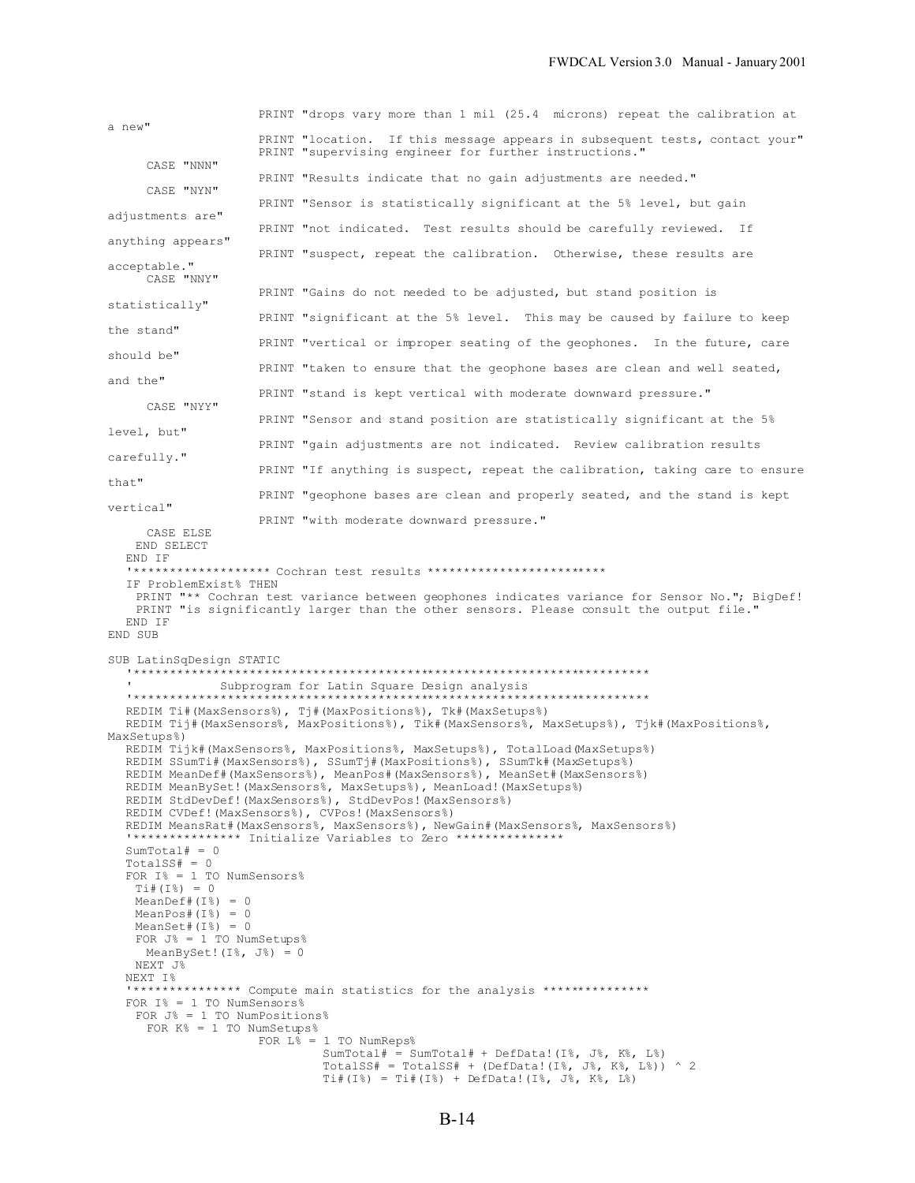```
                    PRINT "drops vary more than 1 mil (25.4  microns) repeat the calibration at a new"
                    PRINT "location.  If this message appears in subsequent tests, contact your"
                    PRINT "supervising engineer for further instructions."
      CASE "NNN"
                    PRINT "Results indicate that no gain adjustments are needed."
      CASE "NYN"
                    PRINT "Sensor is statistically significant at the 5% level, but gain adjustments are"
                    PRINT "not indicated.  Test results should be carefully reviewed.  If anything appears"
                    PRINT "suspect, repeat the calibration.  Otherwise, these results are acceptable."
      CASE "NNY"
                    PRINT "Gains do not needed to be adjusted, but stand position is statistically"
                    PRINT "significant at the 5% level.  This may be caused by failure to keep the stand"
                    PRINT "vertical or improper seating of the geophones.  In the future, care should be"
                    PRINT "taken to ensure that the geophone bases are clean and well seated, and the"
                    PRINT "stand is kept vertical with moderate downward pressure."
      CASE "NYY"
                    PRINT "Sensor and stand position are statistically significant at the 5% level, but"
                    PRINT "gain adjustments are not indicated.  Review calibration results carefully."
                    PRINT "If anything is suspect, repeat the calibration, taking care to ensure that"
                    PRINT "geophone bases are clean and properly seated, and the stand is kept vertical"
                    PRINT "with moderate downward pressure."
      CASE ELSE
    END SELECT
  END IF
  '******************* Cochran test results *************************
  IF ProblemExist% THEN
    PRINT "** Cochran test variance between geophones indicates variance for Sensor No."; BigDef!
    PRINT "is significantly larger than the other sensors. Please consult the output file."
  END IF
END SUB

SUB LatinSqDesign STATIC
  '************************************************************************
  '            Subprogram for Latin Square Design analysis
  '************************************************************************
  REDIM Ti#(MaxSensors%), Tj#(MaxPositions%), Tk#(MaxSetups%)
  REDIM Tij#(MaxSensors%, MaxPositions%), Tik#(MaxSensors%, MaxSetups%), Tjk#(MaxPositions%, MaxSetups%)
  REDIM Tijk#(MaxSensors%, MaxPositions%, MaxSetups%), TotalLoad(MaxSetups%)
  REDIM SSumTi#(MaxSensors%), SSumTj#(MaxPositions%), SSumTk#(MaxSetups%)
  REDIM MeanDef#(MaxSensors%), MeanPos#(MaxSensors%), MeanSet#(MaxSensors%)
  REDIM MeanBySet!(MaxSensors%, MaxSetups%), MeanLoad!(MaxSetups%)
  REDIM StdDevDef!(MaxSensors%), StdDevPos!(MaxSensors%)
  REDIM CVDef!(MaxSensors%), CVPos!(MaxSensors%)
  REDIM MeansRat#(MaxSensors%, MaxSensors%), NewGain#(MaxSensors%, MaxSensors%)
  '*************** Initialize Variables to Zero ***************
  SumTotal# = 0
  TotalSS# = 0
  FOR I% = 1 TO NumSensors%
    Ti#(I%) = 0
    MeanDef#(I%) = 0
    MeanPos#(I%) = 0
    MeanSet#(I%) = 0
    FOR J% = 1 TO NumSetups%
      MeanBySet!(I%, J%) = 0
    NEXT J%
  NEXT I%
  '*************** Compute main statistics for the analysis ***************
  FOR I% = 1 TO NumSensors%
    FOR J% = 1 TO NumPositions%
      FOR K% = 1 TO NumSetups%
                    FOR L% = 1 TO NumReps%
                          SumTotal# = SumTotal# + DefData!(I%, J%, K%, L%)
                                TotalSS# = TotalSS# + (DefData!(I%, J%, K%, L%)) ^ 2
                                Ti#(I%) = Ti#(I%) + DefData!(I%, J%, K%, L%)
```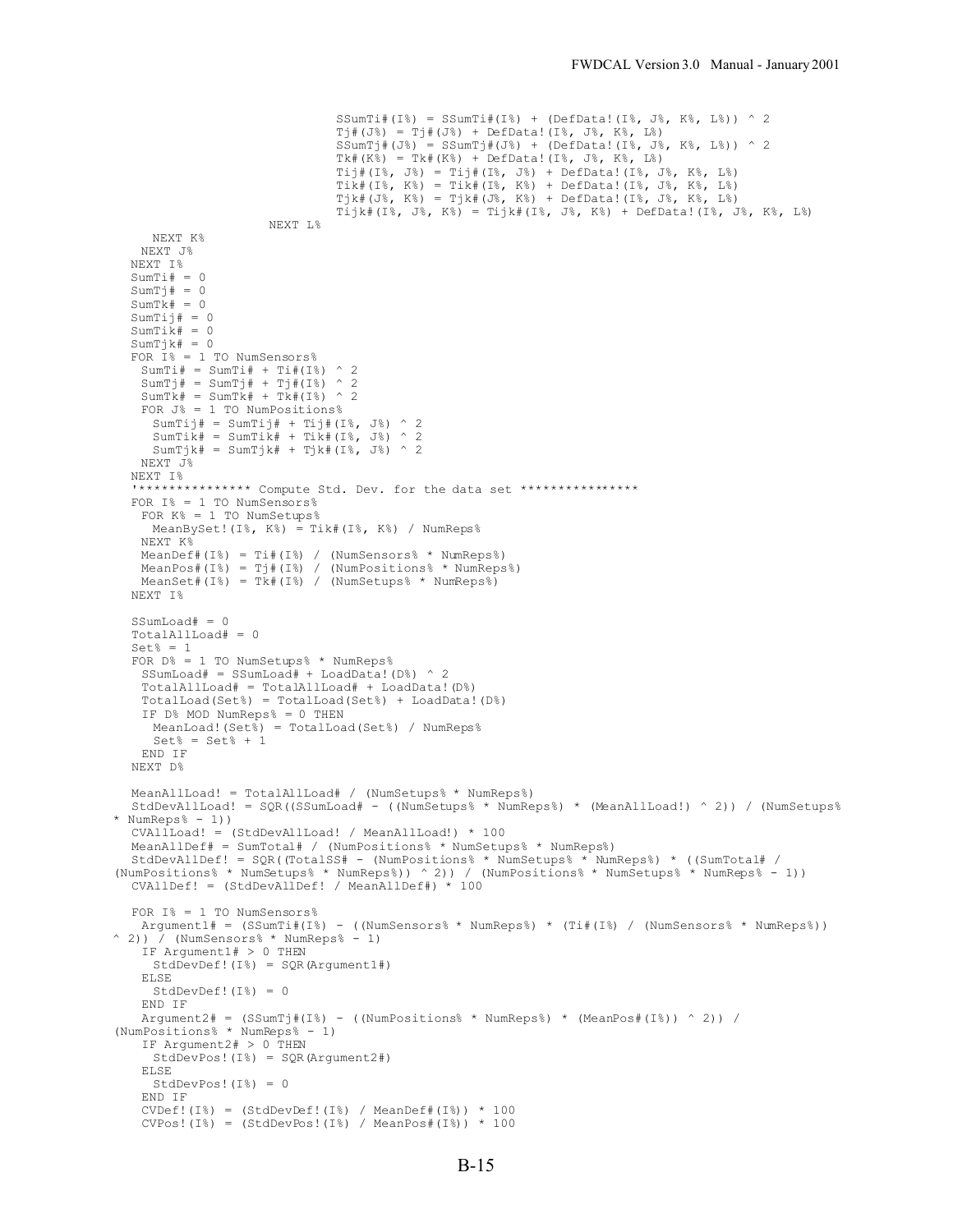```
                              SSumTi#(I%) = SSumTi#(I%) + (DefData!(I%, J%, K%, L%)) ^ 2
                              Tj#(J%) = Tj#(J%) + DefData!(I%, J%, K%, L%)
                              SSumTj#(J%) = SSumTj#(J%) + (DefData!(I%, J%, K%, L%)) ^ 2
                              Tk#(K%) = Tk#(K%) + DefData!(I%, J%, K%, L%)
                              Tij#(I%, J%) = Tij#(I%, J%) + DefData!(I%, J%, K%, L%)
                              Tik#(I%, K%) = Tik#(I%, K%) + DefData!(I%, J%, K%, L%)
                              Tjk#(J%, K%) = Tjk#(J%, K%) + DefData!(I%, J%, K%, L%)
                              Tijk#(I%, J%, K%) = Tijk#(I%, J%, K%) + DefData!(I%, J%, K%, L%)
                        NEXT L%
      NEXT K%
    NEXT J%
  NEXT I%
  SumTi# = 0
  SumTj# = 0
  SumTk# = 0
  SumTij# = 0
  SumTik# = 0
  SumTjk# = 0
  FOR I% = 1 TO NumSensors%
    SumTi# = SumTi# + Ti#(I%) ^ 2
    SumTj# = SumTj# + Tj#(I%) ^ 2
    SumTk# = SumTk# + Tk#(I%) ^ 2
    FOR J% = 1 TO NumPositions%
      SumTij# = SumTij# + Tij#(I%, J%) ^ 2
      SumTik# = SumTik# + Tik#(I%, J%) ^ 2
      SumTjk# = SumTjk# + Tjk#(I%, J%) ^ 2
    NEXT J%
  NEXT I%
  '*************** Compute Std. Dev. for the data set ***************
  FOR I% = 1 TO NumSensors%
    FOR K% = 1 TO NumSetups%
      MeanBySet!(I%, K%) = Tik#(I%, K%) / NumReps%
    NEXT K%
    MeanDef#(I%) = Ti#(I%) / (NumSensors% * NumReps%)
    MeanPos#(I%) = Tj#(I%) / (NumPositions% * NumReps%)
    MeanSet#(I%) = Tk#(I%) / (NumSetups% * NumReps%)
  NEXT I%

  SSumLoad# = 0
  TotalAllLoad# = 0
  Set% = 1
  FOR D% = 1 TO NumSetups% * NumReps%
    SSumLoad# = SSumLoad# + LoadData!(D%) ^ 2
    TotalAllLoad# = TotalAllLoad# + LoadData!(D%)
    TotalLoad(Set%) = TotalLoad(Set%) + LoadData!(D%)
    IF D% MOD NumReps% = 0 THEN
      MeanLoad!(Set%) = TotalLoad(Set%) / NumReps%
      Set% = Set% + 1
    END IF
  NEXT D%

  MeanAllLoad! = TotalAllLoad# / (NumSetups% * NumReps%)
  StdDevAllLoad! = SQR((SSumLoad# - ((NumSetups% * NumReps%) * (MeanAllLoad!) ^ 2)) / (NumSetups%
* NumReps% - 1))
  CVAllLoad! = (StdDevAllLoad! / MeanAllLoad!) * 100
  MeanAllDef# = SumTotal# / (NumPositions% * NumSetups% * NumReps%)
  StdDevAllDef! = SQR((TotalSS# - (NumPositions% * NumSetups% * NumReps%) * ((SumTotal# /
(NumPositions% * NumSetups% * NumReps%)) ^ 2)) / (NumPositions% * NumSetups% * NumReps% - 1))
  CVAllDef! = (StdDevAllDef! / MeanAllDef#) * 100

  FOR I% = 1 TO NumSensors%
    Argument1# = (SSumTi#(I%) - ((NumSensors% * NumReps%) * (Ti#(I%) / (NumSensors% * NumReps%))
^ 2)) / (NumSensors% * NumReps% - 1)
    IF Argument1# > 0 THEN
      StdDevDef!(I%) = SQR(Argument1#)
    ELSE
      StdDevDef!(I%) = 0
    END IF
    Argument2# = (SSumTj#(I%) - ((NumPositions% * NumReps%) * (MeanPos#(I%)) ^ 2)) /
(NumPositions% * NumReps% - 1)
    IF Argument2# > 0 THEN
      StdDevPos!(I%) = SQR(Argument2#)
    ELSE
      StdDevPos!(I%) = 0
    END IF
    CVDef!(I%) = (StdDevDef!(I%) / MeanDef#(I%)) * 100
    CVPos!(I%) = (StdDevPos!(I%) / MeanPos#(I%)) * 100
```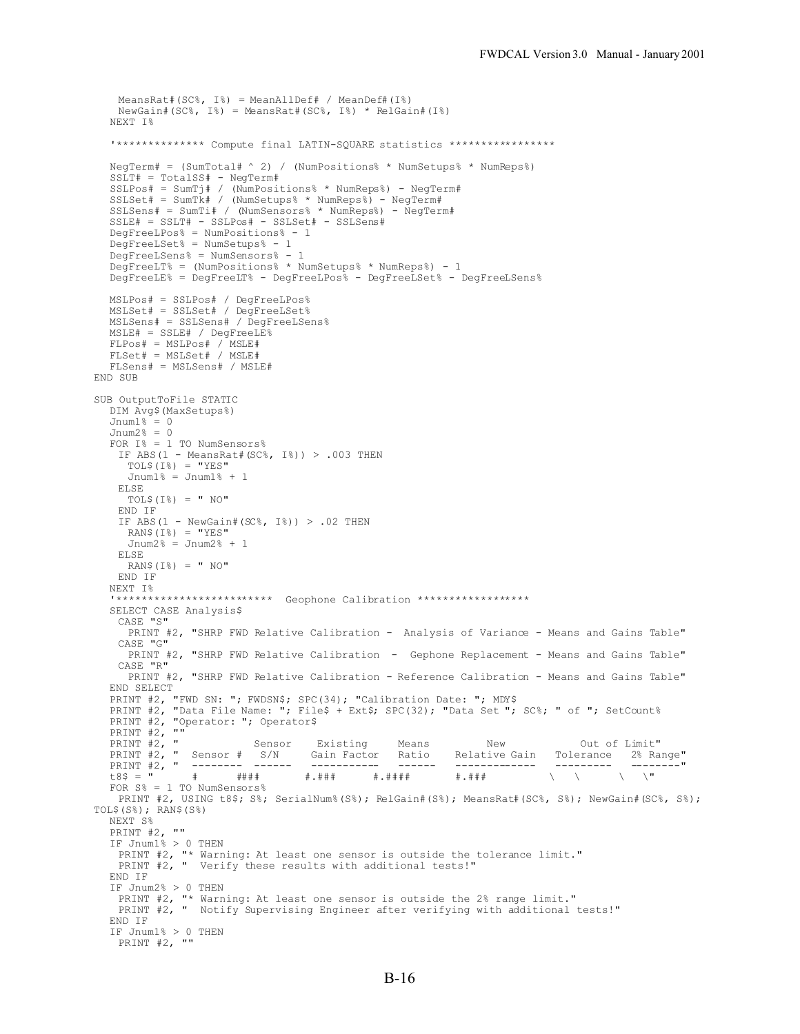```
    MeansRat#(SC%, I%) = MeanAllDef# / MeanDef#(I%)
    NewGain#(SC%, I%) = MeansRat#(SC%, I%) * RelGain#(I%)
   NEXT I%

   '************** Compute final LATIN-SQUARE statistics *****************

   NegTerm# = (SumTotal# ^ 2) / (NumPositions% * NumSetups% * NumReps%)
   SSLT# = TotalSS# - NegTerm#
   SSLPos# = SumTj# / (NumPositions% * NumReps%) - NegTerm#
   SSLSet# = SumTk# / (NumSetups% * NumReps%) - NegTerm#
   SSLSens# = SumTi# / (NumSensors% * NumReps%) - NegTerm#
   SSLE# = SSLT# - SSLPos# - SSLSet# - SSLSens#
   DegFreeLPos% = NumPositions% - 1
   DegFreeLSet% = NumSetups% - 1
   DegFreeLSens% = NumSensors% - 1
   DegFreeLT% = (NumPositions% * NumSetups% * NumReps%) - 1
   DegFreeLE% = DegFreeLT% - DegFreeLPos% - DegFreeLSet% - DegFreeLSens%

   MSLPos# = SSLPos# / DegFreeLPos%
   MSLSet# = SSLSet# / DegFreeLSet%
   MSLSens# = SSLSens# / DegFreeLSens%
   MSLE# = SSLE# / DegFreeLE%
   FLPos# = MSLPos# / MSLE#
   FLSet# = MSLSet# / MSLE#
   FLSens# = MSLSens# / MSLE#
END SUB

SUB OutputToFile STATIC
   DIM Avg$(MaxSetups%)
   Jnum1% = 0
   Jnum2% = 0
   FOR I% = 1 TO NumSensors%
    IF ABS(1 - MeansRat#(SC%, I%)) > .003 THEN
      TOL$(I%) = "YES"
      Jnum1% = Jnum1% + 1
    ELSE
      TOL$(I%) = " NO"
    END IF
    IF ABS(1 - NewGain#(SC%, I%)) > .02 THEN
      RAN$(I%) = "YES"
      Jnum2% = Jnum2% + 1
    ELSE
      RAN$(I%) = " NO"
    END IF
   NEXT I%
   '*************************  Geophone Calibration ******************
   SELECT CASE Analysis$
    CASE "S"
      PRINT #2, "SHRP FWD Relative Calibration -  Analysis of Variance - Means and Gains Table"
    CASE "G"
      PRINT #2, "SHRP FWD Relative Calibration  -  Gephone Replacement - Means and Gains Table"
    CASE "R"
      PRINT #2, "SHRP FWD Relative Calibration - Reference Calibration - Means and Gains Table"
   END SELECT
   PRINT #2, "FWD SN: "; FWDSN$; SPC(34); "Calibration Date: "; MDY$
   PRINT #2, "Data File Name: "; File$ + Ext$; SPC(32); "Data Set "; SC%; " of "; SetCount%
   PRINT #2, "Operator: "; Operator$
   PRINT #2, ""
   PRINT #2, "            Sensor    Existing     Means         New           Out of Limit"
   PRINT #2, "  Sensor #   S/N     Gain Factor   Ratio    Relative Gain   Tolerance   2% Range"
   PRINT #2, "  --------  ------   -----------   ------   -------------   ---------   --------"
   t8$ = "      #      ####       #.###      #.####       #.###          \   \      \   \"
   FOR S% = 1 TO NumSensors%
    PRINT #2, USING t8$; S%; SerialNum%(S%); RelGain#(S%); MeansRat#(SC%, S%); NewGain#(SC%, S%);
TOL$(S%); RAN$(S%)
   NEXT S%
   PRINT #2, ""
   IF Jnum1% > 0 THEN
    PRINT #2, "* Warning: At least one sensor is outside the tolerance limit."
    PRINT #2, "  Verify these results with additional tests!"
   END IF
   IF Jnum2% > 0 THEN
    PRINT #2, "* Warning: At least one sensor is outside the 2% range limit."
    PRINT #2, "  Notify Supervising Engineer after verifying with additional tests!"
   END IF
   IF Jnum1% > 0 THEN
    PRINT #2, ""
```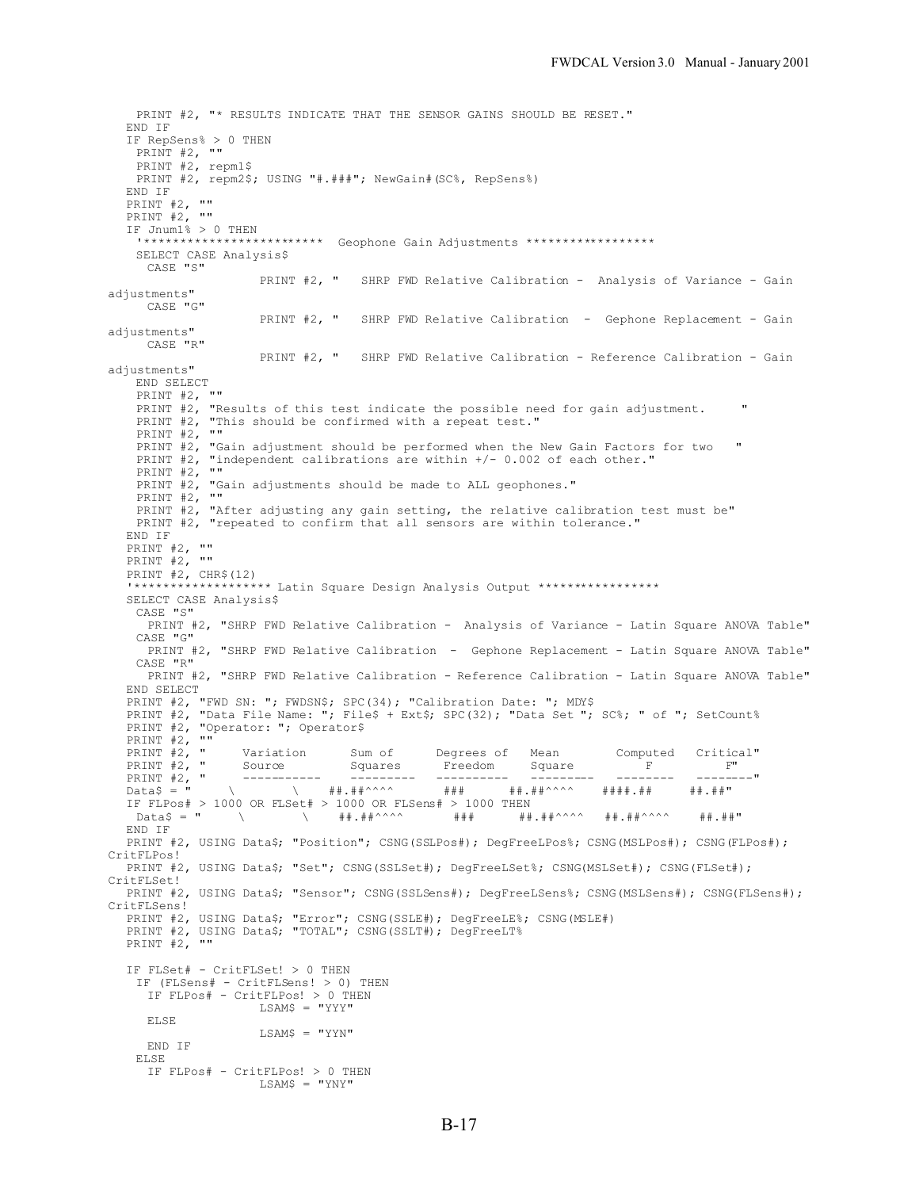```
    PRINT #2, "* RESULTS INDICATE THAT THE SENSOR GAINS SHOULD BE RESET."
   END IF
   IF RepSens% > 0 THEN
    PRINT #2, ""
    PRINT #2, repm1$
    PRINT #2, repm2$; USING "#.###"; NewGain#(SC%, RepSens%)
   END IF
   PRINT #2, ""
   PRINT #2, ""
   IF Jnum1% > 0 THEN
    '************************  Geophone Gain Adjustments *****************
    SELECT CASE Analysis$
     CASE "S"
                 PRINT #2, "   SHRP FWD Relative Calibration -  Analysis of Variance - Gain
adjustments"
     CASE "G"
                 PRINT #2, "   SHRP FWD Relative Calibration  -  Gephone Replacement - Gain
adjustments"
     CASE "R"
                 PRINT #2, "   SHRP FWD Relative Calibration - Reference Calibration - Gain
adjustments"
    END SELECT
    PRINT #2, ""
    PRINT #2, "Results of this test indicate the possible need for gain adjustment.     "
    PRINT #2, "This should be confirmed with a repeat test."
    PRINT #2, ""
    PRINT #2, "Gain adjustment should be performed when the New Gain Factors for two   "
    PRINT #2, "independent calibrations are within +/- 0.002 of each other."
    PRINT #2, ""
    PRINT #2, "Gain adjustments should be made to ALL geophones."
    PRINT #2, ""
    PRINT #2, "After adjusting any gain setting, the relative calibration test must be"
    PRINT #2, "repeated to confirm that all sensors are within tolerance."
   END IF
   PRINT #2, ""
   PRINT #2, ""
   PRINT #2, CHR$(12)
   '****************** Latin Square Design Analysis Output *****************
   SELECT CASE Analysis$
    CASE "S"
     PRINT #2, "SHRP FWD Relative Calibration -  Analysis of Variance - Latin Square ANOVA Table"
    CASE "G"
     PRINT #2, "SHRP FWD Relative Calibration  -  Gephone Replacement - Latin Square ANOVA Table"
    CASE "R"
     PRINT #2, "SHRP FWD Relative Calibration - Reference Calibration - Latin Square ANOVA Table"
   END SELECT
   PRINT #2, "FWD SN: "; FWDSN$; SPC(34); "Calibration Date: "; MDY$
   PRINT #2, "Data File Name: "; File$ + Ext$; SPC(32); "Data Set "; SC%; " of "; SetCount%
   PRINT #2, "Operator: "; Operator$
   PRINT #2, ""
   PRINT #2, "     Variation      Sum of      Degrees of   Mean        Computed   Critical"
   PRINT #2, "     Source         Squares      Freedom     Square         F          F"
   PRINT #2, "     -----------    ---------   ----------   ---------   --------   --------"
   Data$ = "     \        \    ##.##^^^^       ###      ##.##^^^^    ####.##     ##.##"
   IF FLPos# > 1000 OR FLSet# > 1000 OR FLSens# > 1000 THEN
    Data$ = "     \        \    ##.##^^^^       ###      ##.##^^^^   ##.##^^^^    ##.##"
   END IF
   PRINT #2, USING Data$; "Position"; CSNG(SSLPos#); DegFreeLPos%; CSNG(MSLPos#); CSNG(FLPos#);
CritFLPos!
   PRINT #2, USING Data$; "Set"; CSNG(SSLSet#); DegFreeLSet%; CSNG(MSLSet#); CSNG(FLSet#);
CritFLSet!
   PRINT #2, USING Data$; "Sensor"; CSNG(SSLSens#); DegFreeLSens%; CSNG(MSLSens#); CSNG(FLSens#);
CritFLSens!
   PRINT #2, USING Data$; "Error"; CSNG(SSLE#); DegFreeLE%; CSNG(MSLE#)
   PRINT #2, USING Data$; "TOTAL"; CSNG(SSLT#); DegFreeLT%
   PRINT #2, ""

   IF FLSet# - CritFLSet! > 0 THEN
    IF (FLSens# - CritFLSens! > 0) THEN
     IF FLPos# - CritFLPos! > 0 THEN
                 LSAM$ = "YYY"
     ELSE
                 LSAM$ = "YYN"
     END IF
    ELSE
     IF FLPos# - CritFLPos! > 0 THEN
                 LSAM$ = "YNY"
```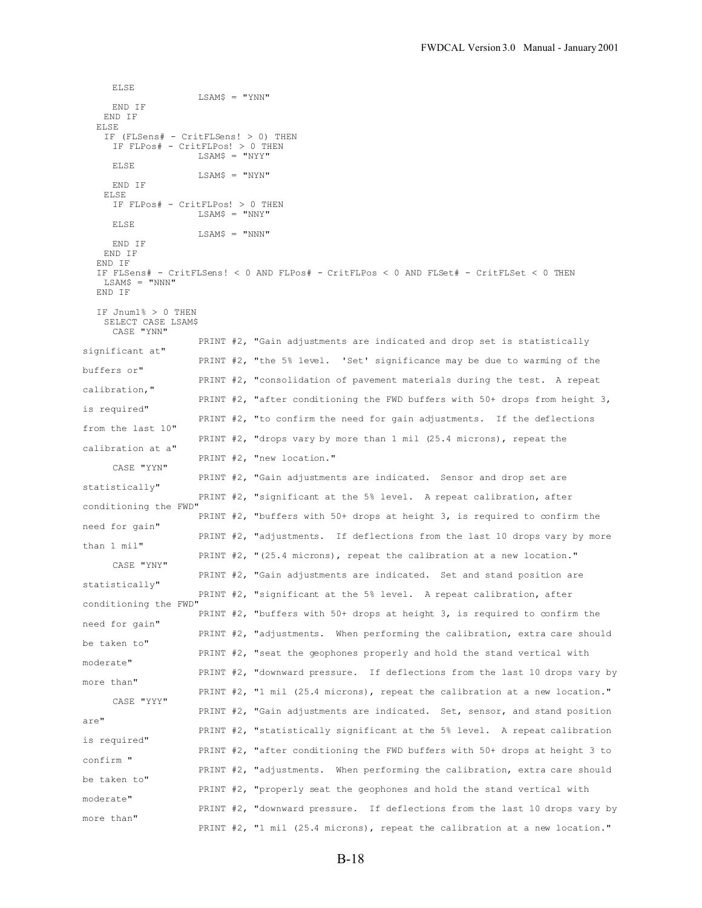```
      ELSE
                    LSAM$ = "YNN"
      END IF
    END IF
   ELSE
    IF (FLSens# - CritFLSens! > 0) THEN
      IF FLPos# - CritFLPos! > 0 THEN
                    LSAM$ = "NYY"
      ELSE
                    LSAM$ = "NYN"
      END IF
    ELSE
      IF FLPos# - CritFLPos! > 0 THEN
                    LSAM$ = "NNY"
      ELSE
                    LSAM$ = "NNN"
      END IF
    END IF
   END IF
   IF FLSens# - CritFLSens! < 0 AND FLPos# - CritFLPos < 0 AND FLSet# - CritFLSet < 0 THEN
    LSAM$ = "NNN"
   END IF

   IF Jnum1% > 0 THEN
    SELECT CASE LSAM$
      CASE "YNN"
                    PRINT #2, "Gain adjustments are indicated and drop set is statistically
significant at"
                    PRINT #2, "the 5% level.  'Set' significance may be due to warming of the
buffers or"
                    PRINT #2, "consolidation of pavement materials during the test.  A repeat
calibration,"
                    PRINT #2, "after conditioning the FWD buffers with 50+ drops from height 3,
is required"
                    PRINT #2, "to confirm the need for gain adjustments.  If the deflections
from the last 10"
                    PRINT #2, "drops vary by more than 1 mil (25.4 microns), repeat the
calibration at a"
                    PRINT #2, "new location."
      CASE "YYN"
                    PRINT #2, "Gain adjustments are indicated.  Sensor and drop set are
statistically"
                    PRINT #2, "significant at the 5% level.  A repeat calibration, after
conditioning the FWD"
                    PRINT #2, "buffers with 50+ drops at height 3, is required to confirm the
need for gain"
                    PRINT #2, "adjustments.  If deflections from the last 10 drops vary by more
than 1 mil"
                    PRINT #2, "(25.4 microns), repeat the calibration at a new location."
      CASE "YNY"
                    PRINT #2, "Gain adjustments are indicated.  Set and stand position are
statistically"
                    PRINT #2, "significant at the 5% level.  A repeat calibration, after
conditioning the FWD"
                    PRINT #2, "buffers with 50+ drops at height 3, is required to confirm the
need for gain"
                    PRINT #2, "adjustments.  When performing the calibration, extra care should
be taken to"
                    PRINT #2, "seat the geophones properly and hold the stand vertical with
moderate"
                    PRINT #2, "downward pressure.  If deflections from the last 10 drops vary by
more than"
                    PRINT #2, "1 mil (25.4 microns), repeat the calibration at a new location."
      CASE "YYY"
                    PRINT #2, "Gain adjustments are indicated.  Set, sensor, and stand position
are"
                    PRINT #2, "statistically significant at the 5% level.  A repeat calibration
is required"
                    PRINT #2, "after conditioning the FWD buffers with 50+ drops at height 3 to
confirm "
                    PRINT #2, "adjustments.  When performing the calibration, extra care should
be taken to"
                    PRINT #2, "properly seat the geophones and hold the stand vertical with
moderate"
                    PRINT #2, "downward pressure.  If deflections from the last 10 drops vary by
more than"
                    PRINT #2, "1 mil (25.4 microns), repeat the calibration at a new location."
```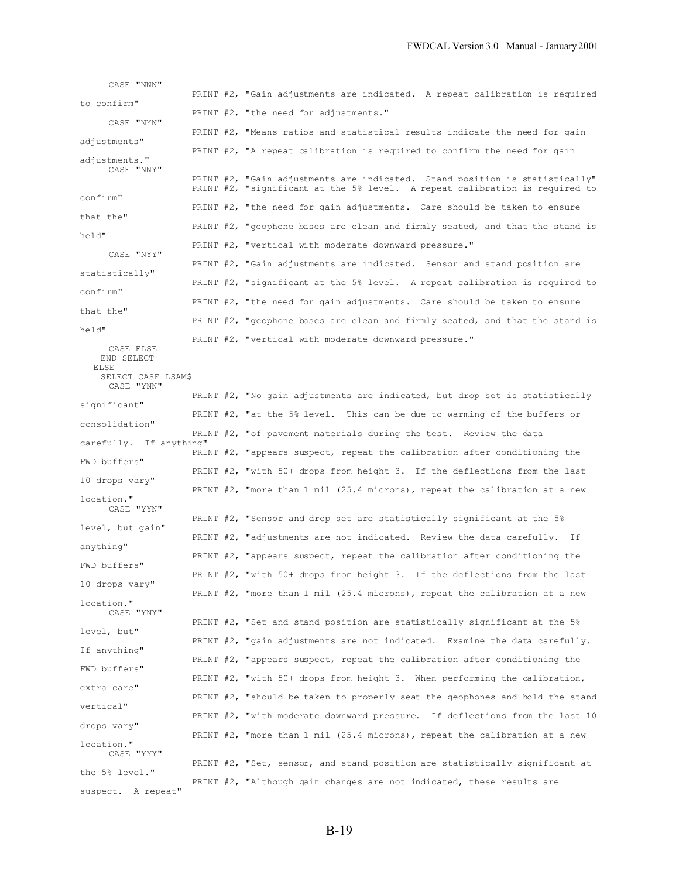```
     CASE "NNN"
                    PRINT #2, "Gain adjustments are indicated.  A repeat calibration is required
to confirm"
                    PRINT #2, "the need for adjustments."
     CASE "NYN"
                    PRINT #2, "Means ratios and statistical results indicate the need for gain
adjustments"
                    PRINT #2, "A repeat calibration is required to confirm the need for gain
adjustments."
     CASE "NNY"
                    PRINT #2, "Gain adjustments are indicated.  Stand position is statistically"
                    PRINT #2, "significant at the 5% level.  A repeat calibration is required to
confirm"
                    PRINT #2, "the need for gain adjustments.  Care should be taken to ensure
that the"
                    PRINT #2, "geophone bases are clean and firmly seated, and that the stand is
held"
                    PRINT #2, "vertical with moderate downward pressure."
     CASE "NYY"
                    PRINT #2, "Gain adjustments are indicated.  Sensor and stand position are
statistically"
                    PRINT #2, "significant at the 5% level.  A repeat calibration is required to
confirm"
                    PRINT #2, "the need for gain adjustments.  Care should be taken to ensure
that the"
                    PRINT #2, "geophone bases are clean and firmly seated, and that the stand is
held"
                    PRINT #2, "vertical with moderate downward pressure."
     CASE ELSE
    END SELECT
   ELSE
    SELECT CASE LSAM$
     CASE "YNN"
                    PRINT #2, "No gain adjustments are indicated, but drop set is statistically
significant"
                    PRINT #2, "at the 5% level.  This can be due to warming of the buffers or
consolidation"
                    PRINT #2, "of pavement materials during the test.  Review the data
carefully.  If anything"
                    PRINT #2, "appears suspect, repeat the calibration after conditioning the
FWD buffers"
                    PRINT #2, "with 50+ drops from height 3.  If the deflections from the last
10 drops vary"
                    PRINT #2, "more than 1 mil (25.4 microns), repeat the calibration at a new
location."
     CASE "YYN"
                    PRINT #2, "Sensor and drop set are statistically significant at the 5%
level, but gain"
                    PRINT #2, "adjustments are not indicated.  Review the data carefully.  If
anything"
                    PRINT #2, "appears suspect, repeat the calibration after conditioning the
FWD buffers"
                    PRINT #2, "with 50+ drops from height 3.  If the deflections from the last
10 drops vary"
                    PRINT #2, "more than 1 mil (25.4 microns), repeat the calibration at a new
location."
     CASE "YNY"
                    PRINT #2, "Set and stand position are statistically significant at the 5%
level, but"
                    PRINT #2, "gain adjustments are not indicated.  Examine the data carefully.
If anything"
                    PRINT #2, "appears suspect, repeat the calibration after conditioning the
FWD buffers"
                    PRINT #2, "with 50+ drops from height 3.  When performing the calibration,
extra care"
                    PRINT #2, "should be taken to properly seat the geophones and hold the stand
vertical"
                    PRINT #2, "with moderate downward pressure.  If deflections from the last 10
drops vary"
                    PRINT #2, "more than 1 mil (25.4 microns), repeat the calibration at a new
location."
     CASE "YYY"
                    PRINT #2, "Set, sensor, and stand position are statistically significant at
the 5% level."
                    PRINT #2, "Although gain changes are not indicated, these results are
suspect.  A repeat"
```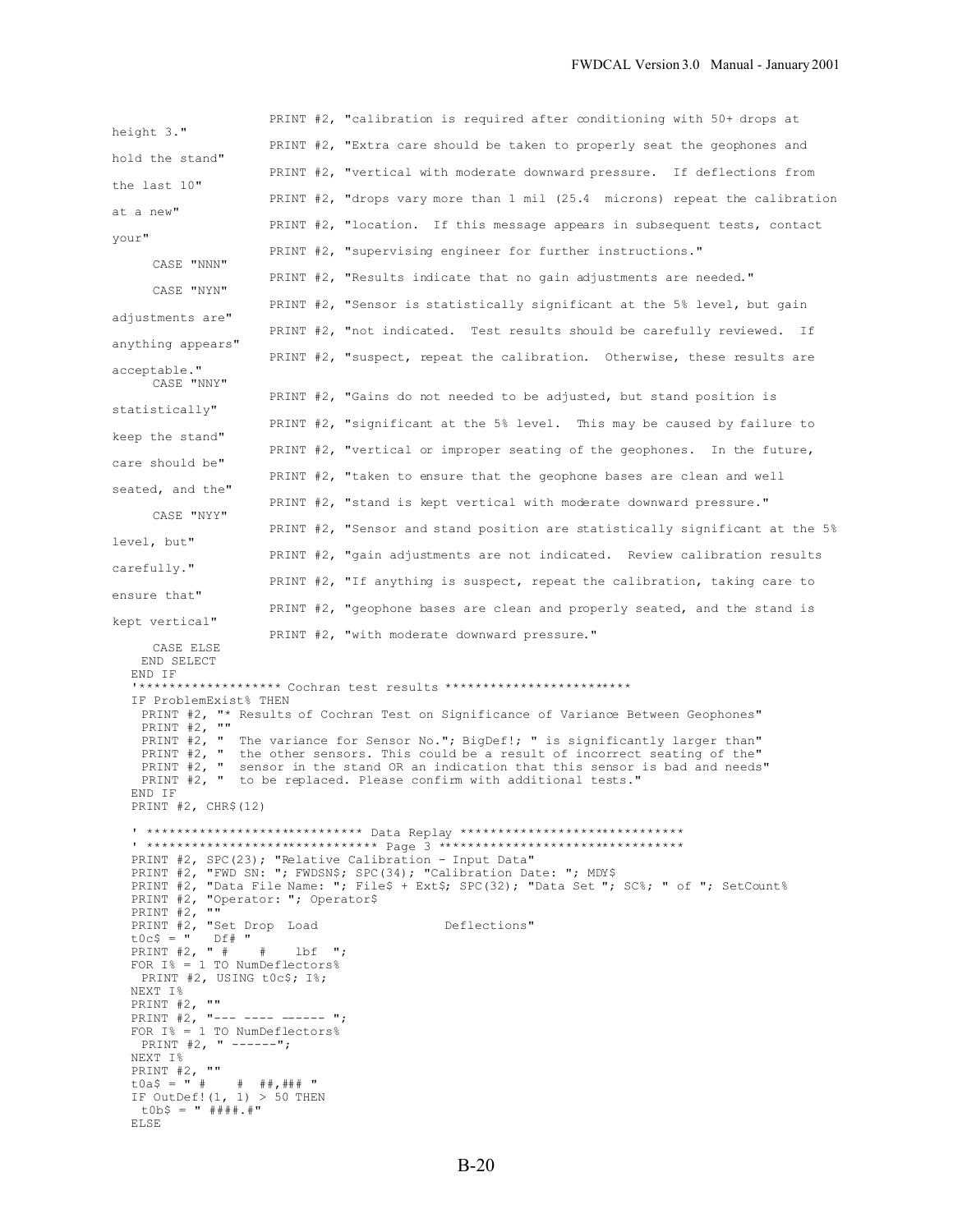```
                    PRINT #2, "calibration is required after conditioning with 50+ drops at
height 3."
                    PRINT #2, "Extra care should be taken to properly seat the geophones and
hold the stand"
                    PRINT #2, "vertical with moderate downward pressure.  If deflections from
the last 10"
                    PRINT #2, "drops vary more than 1 mil (25.4  microns) repeat the calibration
at a new"
                    PRINT #2, "location.  If this message appears in subsequent tests, contact
your"
                    PRINT #2, "supervising engineer for further instructions."
      CASE "NNN"
                    PRINT #2, "Results indicate that no gain adjustments are needed."
      CASE "NYN"
                    PRINT #2, "Sensor is statistically significant at the 5% level, but gain
adjustments are"
                    PRINT #2, "not indicated.  Test results should be carefully reviewed.  If
anything appears"
                    PRINT #2, "suspect, repeat the calibration.  Otherwise, these results are
acceptable."
      CASE "NNY"
                    PRINT #2, "Gains do not needed to be adjusted, but stand position is
statistically"
                    PRINT #2, "significant at the 5% level.  This may be caused by failure to
keep the stand"
                    PRINT #2, "vertical or improper seating of the geophones.  In the future,
care should be"
                    PRINT #2, "taken to ensure that the geophone bases are clean and well
seated, and the"
                    PRINT #2, "stand is kept vertical with moderate downward pressure."
      CASE "NYY"
                    PRINT #2, "Sensor and stand position are statistically significant at the 5%
level, but"
                    PRINT #2, "gain adjustments are not indicated.  Review calibration results
carefully."
                    PRINT #2, "If anything is suspect, repeat the calibration, taking care to
ensure that"
                    PRINT #2, "geophone bases are clean and properly seated, and the stand is
kept vertical"
                    PRINT #2, "with moderate downward pressure."
      CASE ELSE
    END SELECT
  END IF
  '******************* Cochran test results ************************
  IF ProblemExist% THEN
    PRINT #2, "* Results of Cochran Test on Significance of Variance Between Geophones"
    PRINT #2, ""
    PRINT #2, "  The variance for Sensor No."; BigDef!; " is significantly larger than"
    PRINT #2, "  the other sensors. This could be a result of incorrect seating of the"
    PRINT #2, "  sensor in the stand OR an indication that this sensor is bad and needs"
    PRINT #2, "  to be replaced. Please confirm with additional tests."
  END IF
  PRINT #2, CHR$(12)

  ' ***************************** Data Replay ******************************
  ' ****************************** Page 3 *********************************
  PRINT #2, SPC(23); "Relative Calibration - Input Data"
  PRINT #2, "FWD SN: "; FWDSN$; SPC(34); "Calibration Date: "; MDY$
  PRINT #2, "Data File Name: "; File$ + Ext$; SPC(32); "Data Set "; SC%; " of "; SetCount%
  PRINT #2, "Operator: "; Operator$
  PRINT #2, ""
  PRINT #2, "Set Drop  Load                  Deflections"
  t0c$ = "   Df# "
  PRINT #2, " #    #    lbf  ";
  FOR I% = 1 TO NumDeflectors%
    PRINT #2, USING t0c$; I%;
  NEXT I%
  PRINT #2, ""
  PRINT #2, "--- ---- ------ ";
  FOR I% = 1 TO NumDeflectors%
    PRINT #2, " ------";
  NEXT I%
  PRINT #2, ""
  t0a$ = " #    #  ##,### "
  IF OutDef!(1, 1) > 50 THEN
    t0b$ = " ####.#"
  ELSE
```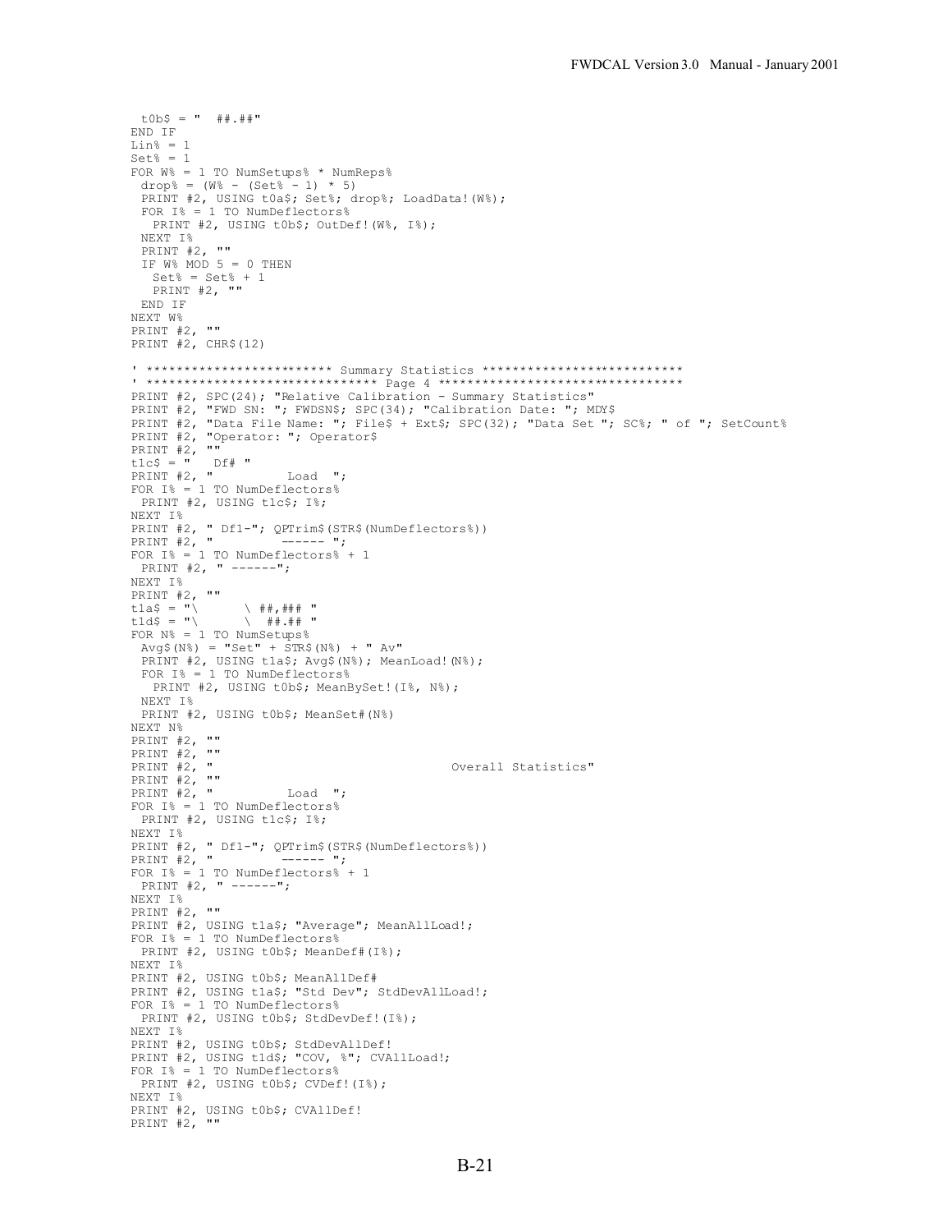```
  t0b$ = "  ##.##"
END IF
Lin% = 1
Set% = 1
FOR W% = 1 TO NumSetups% * NumReps%
  drop% = (W% - (Set% - 1) * 5)
  PRINT #2, USING t0a$; Set%; drop%; LoadData!(W%);
  FOR I% = 1 TO NumDeflectors%
    PRINT #2, USING t0b$; OutDef!(W%, I%);
  NEXT I%
  PRINT #2, ""
  IF W% MOD 5 = 0 THEN
    Set% = Set% + 1
    PRINT #2, ""
  END IF
NEXT W%
PRINT #2, ""
PRINT #2, CHR$(12)

' ************************* Summary Statistics ***************************
' ******************************* Page 4 *********************************
PRINT #2, SPC(24); "Relative Calibration - Summary Statistics"
PRINT #2, "FWD SN: "; FWDSN$; SPC(34); "Calibration Date: "; MDY$
PRINT #2, "Data File Name: "; File$ + Ext$; SPC(32); "Data Set "; SC%; " of "; SetCount%
PRINT #2, "Operator: "; Operator$
PRINT #2, ""
t1c$ = "   Df# "
PRINT #2, "          Load  ";
FOR I% = 1 TO NumDeflectors%
  PRINT #2, USING t1c$; I%;
NEXT I%
PRINT #2, " Df1-"; QPTrim$(STR$(NumDeflectors%))
PRINT #2, "         ------ ";
FOR I% = 1 TO NumDeflectors% + 1
  PRINT #2, " ------";
NEXT I%
PRINT #2, ""
t1a$ = "\       \ ##,### "
t1d$ = "\       \  ##.## "
FOR N% = 1 TO NumSetups%
  Avg$(N%) = "Set" + STR$(N%) + " Av"
  PRINT #2, USING t1a$; Avg$(N%); MeanLoad!(N%);
  FOR I% = 1 TO NumDeflectors%
    PRINT #2, USING t0b$; MeanBySet!(I%, N%);
  NEXT I%
  PRINT #2, USING t0b$; MeanSet#(N%)
NEXT N%
PRINT #2, ""
PRINT #2, ""
PRINT #2, "                              Overall Statistics"
PRINT #2, ""
PRINT #2, "          Load  ";
FOR I% = 1 TO NumDeflectors%
  PRINT #2, USING t1c$; I%;
NEXT I%
PRINT #2, " Df1-"; QPTrim$(STR$(NumDeflectors%))
PRINT #2, "         ------ ";
FOR I% = 1 TO NumDeflectors% + 1
  PRINT #2, " ------";
NEXT I%
PRINT #2, ""
PRINT #2, USING t1a$; "Average"; MeanAllLoad!;
FOR I% = 1 TO NumDeflectors%
  PRINT #2, USING t0b$; MeanDef#(I%);
NEXT I%
PRINT #2, USING t0b$; MeanAllDef#
PRINT #2, USING t1a$; "Std Dev"; StdDevAllLoad!;
FOR I% = 1 TO NumDeflectors%
  PRINT #2, USING t0b$; StdDevDef!(I%);
NEXT I%
PRINT #2, USING t0b$; StdDevAllDef!
PRINT #2, USING t1d$; "COV, %"; CVAllLoad!;
FOR I% = 1 TO NumDeflectors%
  PRINT #2, USING t0b$; CVDef!(I%);
NEXT I%
PRINT #2, USING t0b$; CVAllDef!
PRINT #2, ""
```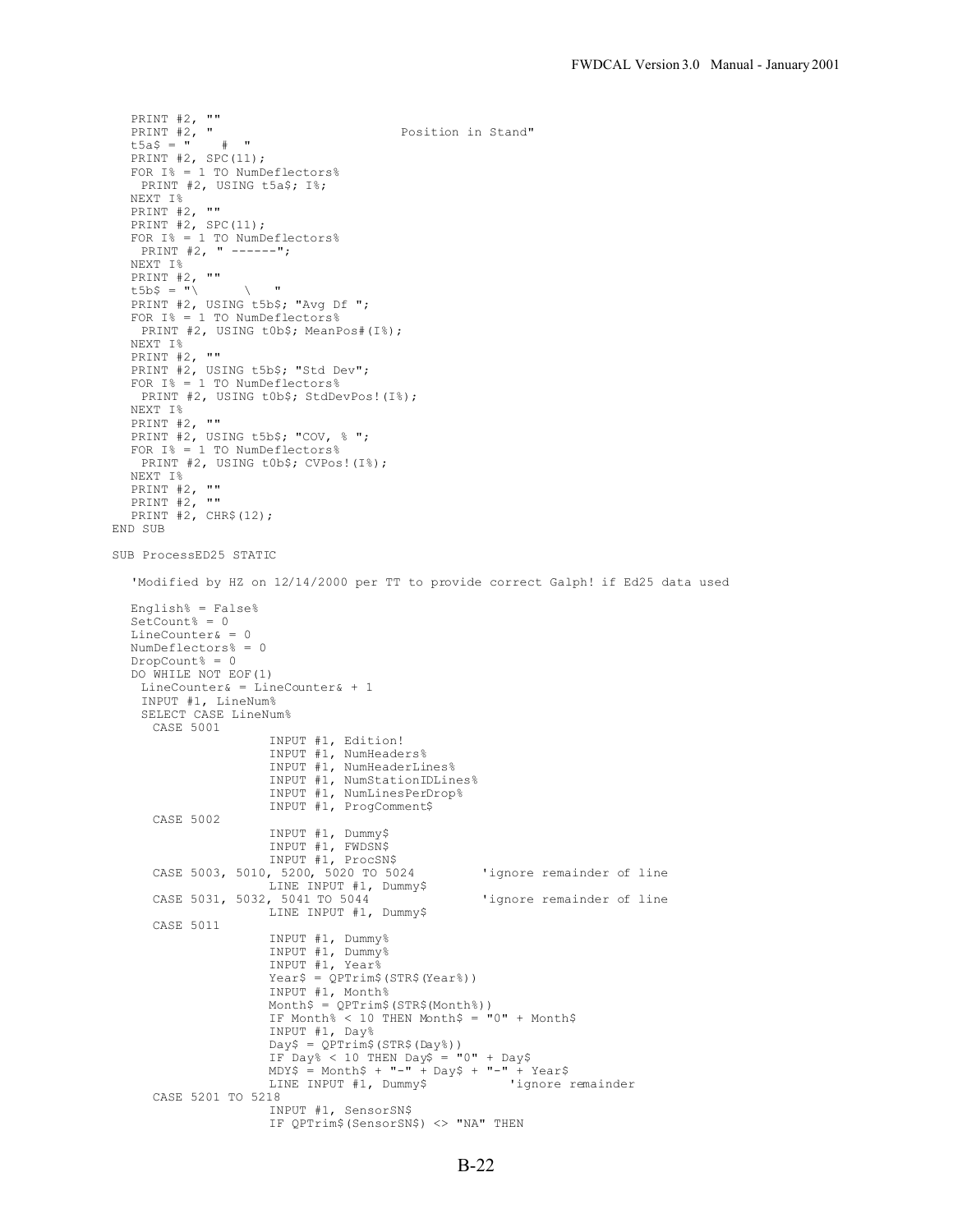```
   PRINT #2, ""
   PRINT #2, "                              Position in Stand"
   t5a$ = "    #  "
   PRINT #2, SPC(11);
   FOR I% = 1 TO NumDeflectors%
    PRINT #2, USING t5a$; I%;
   NEXT I%
   PRINT #2, ""
   PRINT #2, SPC(11);
   FOR I% = 1 TO NumDeflectors%
    PRINT #2, " ------";
   NEXT I%
   PRINT #2, ""
   t5b$ = "\       \   "
   PRINT #2, USING t5b$; "Avg Df ";
   FOR I% = 1 TO NumDeflectors%
    PRINT #2, USING t0b$; MeanPos#(I%);
   NEXT I%
   PRINT #2, ""
   PRINT #2, USING t5b$; "Std Dev";
   FOR I% = 1 TO NumDeflectors%
    PRINT #2, USING t0b$; StdDevPos!(I%);
   NEXT I%
   PRINT #2, ""
   PRINT #2, USING t5b$; "COV, % ";
   FOR I% = 1 TO NumDeflectors%
    PRINT #2, USING t0b$; CVPos!(I%);
   NEXT I%
   PRINT #2, ""
   PRINT #2, ""
   PRINT #2, CHR$(12);
END SUB

SUB ProcessED25 STATIC

   'Modified by HZ on 12/14/2000 per TT to provide correct Galph! if Ed25 data used

   English% = False%
   SetCount% = 0
   LineCounter& = 0
   NumDeflectors% = 0
   DropCount% = 0
   DO WHILE NOT EOF(1)
    LineCounter& = LineCounter& + 1
    INPUT #1, LineNum%
    SELECT CASE LineNum%
     CASE 5001
                    INPUT #1, Edition!
                    INPUT #1, NumHeaders%
                    INPUT #1, NumHeaderLines%
                    INPUT #1, NumStationIDLines%
                    INPUT #1, NumLinesPerDrop%
                    INPUT #1, ProgComment$
     CASE 5002
                    INPUT #1, Dummy$
                    INPUT #1, FWDSN$
                    INPUT #1, ProcSN$
     CASE 5003, 5010, 5200, 5020 TO 5024         'ignore remainder of line
                    LINE INPUT #1, Dummy$
     CASE 5031, 5032, 5041 TO 5044               'ignore remainder of line
                    LINE INPUT #1, Dummy$
     CASE 5011
                    INPUT #1, Dummy%
                    INPUT #1, Dummy%
                    INPUT #1, Year%
                    Year$ = QPTrim$(STR$(Year%))
                    INPUT #1, Month%
                    Month$ = QPTrim$(STR$(Month%))
                    IF Month% < 10 THEN Month$ = "0" + Month$
                    INPUT #1, Day%
                    Day$ = QPTrim$(STR$(Day%))
                    IF Day% < 10 THEN Day$ = "0" + Day$
                    MDY$ = Month$ + "-" + Day$ + "-" + Year$
                    LINE INPUT #1, Dummy$           'ignore remainder
     CASE 5201 TO 5218
                    INPUT #1, SensorSN$
                    IF QPTrim$(SensorSN$) <> "NA" THEN
```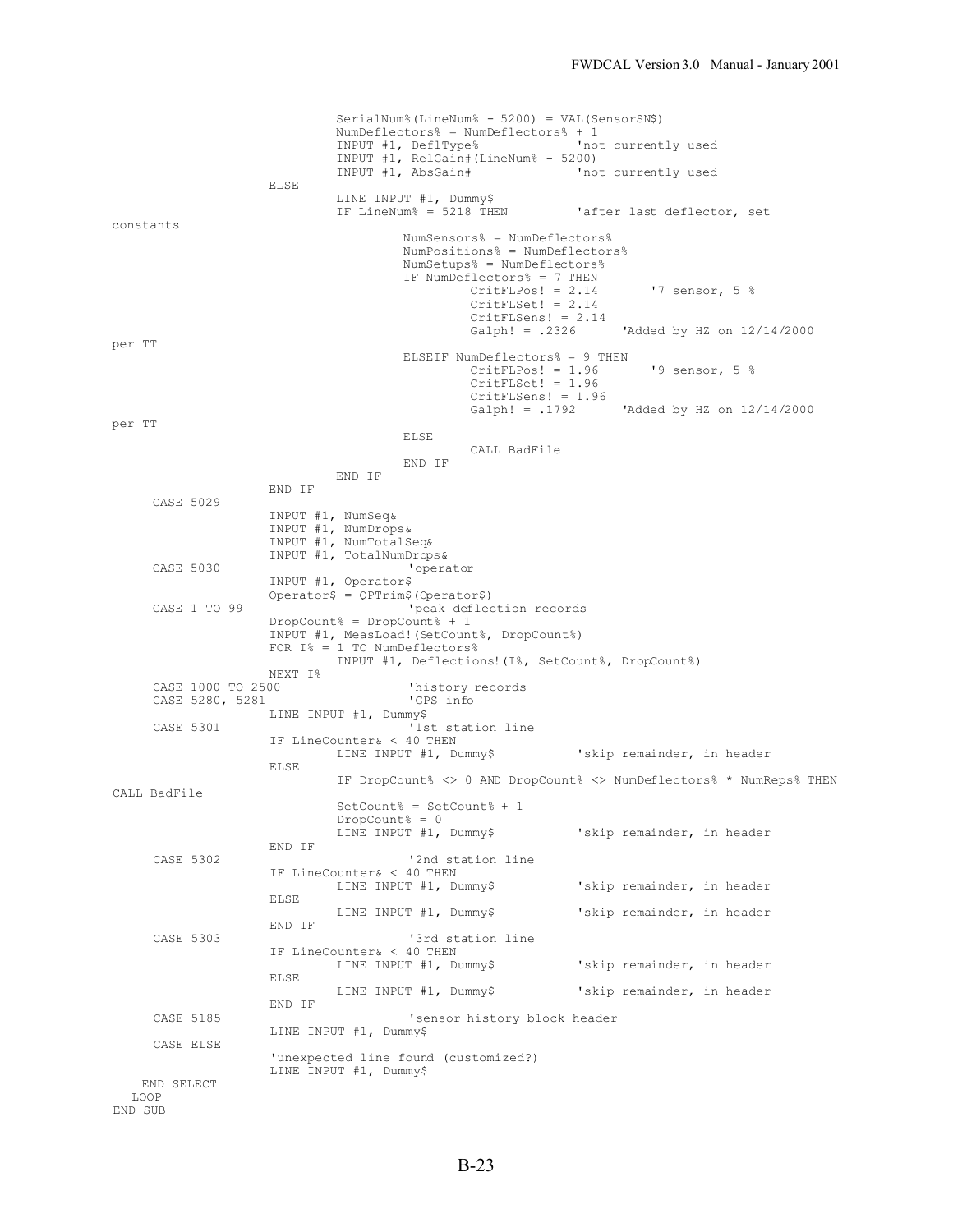```
                        SerialNum%(LineNum% - 5200) = VAL(SensorSN$)
                        NumDeflectors% = NumDeflectors% + 1
                        INPUT #1, DeflType%             'not currently used
                        INPUT #1, RelGain#(LineNum% - 5200)
                        INPUT #1, AbsGain#              'not currently used
                ELSE
                        LINE INPUT #1, Dummy$
                        IF LineNum% = 5218 THEN         'after last deflector, set
constants
                                NumSensors% = NumDeflectors%
                                NumPositions% = NumDeflectors%
                                NumSetups% = NumDeflectors%
                                IF NumDeflectors% = 7 THEN
                                        CritFLPos! = 2.14       '7 sensor, 5 %
                                        CritFLSet! = 2.14
                                        CritFLSens! = 2.14
                                        Galph! = .2326      'Added by HZ on 12/14/2000
per TT
                                ELSEIF NumDeflectors% = 9 THEN
                                        CritFLPos! = 1.96       '9 sensor, 5 %
                                        CritFLSet! = 1.96
                                        CritFLSens! = 1.96
                                        Galph! = .1792      'Added by HZ on 12/14/2000
per TT
                                ELSE
                                        CALL BadFile
                                END IF
                        END IF
                END IF
    CASE 5029
                INPUT #1, NumSeq&
                INPUT #1, NumDrops&
                INPUT #1, NumTotalSeq&
                INPUT #1, TotalNumDrops&
    CASE 5030                           'operator
                INPUT #1, Operator$
                Operator$ = QPTrim$(Operator$)
    CASE 1 TO 99                        'peak deflection records
                DropCount% = DropCount% + 1
                INPUT #1, MeasLoad!(SetCount%, DropCount%)
                FOR I% = 1 TO NumDeflectors%
                        INPUT #1, Deflections!(I%, SetCount%, DropCount%)
                NEXT I%
    CASE 1000 TO 2500                   'history records
    CASE 5280, 5281                     'GPS info
                LINE INPUT #1, Dummy$
    CASE 5301                           '1st station line
                IF LineCounter& < 40 THEN
                        LINE INPUT #1, Dummy$           'skip remainder, in header
                ELSE
                        IF DropCount% <> 0 AND DropCount% <> NumDeflectors% * NumReps% THEN
CALL BadFile
                        SetCount% = SetCount% + 1
                        DropCount% = 0
                        LINE INPUT #1, Dummy$           'skip remainder, in header
                END IF
    CASE 5302                           '2nd station line
                IF LineCounter& < 40 THEN
                        LINE INPUT #1, Dummy$           'skip remainder, in header
                ELSE
                        LINE INPUT #1, Dummy$           'skip remainder, in header
                END IF
    CASE 5303                           '3rd station line
                IF LineCounter& < 40 THEN
                        LINE INPUT #1, Dummy$           'skip remainder, in header
                ELSE
                        LINE INPUT #1, Dummy$           'skip remainder, in header
                END IF
    CASE 5185                           'sensor history block header
                LINE INPUT #1, Dummy$
    CASE ELSE
                'unexpected line found (customized?)
                LINE INPUT #1, Dummy$
  END SELECT
 LOOP
END SUB
```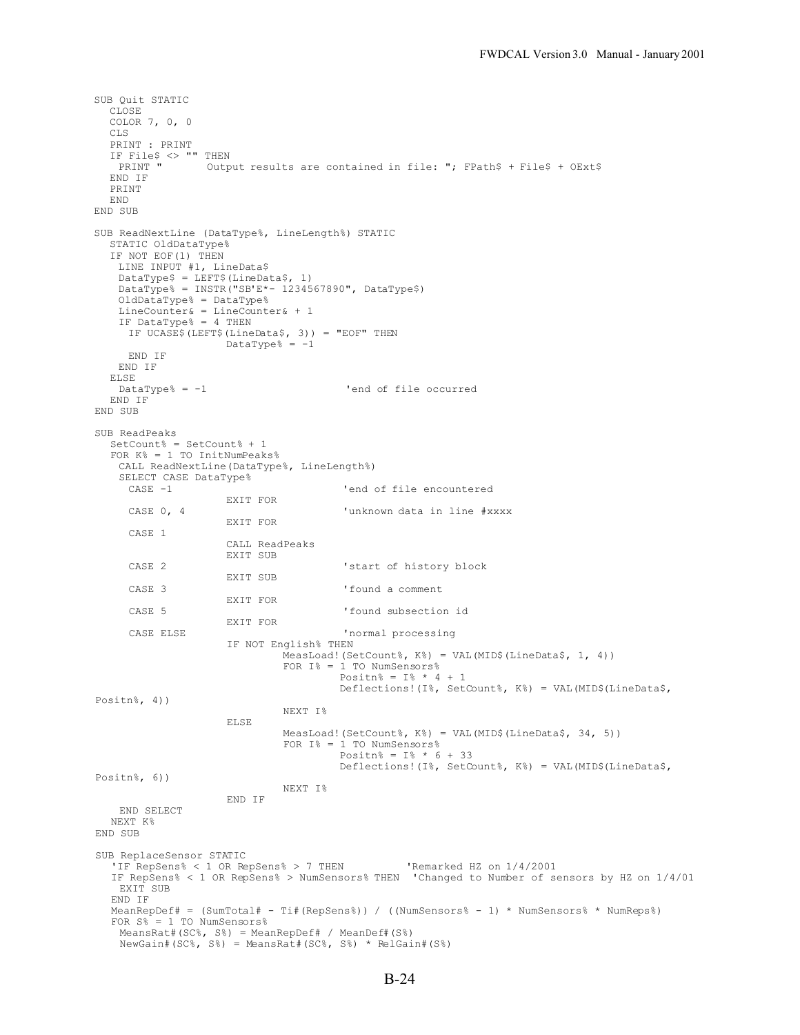```
SUB Quit STATIC
   CLOSE
   COLOR 7, 0, 0
   CLS
   PRINT : PRINT
   IF File$ <> "" THEN
    PRINT "       Output results are contained in file: "; FPath$ + File$ + OExt$
   END IF
   PRINT
   END
END SUB

SUB ReadNextLine (DataType%, LineLength%) STATIC
   STATIC OldDataType%
   IF NOT EOF(1) THEN
    LINE INPUT #1, LineData$
    DataType$ = LEFT$(LineData$, 1)
    DataType% = INSTR("SB'E*- 1234567890", DataType$)
    OldDataType% = DataType%
    LineCounter& = LineCounter& + 1
    IF DataType% = 4 THEN
     IF UCASE$(LEFT$(LineData$, 3)) = "EOF" THEN
                    DataType% = -1
     END IF
    END IF
   ELSE
    DataType% = -1                      'end of file occurred
   END IF
END SUB

SUB ReadPeaks
   SetCount% = SetCount% + 1
   FOR K% = 1 TO InitNumPeaks%
    CALL ReadNextLine(DataType%, LineLength%)
    SELECT CASE DataType%
     CASE -1                            'end of file encountered
                    EXIT FOR
     CASE 0, 4                          'unknown data in line #xxxx
                    EXIT FOR
     CASE 1
                    CALL ReadPeaks
                    EXIT SUB
     CASE 2                             'start of history block
                    EXIT SUB
     CASE 3                             'found a comment
                    EXIT FOR
     CASE 5                             'found subsection id
                    EXIT FOR
     CASE ELSE                          'normal processing
                    IF NOT English% THEN
                          MeasLoad!(SetCount%, K%) = VAL(MID$(LineData$, 1, 4))
                          FOR I% = 1 TO NumSensors%
                                Positn% = I% * 4 + 1
                                Deflections!(I%, SetCount%, K%) = VAL(MID$(LineData$,
Positn%, 4))
                          NEXT I%
                    ELSE
                          MeasLoad!(SetCount%, K%) = VAL(MID$(LineData$, 34, 5))
                          FOR I% = 1 TO NumSensors%
                                Positn% = I% * 6 + 33
                                Deflections!(I%, SetCount%, K%) = VAL(MID$(LineData$,
Positn%, 6))
                          NEXT I%
                    END IF
    END SELECT
   NEXT K%
END SUB

SUB ReplaceSensor STATIC
   'IF RepSens% < 1 OR RepSens% > 7 THEN          'Remarked HZ on 1/4/2001
   IF RepSens% < 1 OR RepSens% > NumSensors% THEN  'Changed to Number of sensors by HZ on 1/4/01
    EXIT SUB
   END IF
   MeanRepDef# = (SumTotal# - Ti#(RepSens%)) / ((NumSensors% - 1) * NumSensors% * NumReps%)
   FOR S% = 1 TO NumSensors%
    MeansRat#(SC%, S%) = MeanRepDef# / MeanDef#(S%)
    NewGain#(SC%, S%) = MeansRat#(SC%, S%) * RelGain#(S%)
```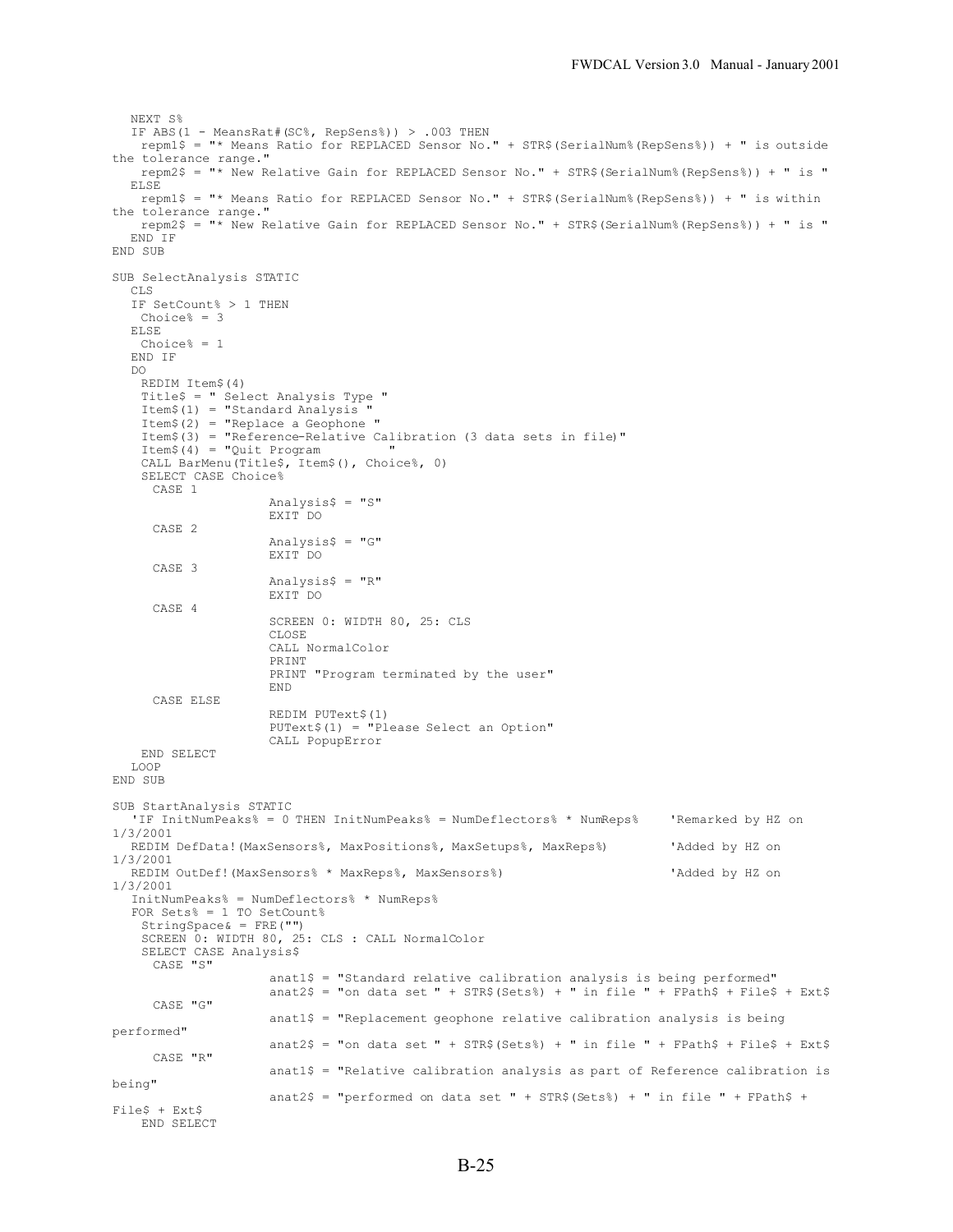```
   NEXT S%
   IF ABS(1 - MeansRat#(SC%, RepSens%)) > .003 THEN
    repm1$ = "* Means Ratio for REPLACED Sensor No." + STR$(SerialNum%(RepSens%)) + " is outside
the tolerance range."
    repm2$ = "* New Relative Gain for REPLACED Sensor No." + STR$(SerialNum%(RepSens%)) + " is "
   ELSE
    repm1$ = "* Means Ratio for REPLACED Sensor No." + STR$(SerialNum%(RepSens%)) + " is within
the tolerance range."
    repm2$ = "* New Relative Gain for REPLACED Sensor No." + STR$(SerialNum%(RepSens%)) + " is "
   END IF
END SUB

SUB SelectAnalysis STATIC
   CLS
   IF SetCount% > 1 THEN
    Choice% = 3
   ELSE
    Choice% = 1
   END IF
   DO
    REDIM Item$(4)
    Title$ = " Select Analysis Type "
    Item$(1) = "Standard Analysis "
    Item$(2) = "Replace a Geophone "
    Item$(3) = "Reference-Relative Calibration (3 data sets in file)"
    Item$(4) = "Quit Program         "
    CALL BarMenu(Title$, Item$(), Choice%, 0)
    SELECT CASE Choice%
     CASE 1
                    Analysis$ = "S"
                    EXIT DO
     CASE 2
                    Analysis$ = "G"
                    EXIT DO
     CASE 3
                    Analysis$ = "R"
                    EXIT DO
     CASE 4
                    SCREEN 0: WIDTH 80, 25: CLS
                    CLOSE
                    CALL NormalColor
                    PRINT
                    PRINT "Program terminated by the user"
                    END
     CASE ELSE
                    REDIM PUText$(1)
                    PUText$(1) = "Please Select an Option"
                    CALL PopupError
    END SELECT
   LOOP
END SUB

SUB StartAnalysis STATIC
   'IF InitNumPeaks% = 0 THEN InitNumPeaks% = NumDeflectors% * NumReps%    'Remarked by HZ on
1/3/2001
   REDIM DefData!(MaxSensors%, MaxPositions%, MaxSetups%, MaxReps%)        'Added by HZ on
1/3/2001
   REDIM OutDef!(MaxSensors% * MaxReps%, MaxSensors%)                      'Added by HZ on
1/3/2001
   InitNumPeaks% = NumDeflectors% * NumReps%
   FOR Sets% = 1 TO SetCount%
    StringSpace& = FRE("")
    SCREEN 0: WIDTH 80, 25: CLS : CALL NormalColor
    SELECT CASE Analysis$
     CASE "S"
                    anat1$ = "Standard relative calibration analysis is being performed"
                    anat2$ = "on data set " + STR$(Sets%) + " in file " + FPath$ + File$ + Ext$
     CASE "G"
                    anat1$ = "Replacement geophone relative calibration analysis is being
performed"
                    anat2$ = "on data set " + STR$(Sets%) + " in file " + FPath$ + File$ + Ext$
     CASE "R"
                    anat1$ = "Relative calibration analysis as part of Reference calibration is
being"
                    anat2$ = "performed on data set " + STR$(Sets%) + " in file " + FPath$ +
File$ + Ext$
    END SELECT
```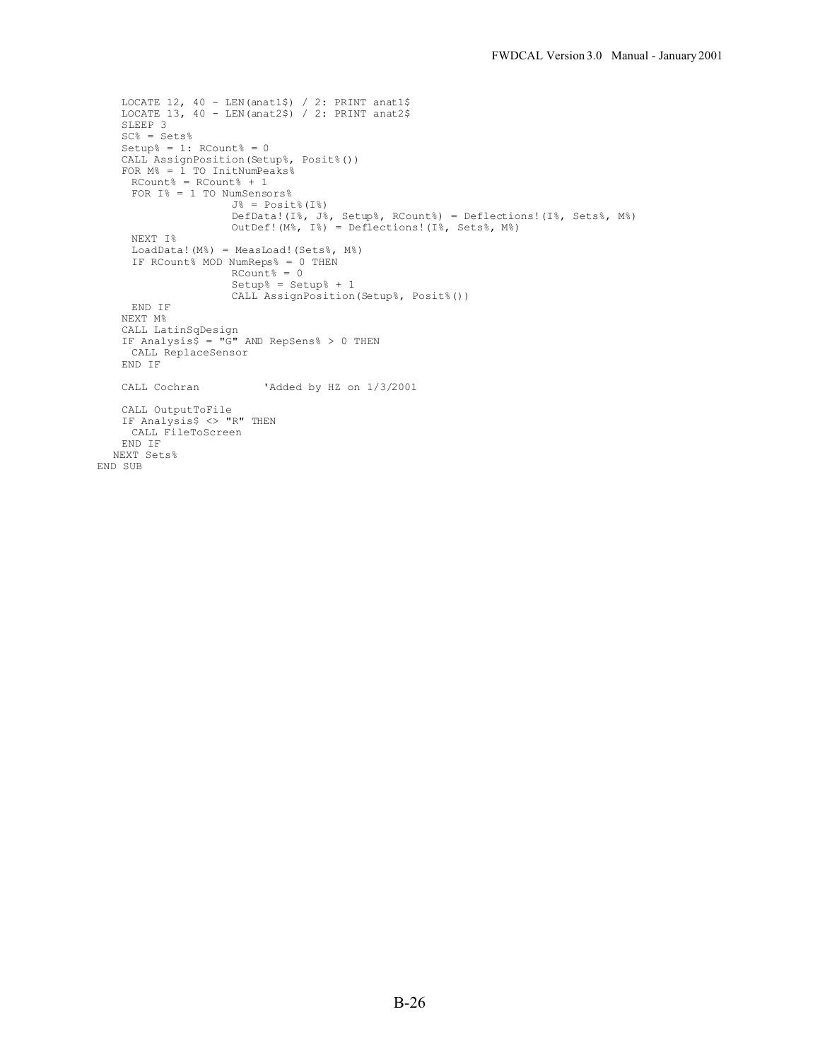```
    LOCATE 12, 40 - LEN(anat1$) / 2: PRINT anat1$
    LOCATE 13, 40 - LEN(anat2$) / 2: PRINT anat2$
    SLEEP 3
    SC% = Sets%
    Setup% = 1: RCount% = 0
    CALL AssignPosition(Setup%, Posit%())
    FOR M% = 1 TO InitNumPeaks%
      RCount% = RCount% + 1
      FOR I% = 1 TO NumSensors%
                    J% = Posit%(I%)
                    DefData!(I%, J%, Setup%, RCount%) = Deflections!(I%, Sets%, M%)
                    OutDef!(M%, I%) = Deflections!(I%, Sets%, M%)
      NEXT I%
      LoadData!(M%) = MeasLoad!(Sets%, M%)
      IF RCount% MOD NumReps% = 0 THEN
                    RCount% = 0
                    Setup% = Setup% + 1
                    CALL AssignPosition(Setup%, Posit%())
      END IF
    NEXT M%
    CALL LatinSqDesign
    IF Analysis$ = "G" AND RepSens% > 0 THEN
      CALL ReplaceSensor
    END IF

    CALL Cochran          'Added by HZ on 1/3/2001

    CALL OutputToFile
    IF Analysis$ <> "R" THEN
      CALL FileToScreen
    END IF
   NEXT Sets%
END SUB
```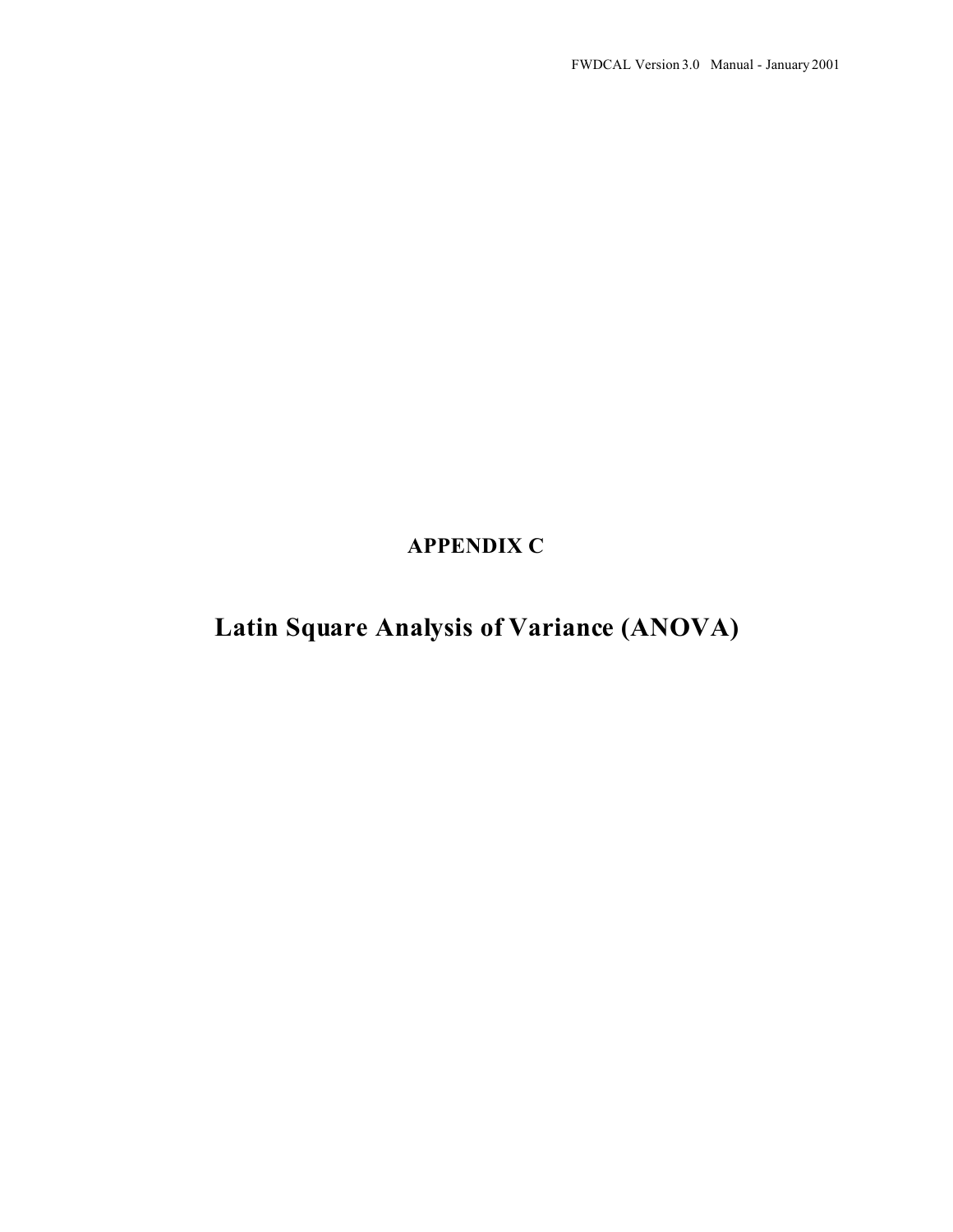# APPENDIX C

# Latin Square Analysis of Variance (ANOVA)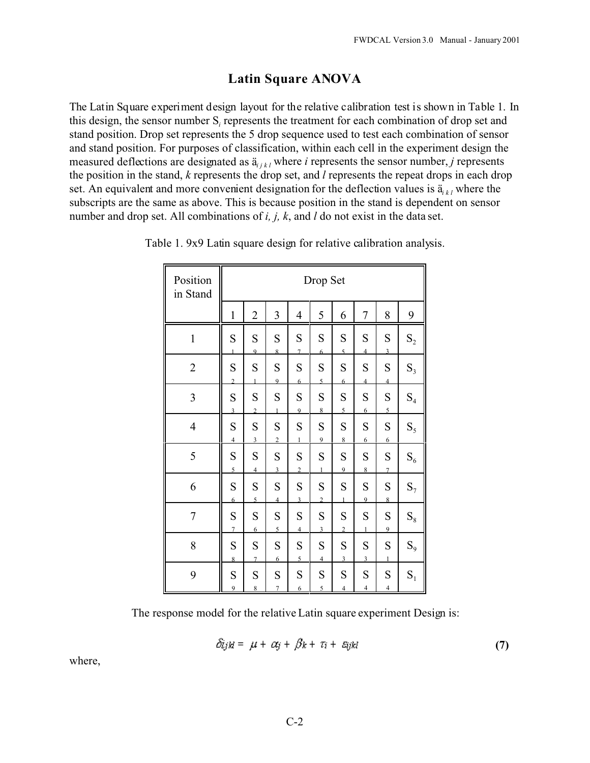## Latin Square ANOVA

The Latin Square experiment design layout for the relative calibration test is shown in Table 1. In this design, the sensor number $S_i$ represents the treatment for each combination of drop set and stand position. Drop set represents the 5 drop sequence used to test each combination of sensor and stand position. For purposes of classification, within each cell in the experiment design the measured deflections are designated as $\ddot{a}_{ijkl}$ where *i* represents the sensor number, *j* represents the position in the stand, *k* represents the drop set, and *l* represents the repeat drops in each drop set. An equivalent and more convenient designation for the deflection values is $\ddot{a}_{ikl}$ where the subscripts are the same as above. This is because position in the stand is dependent on sensor number and drop set. All combinations of *i, j, k*, and *l* do not exist in the data set.

Table 1. 9x9 Latin square design for relative calibration analysis.

| Position in Stand | Drop Set | | | | | | | | |
|---|---|---|---|---|---|---|---|---|---|
| | 1 | 2 | 3 | 4 | 5 | 6 | 7 | 8 | 9 |
| 1 | $S_1$ | $S_9$ | $S_8$ | $S_7$ | $S_6$ | $S_5$ | $S_4$ | $S_3$ | $S_2$ |
| 2 | $S_2$ | $S_1$ | $S_9$ | $S_6$ | $S_5$ | $S_6$ | $S_4$ | $S_4$ | $S_3$ |
| 3 | $S_3$ | $S_2$ | $S_1$ | $S_9$ | $S_8$ | $S_5$ | $S_6$ | $S_5$ | $S_4$ |
| 4 | $S_4$ | $S_3$ | $S_2$ | $S_1$ | $S_9$ | $S_8$ | $S_6$ | $S_6$ | $S_5$ |
| 5 | $S_5$ | $S_4$ | $S_3$ | $S_2$ | $S_1$ | $S_9$ | $S_8$ | $S_7$ | $S_6$ |
| 6 | $S_6$ | $S_5$ | $S_4$ | $S_3$ | $S_2$ | $S_1$ | $S_9$ | $S_8$ | $S_7$ |
| 7 | $S_7$ | $S_6$ | $S_5$ | $S_4$ | $S_3$ | $S_2$ | $S_1$ | $S_9$ | $S_8$ |
| 8 | $S_8$ | $S_7$ | $S_6$ | $S_5$ | $S_4$ | $S_3$ | $S_3$ | $S_1$ | $S_9$ |
| 9 | $S_9$ | $S_8$ | $S_7$ | $S_6$ | $S_5$ | $S_4$ | $S_4$ | $S_4$ | $S_1$ |

The response model for the relative Latin square experiment Design is:

$$\delta_{ijkl} = \mu + \alpha_j + \beta_k + \tau_i + \varepsilon_{ijkl} \tag{7}$$

where,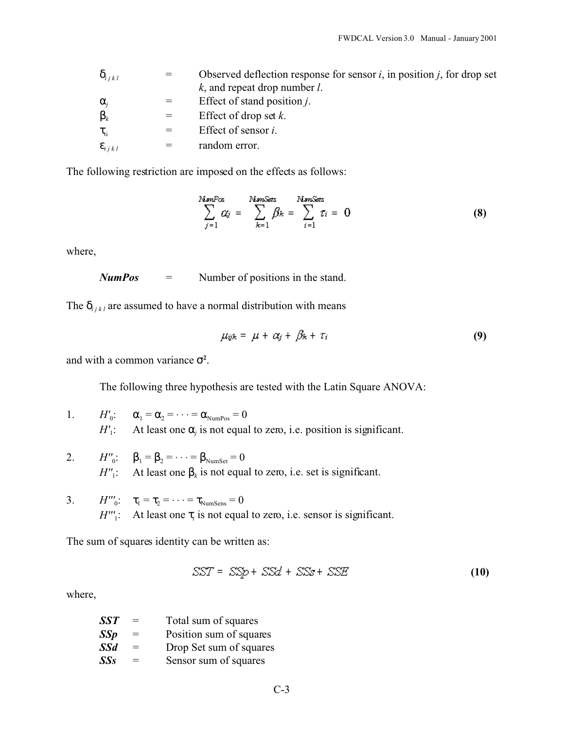| | | |
|---|---|---|
| $\delta_{ijkl}$ | = | Observed deflection response for sensor *i*, in position *j*, for drop set *k*, and repeat drop number *l*. |
| $\alpha_j$ | = | Effect of stand position *j*. |
| $\beta_k$ | = | Effect of drop set *k*. |
| $\tau_i$ | = | Effect of sensor *i*. |
| $\varepsilon_{ijkl}$ | = | random error. |

The following restriction are imposed on the effects as follows:

$$\sum_{j=1}^{NumPos} \alpha_j = \sum_{k=1}^{NumSets} \beta_k = \sum_{i=1}^{NumSets} \tau_i = 0 \tag{8}$$

where,

***NumPos*** = Number of positions in the stand.

The $\delta_{ijkl}$ are assumed to have a normal distribution with means

$$\mu_{ijk} = \mu + \alpha_j + \beta_k + \tau_i \tag{9}$$

and with a common variance $\sigma^2$.

The following three hypothesis are tested with the Latin Square ANOVA:

1. $H'_0$: $\alpha_1 = \alpha_2 = \cdots = \alpha_{NumPos} = 0$
   $H'_1$: At least one $\alpha_j$ is not equal to zero, i.e. position is significant.

2. $H''_0$: $\beta_1 = \beta_2 = \cdots = \beta_{NumSet} = 0$
   $H''_1$: At least one $\beta_k$ is not equal to zero, i.e. set is significant.

3. $H'''_0$: $\tau_1 = \tau_2 = \cdots = \tau_{NumSens} = 0$
   $H'''_1$: At least one $\tau_i$ is not equal to zero, i.e. sensor is significant.

The sum of squares identity can be written as:

$$SST = SSp + SSd + SSs + SSE \tag{10}$$

where,

| | | |
|---|---|---|
| ***SST*** | = | Total sum of squares |
| ***SSp*** | = | Position sum of squares |
| ***SSd*** | = | Drop Set sum of squares |
| ***SSs*** | = | Sensor sum of squares |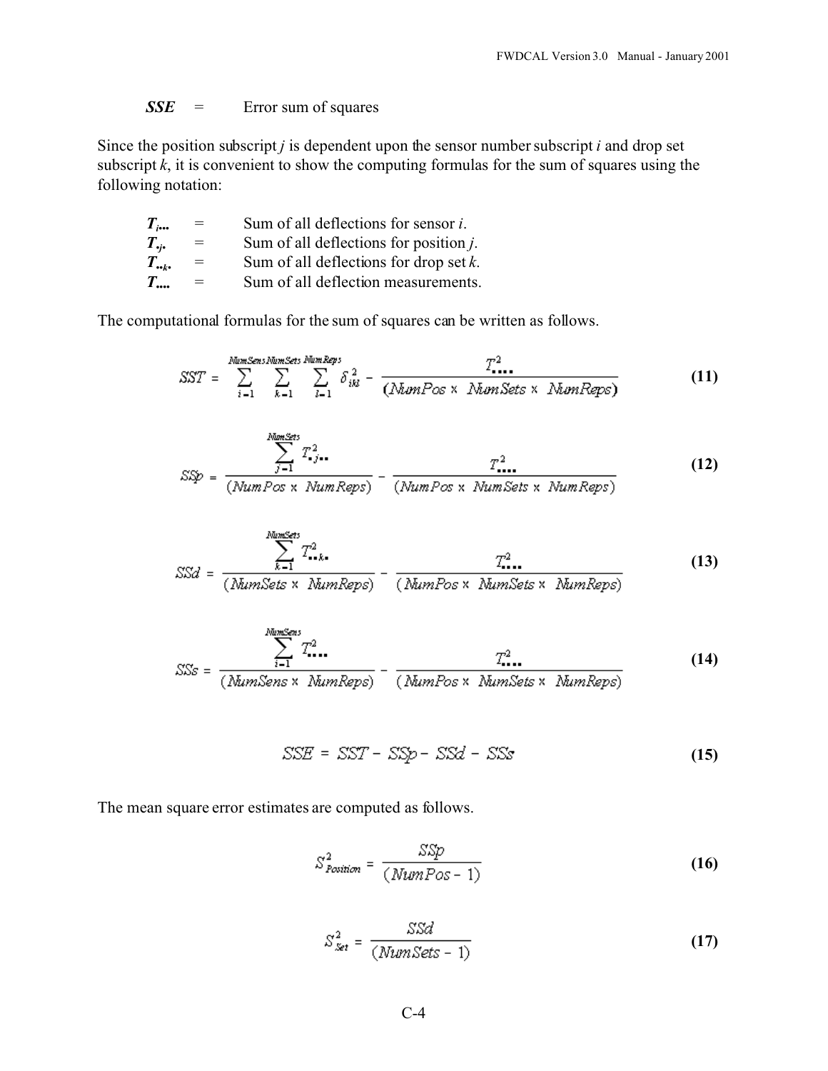***SSE*** = Error sum of squares

Since the position subscript *j* is dependent upon the sensor number subscript *i* and drop set subscript *k*, it is convenient to show the computing formulas for the sum of squares using the following notation:

$T_{i\cdot\cdot\cdot}$ = Sum of all deflections for sensor *i*.
$T_{\cdot j \cdot}$ = Sum of all deflections for position *j*.
$T_{\cdot\cdot k \cdot}$ = Sum of all deflections for drop set *k*.
$T_{\cdot\cdot\cdot\cdot}$ = Sum of all deflection measurements.

The computational formulas for the sum of squares can be written as follows.

$$SST = \sum_{i=1}^{NumSens} \sum_{k=1}^{NumSets} \sum_{l=1}^{NumReps} \delta_{ikl}^2 - \frac{T_{\cdot\cdot\cdot\cdot}^2}{(NumPos \times NumSets \times NumReps)} \tag{11}$$

$$SSp = \frac{\sum_{j=1}^{NumSets} T_{\cdot j \cdot\cdot}^2}{(NumPos \times NumReps)} - \frac{T_{\cdot\cdot\cdot\cdot}^2}{(NumPos \times NumSets \times NumReps)} \tag{12}$$

$$SSd = \frac{\sum_{k=1}^{NumSets} T_{\cdot\cdot k \cdot}^2}{(NumSets \times NumReps)} - \frac{T_{\cdot\cdot\cdot\cdot}^2}{(NumPos \times NumSets \times NumReps)} \tag{13}$$

$$SSs = \frac{\sum_{i=1}^{NumSens} T_{\cdot\cdot\cdot\cdot}^2}{(NumSens \times NumReps)} - \frac{T_{\cdot\cdot\cdot\cdot}^2}{(NumPos \times NumSets \times NumReps)} \tag{14}$$

$$SSE = SST - SSp - SSd - SSs \tag{15}$$

The mean square error estimates are computed as follows.

$$S_{Position}^2 = \frac{SSp}{(NumPos - 1)} \tag{16}$$

$$S_{Set}^2 = \frac{SSd}{(NumSets - 1)} \tag{17}$$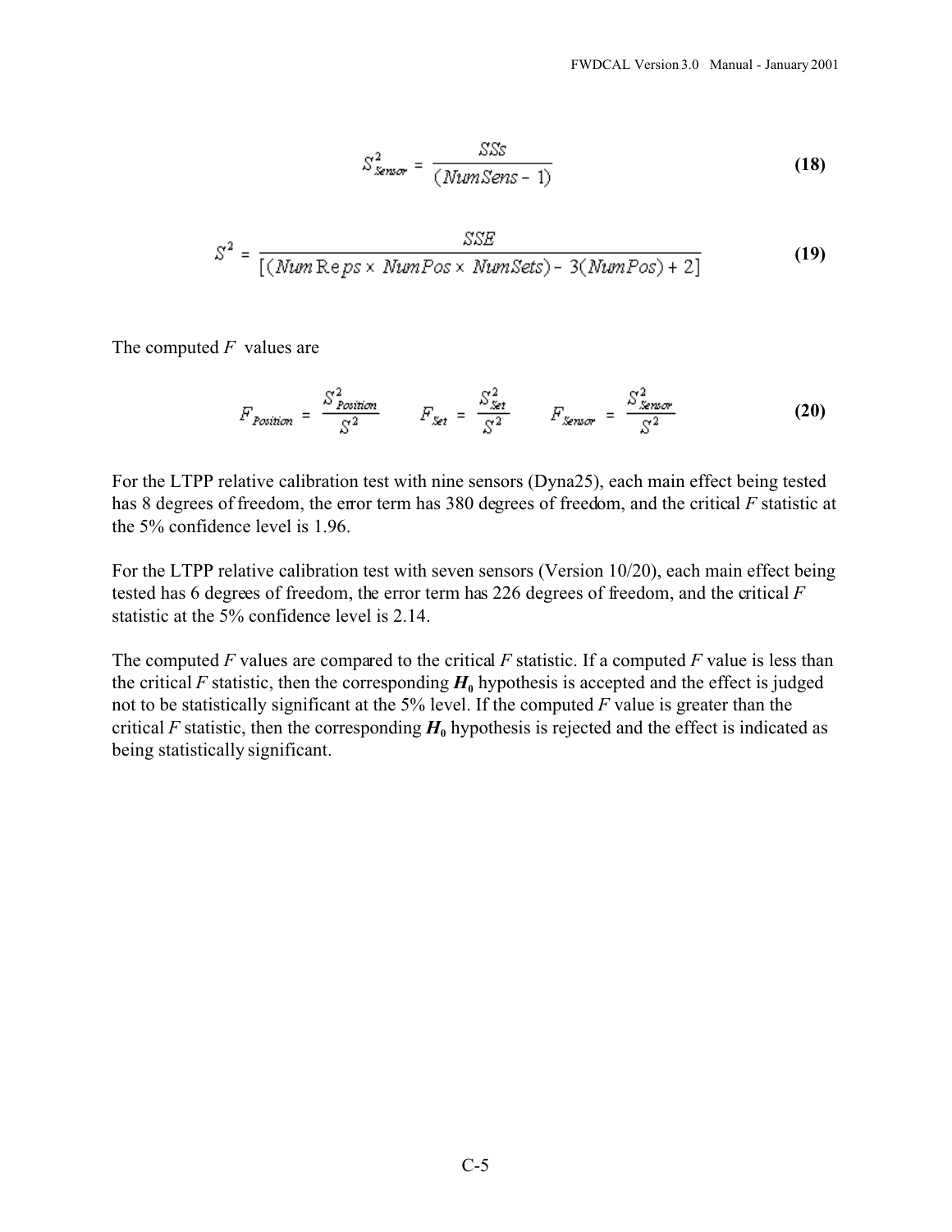$$S^2_{Sensor} = \frac{SSs}{(NumSens - 1)} \tag{18}$$

$$S^2 = \frac{SSE}{[(NumReps \times NumPos \times NumSets) - 3(NumPos) + 2]} \tag{19}$$

The computed $F$ values are

$$F_{Position} = \frac{S^2_{Position}}{S^2} \qquad F_{Set} = \frac{S^2_{Set}}{S^2} \qquad F_{Sensor} = \frac{S^2_{Sensor}}{S^2} \tag{20}$$

For the LTPP relative calibration test with nine sensors (Dyna25), each main effect being tested has 8 degrees of freedom, the error term has 380 degrees of freedom, and the critical $F$ statistic at the 5% confidence level is 1.96.

For the LTPP relative calibration test with seven sensors (Version 10/20), each main effect being tested has 6 degrees of freedom, the error term has 226 degrees of freedom, and the critical $F$ statistic at the 5% confidence level is 2.14.

The computed $F$ values are compared to the critical $F$ statistic. If a computed $F$ value is less than the critical $F$ statistic, then the corresponding $H_0$ hypothesis is accepted and the effect is judged not to be statistically significant at the 5% level. If the computed $F$ value is greater than the critical $F$ statistic, then the corresponding $H_0$ hypothesis is rejected and the effect is indicated as being statistically significant.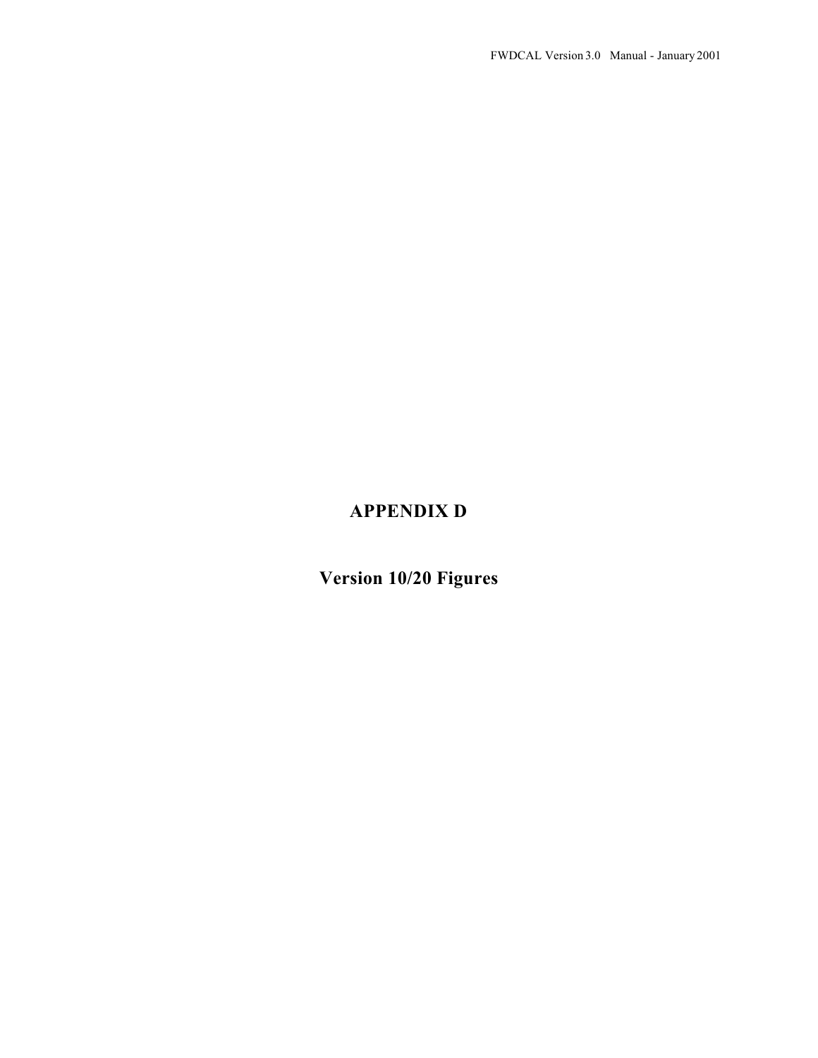# APPENDIX D

## Version 10/20 Figures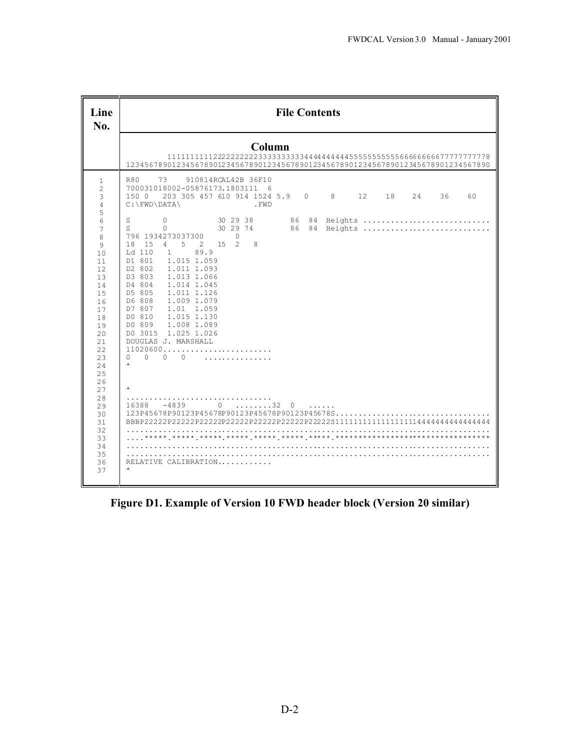| Line No. | File Contents |
|---|---|
| | **Column** |

```
         11111111112222222222333333333344444444445555555555666666666677777777778
12345678901234567890123456789012345678901234567890123456789012345678901234567890
```

| Line No. | File Contents |
|---|---|
| 1 | `R80    73    910814RCAL42B 36F10` |
| 2 | `700031018002-05876173.1803111  6` |
| 3 | `150 0   203 305 457 610 914 1524 5.9   0     8     12    18    24    36    60` |
| 4 | `C:\FWD\DATA\                  .FWD` |
| 5 | |
| 6 | `S       0            30 29 38        86  84  Heights ...........................` |
| 7 | `S       0            30 29 74        86  84  Heights ...........................` |
| 8 | `796 1934273037300       0` |
| 9 | `18  15  4   5   2   15  2   8` |
| 10 | `Ld 110   1     89.9` |
| 11 | `D1 801   1.015 1.059` |
| 12 | `D2 802   1.011 1.093` |
| 13 | `D3 803   1.013 1.066` |
| 14 | `D4 804   1.014 1.045` |
| 15 | `D5 805   1.011 1.126` |
| 16 | `D6 808   1.009 1.079` |
| 17 | `D7 807   1.01  1.059` |
| 18 | `D0 810   1.015 1.130` |
| 19 | `D0 809   1.008 1.089` |
| 20 | `D0 3015  1.025 1.026` |
| 21 | `DOUGLAS J. MARSHALL` |
| 22 | `11020600........................` |
| 23 | `0   0   0   0    ..............` |
| 24 | `*` |
| 25 | |
| 26 | |
| 27 | `*` |
| 28 | `................................` |
| 29 | `16388   -4839      0   ........32  0   ......` |
| 30 | `123P45678P90123P45678P90123P45678P90123P45678S..................................` |
| 31 | `BBBP22222P22222P22222P22222P22222P22222P22222S11111111111111111114444444444444444` |
| 32 | `................................................................................` |
| 33 | `....*****.*****.*****.*****.*****.*****.*****.**********************************` |
| 34 | `................................................................................` |
| 35 | `................................................................................` |
| 36 | `RELATIVE CALIBRATION............` |
| 37 | `*` |

**Figure D1. Example of Version 10 FWD header block (Version 20 similar)**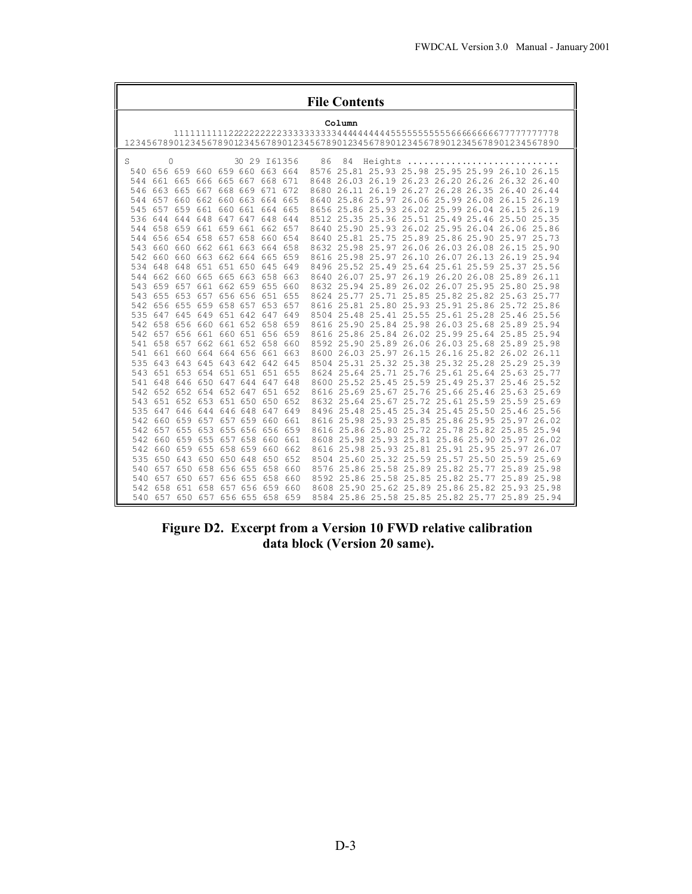**File Contents**

```
                                        Column
         1111111111222222222233333333334444444444555555555566666666667777777778
1234567890123456789012345678901234567890123456789012345678901234567890123456789 0

S       0           30 29 I61356    86  84  Heights ...........................
 540 656 659 660 659 660 663 664   8576 25.81 25.93 25.98 25.95 25.99 26.10 26.15
 544 661 665 666 665 667 668 671   8648 26.03 26.19 26.23 26.20 26.26 26.32 26.40
 546 663 665 667 668 669 671 672   8680 26.11 26.19 26.27 26.28 26.35 26.40 26.44
 544 657 660 662 660 663 664 665   8640 25.86 25.97 26.06 25.99 26.08 26.15 26.19
 545 657 659 661 660 661 664 665   8656 25.86 25.93 26.02 25.99 26.04 26.15 26.19
 536 644 644 648 647 647 648 644   8512 25.35 25.36 25.51 25.49 25.46 25.50 25.35
 544 658 659 661 659 661 662 657   8640 25.90 25.93 26.02 25.95 26.04 26.06 25.86
 544 656 654 658 657 658 660 654   8640 25.81 25.75 25.89 25.86 25.90 25.97 25.73
 543 660 660 662 661 663 664 658   8632 25.98 25.97 26.06 26.03 26.08 26.15 25.90
 542 660 660 663 662 664 665 659   8616 25.98 25.97 26.10 26.07 26.13 26.19 25.94
 534 648 648 651 651 650 645 649   8496 25.52 25.49 25.64 25.61 25.59 25.37 25.56
 544 662 660 665 665 663 658 663   8640 26.07 25.97 26.19 26.20 26.08 25.89 26.11
 543 659 657 661 662 659 655 660   8632 25.94 25.89 26.02 26.07 25.95 25.80 25.98
 543 655 653 657 656 656 651 655   8624 25.77 25.71 25.85 25.82 25.82 25.63 25.77
 542 656 655 659 658 657 653 657   8616 25.81 25.80 25.93 25.91 25.86 25.72 25.86
 535 647 645 649 651 642 647 649   8504 25.48 25.41 25.55 25.61 25.28 25.46 25.56
 542 658 656 660 661 652 658 659   8616 25.90 25.84 25.98 26.03 25.68 25.89 25.94
 542 657 656 661 660 651 656 659   8616 25.86 25.84 26.02 25.99 25.64 25.85 25.94
 541 658 657 662 661 652 658 660   8592 25.90 25.89 26.06 26.03 25.68 25.89 25.98
 541 661 660 664 664 656 661 663   8600 26.03 25.97 26.15 26.16 25.82 26.02 26.11
 535 643 643 645 643 642 642 645   8504 25.31 25.32 25.38 25.32 25.28 25.29 25.39
 543 651 653 654 651 651 651 655   8624 25.64 25.71 25.76 25.61 25.64 25.63 25.77
 541 648 646 650 647 644 647 648   8600 25.52 25.45 25.59 25.49 25.37 25.46 25.52
 542 652 652 654 652 647 651 652   8616 25.69 25.67 25.76 25.66 25.46 25.63 25.69
 543 651 652 653 651 650 650 652   8632 25.64 25.67 25.72 25.61 25.59 25.59 25.69
 535 647 646 644 646 648 647 649   8496 25.48 25.45 25.34 25.45 25.50 25.46 25.56
 542 660 659 657 657 659 660 661   8616 25.98 25.93 25.85 25.86 25.95 25.97 26.02
 542 657 655 653 655 656 656 659   8616 25.86 25.80 25.72 25.78 25.82 25.85 25.94
 542 660 659 655 657 658 660 661   8608 25.98 25.93 25.81 25.86 25.90 25.97 26.02
 542 660 659 655 658 659 660 662   8616 25.98 25.93 25.81 25.91 25.95 25.97 26.07
 535 650 643 650 650 648 650 652   8504 25.60 25.32 25.59 25.57 25.50 25.59 25.69
 540 657 650 658 656 655 658 660   8576 25.86 25.58 25.89 25.82 25.77 25.89 25.98
 540 657 650 657 656 655 658 660   8592 25.86 25.58 25.85 25.82 25.77 25.89 25.98
 542 658 651 658 657 656 659 660   8608 25.90 25.62 25.89 25.86 25.82 25.93 25.98
 540 657 650 657 656 655 658 659   8584 25.86 25.58 25.85 25.82 25.77 25.89 25.94
```

**Figure D2. Excerpt from a Version 10 FWD relative calibration data block (Version 20 same).**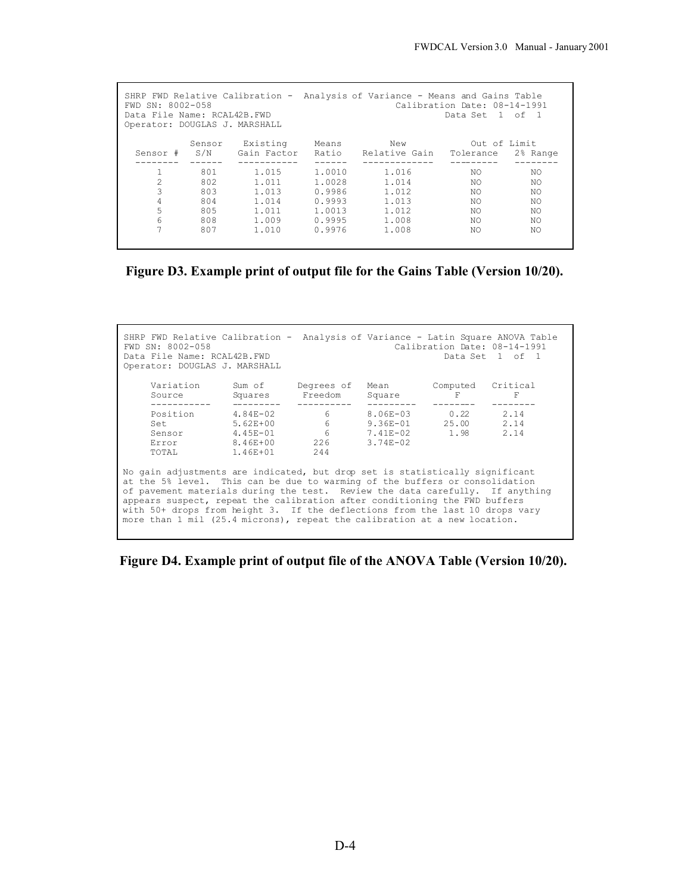```
SHRP FWD Relative Calibration -  Analysis of Variance - Means and Gains Table
FWD SN: 8002-058                                   Calibration Date: 08-14-1991
Data File Name: RCAL42B.FWD                                  Data Set  1  of  1
Operator: DOUGLAS J. MARSHALL

            Sensor    Existing     Means        New           Out of Limit
  Sensor #   S/N     Gain Factor   Ratio    Relative Gain   Tolerance   2% Range
  --------  ------   -----------   ------   -------------   ---------   --------
     1       801       1.015       1.0010      1.016           NO          NO
     2       802       1.011       1.0028      1.014           NO          NO
     3       803       1.013       0.9986      1.012           NO          NO
     4       804       1.014       0.9993      1.013           NO          NO
     5       805       1.011       1.0013      1.012           NO          NO
     6       808       1.009       0.9995      1.008           NO          NO
     7       807       1.010       0.9976      1.008           NO          NO
```

**Figure D3. Example print of output file for the Gains Table (Version 10/20).**

```
SHRP FWD Relative Calibration -  Analysis of Variance - Latin Square ANOVA Table
FWD SN: 8002-058                                   Calibration Date: 08-14-1991
Data File Name: RCAL42B.FWD                                  Data Set  1  of  1
Operator: DOUGLAS J. MARSHALL

     Variation      Sum of      Degrees of   Mean        Computed   Critical
     Source         Squares      Freedom     Square         F          F
     -----------    ---------   ----------   ---------   --------   --------
     Position       4.84E-02        6        8.06E-03      0.22       2.14
     Set            5.62E+00        6        9.36E-01     25.00       2.14
     Sensor         4.45E-01        6        7.41E-02      1.98       2.14
     Error          8.46E+00      226        3.74E-02
     TOTAL          1.46E+01      244

No gain adjustments are indicated, but drop set is statistically significant
at the 5% level.  This can be due to warming of the buffers or consolidation
of pavement materials during the test.  Review the data carefully.  If anything
appears suspect, repeat the calibration after conditioning the FWD buffers
with 50+ drops from height 3.  If the deflections from the last 10 drops vary
more than 1 mil (25.4 microns), repeat the calibration at a new location.
```

**Figure D4. Example print of output file of the ANOVA Table (Version 10/20).**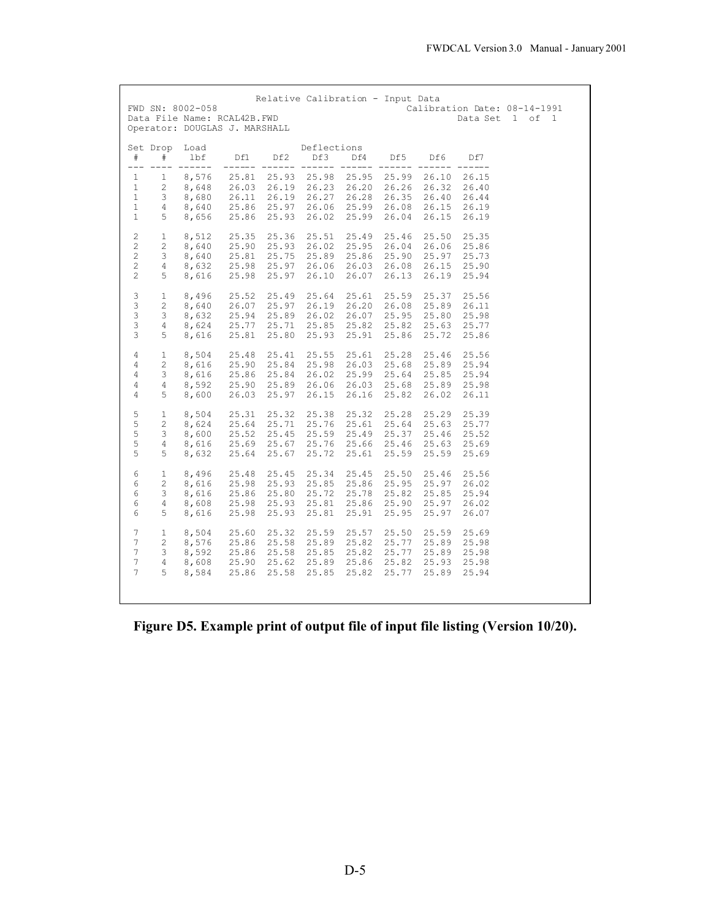```
                              Relative Calibration - Input Data
FWD SN: 8002-058                                            Calibration Date: 08-14-1991
Data File Name: RCAL42B.FWD                                          Data Set  1  of  1
Operator: DOUGLAS J. MARSHALL

Set Drop  Load                        Deflections
 #    #    lbf     Df1    Df2    Df3    Df4    Df5    Df6    Df7
--- ---- ------  ------ ------ ------ ------ ------ ------ ------
 1    1   8,576   25.81  25.93  25.98  25.95  25.99  26.10  26.15
 1    2   8,648   26.03  26.19  26.23  26.20  26.26  26.32  26.40
 1    3   8,680   26.11  26.19  26.27  26.28  26.35  26.40  26.44
 1    4   8,640   25.86  25.97  26.06  25.99  26.08  26.15  26.19
 1    5   8,656   25.86  25.93  26.02  25.99  26.04  26.15  26.19

 2    1   8,512   25.35  25.36  25.51  25.49  25.46  25.50  25.35
 2    2   8,640   25.90  25.93  26.02  25.95  26.04  26.06  25.86
 2    3   8,640   25.81  25.75  25.89  25.86  25.90  25.97  25.73
 2    4   8,632   25.98  25.97  26.06  26.03  26.08  26.15  25.90
 2    5   8,616   25.98  25.97  26.10  26.07  26.13  26.19  25.94

 3    1   8,496   25.52  25.49  25.64  25.61  25.59  25.37  25.56
 3    2   8,640   26.07  25.97  26.19  26.20  26.08  25.89  26.11
 3    3   8,632   25.94  25.89  26.02  26.07  25.95  25.80  25.98
 3    4   8,624   25.77  25.71  25.85  25.82  25.82  25.63  25.77
 3    5   8,616   25.81  25.80  25.93  25.91  25.86  25.72  25.86

 4    1   8,504   25.48  25.41  25.55  25.61  25.28  25.46  25.56
 4    2   8,616   25.90  25.84  25.98  26.03  25.68  25.89  25.94
 4    3   8,616   25.86  25.84  26.02  25.99  25.64  25.85  25.94
 4    4   8,592   25.90  25.89  26.06  26.03  25.68  25.89  25.98
 4    5   8,600   26.03  25.97  26.15  26.16  25.82  26.02  26.11

 5    1   8,504   25.31  25.32  25.38  25.32  25.28  25.29  25.39
 5    2   8,624   25.64  25.71  25.76  25.61  25.64  25.63  25.77
 5    3   8,600   25.52  25.45  25.59  25.49  25.37  25.46  25.52
 5    4   8,616   25.69  25.67  25.76  25.66  25.46  25.63  25.69
 5    5   8,632   25.64  25.67  25.72  25.61  25.59  25.59  25.69

 6    1   8,496   25.48  25.45  25.34  25.45  25.50  25.46  25.56
 6    2   8,616   25.98  25.93  25.85  25.86  25.95  25.97  26.02
 6    3   8,616   25.86  25.80  25.72  25.78  25.82  25.85  25.94
 6    4   8,608   25.98  25.93  25.81  25.86  25.90  25.97  26.02
 6    5   8,616   25.98  25.93  25.81  25.91  25.95  25.97  26.07

 7    1   8,504   25.60  25.32  25.59  25.57  25.50  25.59  25.69
 7    2   8,576   25.86  25.58  25.89  25.82  25.77  25.89  25.98
 7    3   8,592   25.86  25.58  25.85  25.82  25.77  25.89  25.98
 7    4   8,608   25.90  25.62  25.89  25.86  25.82  25.93  25.98
 7    5   8,584   25.86  25.58  25.85  25.82  25.77  25.89  25.94
```

**Figure D5. Example print of output file of input file listing (Version 10/20).**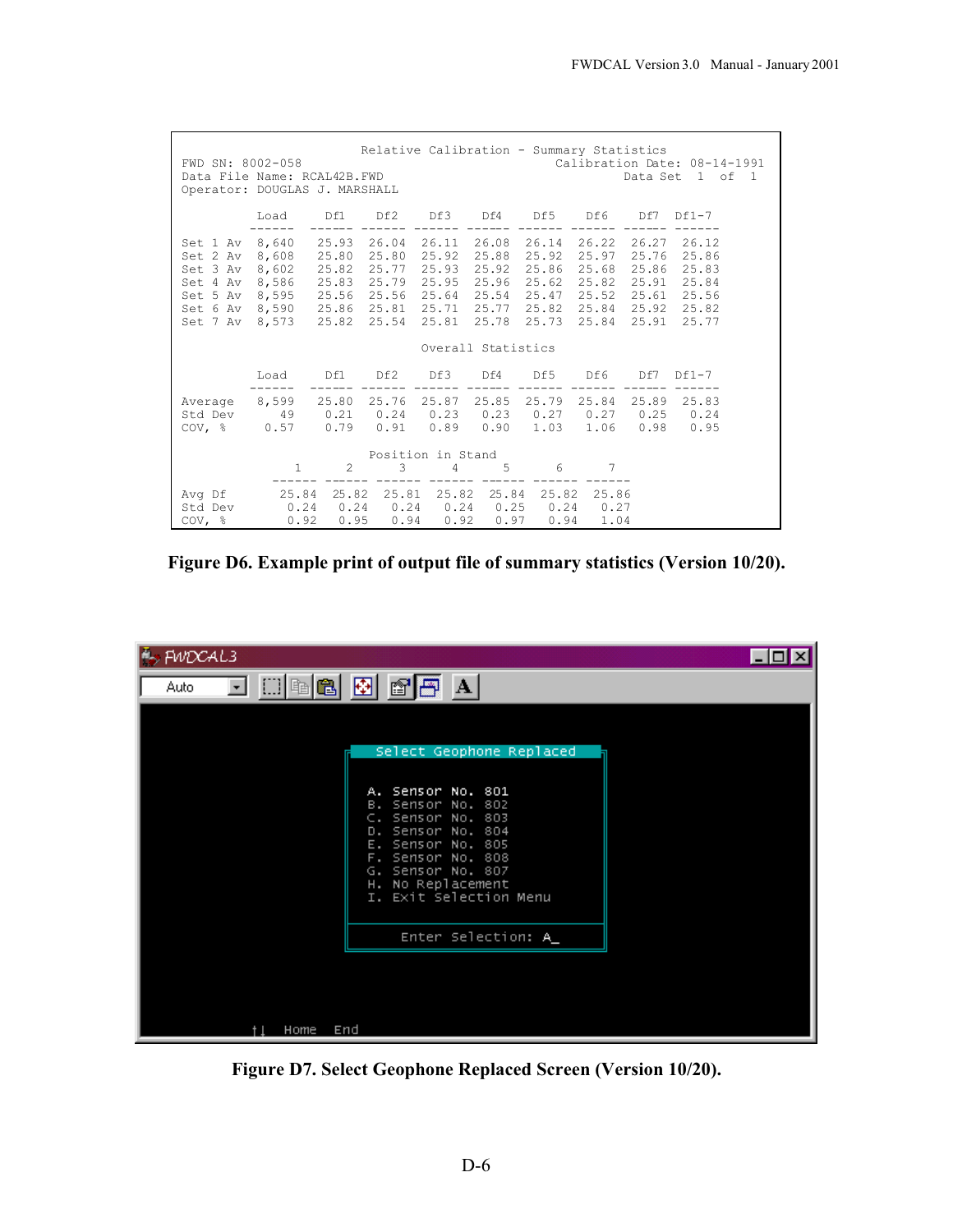```
                         Relative Calibration - Summary Statistics
FWD SN: 8002-058                                       Calibration Date: 08-14-1991
Data File Name: RCAL42B.FWD                                     Data Set  1  of  1
Operator: DOUGLAS J. MARSHALL

           Load     Df1    Df2    Df3    Df4    Df5    Df6    Df7   Df1-7
          ------  ------ ------ ------ ------ ------ ------ ------ ------
Set 1 Av  8,640    25.93  26.04  26.11  26.08  26.14  26.22  26.27  26.12
Set 2 Av  8,608    25.80  25.80  25.92  25.88  25.92  25.97  25.76  25.86
Set 3 Av  8,602    25.82  25.77  25.93  25.92  25.86  25.68  25.86  25.83
Set 4 Av  8,586    25.83  25.79  25.95  25.96  25.62  25.82  25.91  25.84
Set 5 Av  8,595    25.56  25.56  25.64  25.54  25.47  25.52  25.61  25.56
Set 6 Av  8,590    25.86  25.81  25.71  25.77  25.82  25.84  25.92  25.82
Set 7 Av  8,573    25.82  25.54  25.81  25.78  25.73  25.84  25.91  25.77

                                   Overall Statistics

           Load     Df1    Df2    Df3    Df4    Df5    Df6    Df7   Df1-7
          ------  ------ ------ ------ ------ ------ ------ ------ ------
Average   8,599    25.80  25.76  25.87  25.85  25.79  25.84  25.89  25.83
Std Dev      49     0.21   0.24   0.23   0.23   0.27   0.27   0.25   0.24
COV, %     0.57     0.79   0.91   0.89   0.90   1.03   1.06   0.98   0.95

                             Position in Stand
              1      2      3      4      5      6      7
          ------ ------ ------ ------ ------ ------ ------
Avg Df     25.84  25.82  25.81  25.82  25.84  25.82  25.86
Std Dev     0.24   0.24   0.24   0.24   0.25   0.24   0.27
COV, %      0.92   0.95   0.94   0.92   0.97   0.94   1.04
```

**Figure D6. Example print of output file of summary statistics (Version 10/20).**

```
FWDCAL3

        Select Geophone Replaced

   A. Sensor No. 801
   B. Sensor No. 802
   C. Sensor No. 803
   D. Sensor No. 804
   E. Sensor No. 805
   F. Sensor No. 808
   G. Sensor No. 807
   H. No Replacement
   I. Exit Selection Menu

        Enter Selection: A_

↑↓  Home  End
```

**Figure D7. Select Geophone Replaced Screen (Version 10/20).**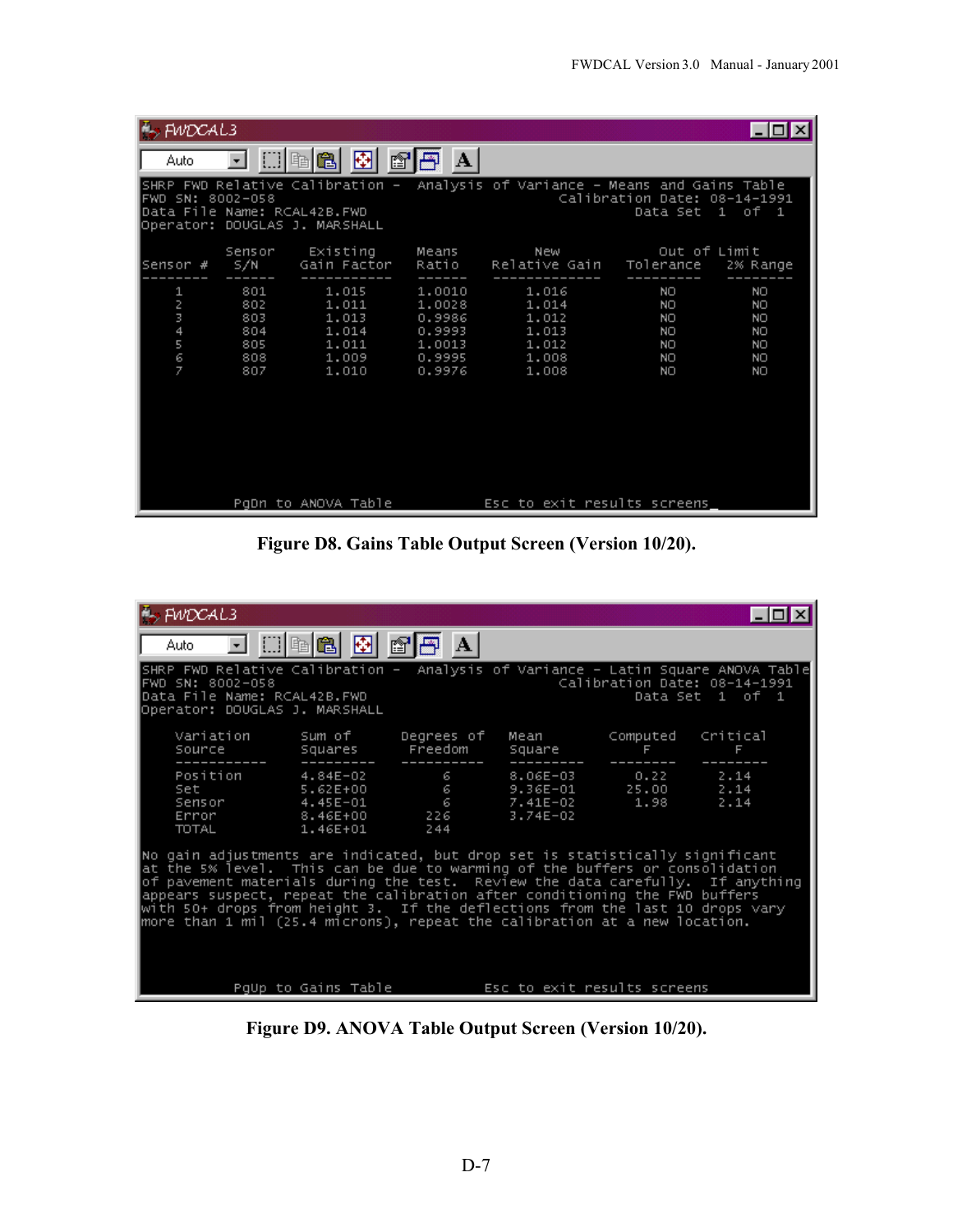```
FWDCAL3

SHRP FWD Relative Calibration -  Analysis of Variance - Means and Gains Table
FWD SN: 8002-058                                 Calibration Date: 08-14-1991
Data File Name: RCAL42B.FWD                              Data Set  1  of  1
Operator: DOUGLAS J. MARSHALL

           Sensor     Existing      Means        New           Out of Limit
Sensor #   S/N        Gain Factor   Ratio     Relative Gain   Tolerance   2% Range
--------   ------     -----------   ------    -------------   ---------   --------
   1        801        1.015        1.0010       1.016           NO          NO
   2        802        1.011        1.0028       1.014           NO          NO
   3        803        1.013        0.9986       1.012           NO          NO
   4        804        1.014        0.9993       1.013           NO          NO
   5        805        1.011        1.0013       1.012           NO          NO
   6        808        1.009        0.9995       1.008           NO          NO
   7        807        1.010        0.9976       1.008           NO          NO

              PgDn to ANOVA Table             Esc to exit results screens_
```

**Figure D8. Gains Table Output Screen (Version 10/20).**

```
FWDCAL3

SHRP FWD Relative Calibration -  Analysis of Variance - Latin Square ANOVA Table
FWD SN: 8002-058                                 Calibration Date: 08-14-1991
Data File Name: RCAL42B.FWD                              Data Set  1  of  1
Operator: DOUGLAS J. MARSHALL

    Variation         Sum of      Degrees of    Mean        Computed    Critical
    Source            Squares     Freedom       Square         F           F
    -----------       ---------   ----------    ---------   --------    --------
    Position          4.84E-02        6         8.06E-03      0.22        2.14
    Set               5.62E+00        6         9.36E-01     25.00        2.14
    Sensor            4.45E-01        6         7.41E-02      1.98        2.14
    Error             8.46E+00      226         3.74E-02
    TOTAL             1.46E+01      244

No gain adjustments are indicated, but drop set is statistically significant
at the 5% level.  This can be due to warming of the buffers or consolidation
of pavement materials during the test.  Review the data carefully.  If anything
appears suspect, repeat the calibration after conditioning the FWD buffers
with 50+ drops from height 3.  If the deflections from the last 10 drops vary
more than 1 mil (25.4 microns), repeat the calibration at a new location.

              PgUp to Gains Table             Esc to exit results screens
```

**Figure D9. ANOVA Table Output Screen (Version 10/20).**